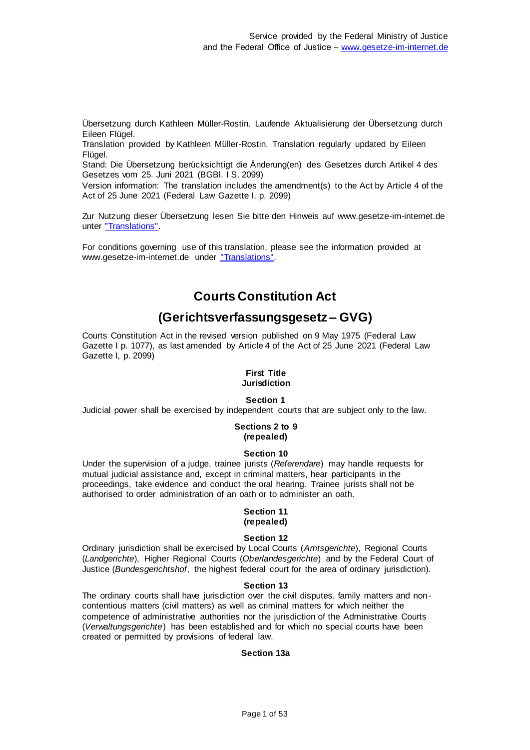Übersetzung durch Kathleen Müller-Rostin. Laufende Aktualisierung der Übersetzung durch Eileen Flügel.
Translation provided by Kathleen Müller-Rostin. Translation regularly updated by Eileen Flügel.
Stand: Die Übersetzung berücksichtigt die Änderung(en) des Gesetzes durch Artikel 4 des Gesetzes vom 25. Juni 2021 (BGBl. I S. 2099)
Version information: The translation includes the amendment(s) to the Act by Article 4 of the Act of 25 June 2021 (Federal Law Gazette I, p. 2099)

Zur Nutzung dieser Übersetzung lesen Sie bitte den Hinweis auf www.gesetze-im-internet.de unter "Translations".

For conditions governing use of this translation, please see the information provided at www.gesetze-im-internet.de under "Translations".

# Courts Constitution Act

# (Gerichtsverfassungsgesetz – GVG)

Courts Constitution Act in the revised version published on 9 May 1975 (Federal Law Gazette I p. 1077), as last amended by Article 4 of the Act of 25 June 2021 (Federal Law Gazette I, p. 2099)

## First Title
## Jurisdiction

### Section 1

Judicial power shall be exercised by independent courts that are subject only to the law.

### Sections 2 to 9
### (repealed)

### Section 10

Under the supervision of a judge, trainee jurists (*Referendare*) may handle requests for mutual judicial assistance and, except in criminal matters, hear participants in the proceedings, take evidence and conduct the oral hearing. Trainee jurists shall not be authorised to order administration of an oath or to administer an oath.

### Section 11
### (repealed)

### Section 12

Ordinary jurisdiction shall be exercised by Local Courts (*Amtsgerichte*), Regional Courts (*Landgerichte*), Higher Regional Courts (*Oberlandesgerichte*) and by the Federal Court of Justice (*Bundesgerichtshof*, the highest federal court for the area of ordinary jurisdiction).

### Section 13

The ordinary courts shall have jurisdiction over the civil disputes, family matters and non-contentious matters (civil matters) as well as criminal matters for which neither the competence of administrative authorities nor the jurisdiction of the Administrative Courts (*Verwaltungsgerichte*) has been established and for which no special courts have been created or permitted by provisions of federal law.

### Section 13a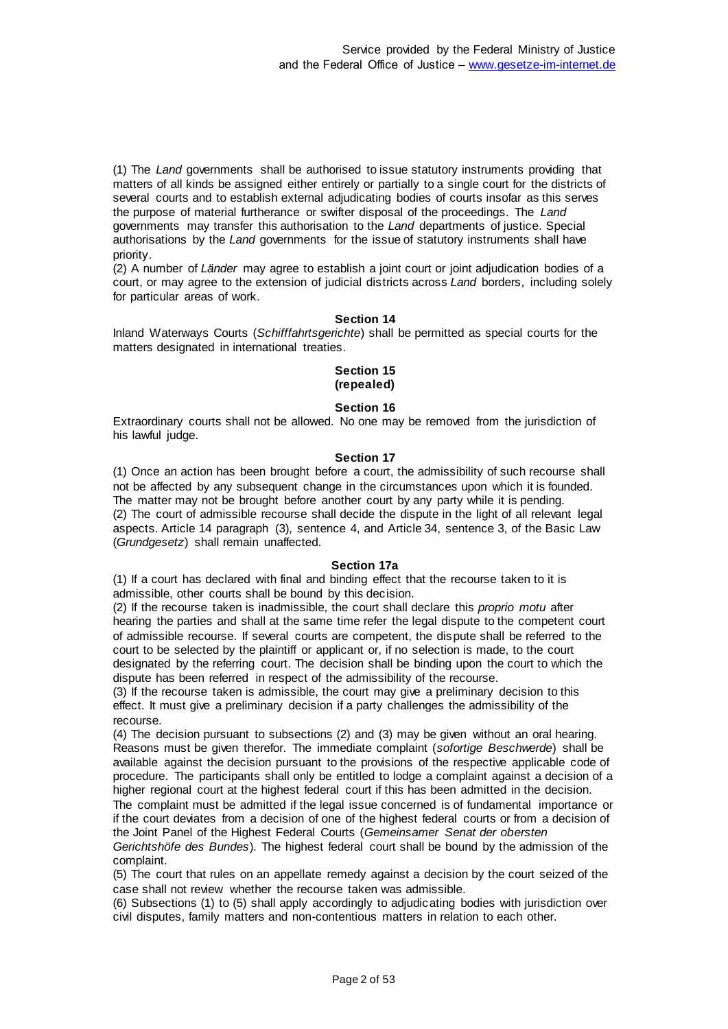(1) The *Land* governments shall be authorised to issue statutory instruments providing that matters of all kinds be assigned either entirely or partially to a single court for the districts of several courts and to establish external adjudicating bodies of courts insofar as this serves the purpose of material furtherance or swifter disposal of the proceedings. The *Land* governments may transfer this authorisation to the *Land* departments of justice. Special authorisations by the *Land* governments for the issue of statutory instruments shall have priority.
(2) A number of *Länder* may agree to establish a joint court or joint adjudication bodies of a court, or may agree to the extension of judicial districts across *Land* borders, including solely for particular areas of work.

### Section 14

Inland Waterways Courts (*Schifffahrtsgerichte*) shall be permitted as special courts for the matters designated in international treaties.

### Section 15
### (repealed)

### Section 16

Extraordinary courts shall not be allowed. No one may be removed from the jurisdiction of his lawful judge.

### Section 17

(1) Once an action has been brought before a court, the admissibility of such recourse shall not be affected by any subsequent change in the circumstances upon which it is founded. The matter may not be brought before another court by any party while it is pending.
(2) The court of admissible recourse shall decide the dispute in the light of all relevant legal aspects. Article 14 paragraph (3), sentence 4, and Article 34, sentence 3, of the Basic Law (*Grundgesetz*) shall remain unaffected.

### Section 17a

(1) If a court has declared with final and binding effect that the recourse taken to it is admissible, other courts shall be bound by this decision.
(2) If the recourse taken is inadmissible, the court shall declare this *proprio motu* after hearing the parties and shall at the same time refer the legal dispute to the competent court of admissible recourse. If several courts are competent, the dispute shall be referred to the court to be selected by the plaintiff or applicant or, if no selection is made, to the court designated by the referring court. The decision shall be binding upon the court to which the dispute has been referred in respect of the admissibility of the recourse.
(3) If the recourse taken is admissible, the court may give a preliminary decision to this effect. It must give a preliminary decision if a party challenges the admissibility of the recourse.
(4) The decision pursuant to subsections (2) and (3) may be given without an oral hearing. Reasons must be given therefor. The immediate complaint (*sofortige Beschwerde*) shall be available against the decision pursuant to the provisions of the respective applicable code of procedure. The participants shall only be entitled to lodge a complaint against a decision of a higher regional court at the highest federal court if this has been admitted in the decision. The complaint must be admitted if the legal issue concerned is of fundamental importance or if the court deviates from a decision of one of the highest federal courts or from a decision of the Joint Panel of the Highest Federal Courts (*Gemeinsamer Senat der obersten Gerichtshöfe des Bundes*). The highest federal court shall be bound by the admission of the complaint.
(5) The court that rules on an appellate remedy against a decision by the court seized of the case shall not review whether the recourse taken was admissible.
(6) Subsections (1) to (5) shall apply accordingly to adjudicating bodies with jurisdiction over civil disputes, family matters and non-contentious matters in relation to each other.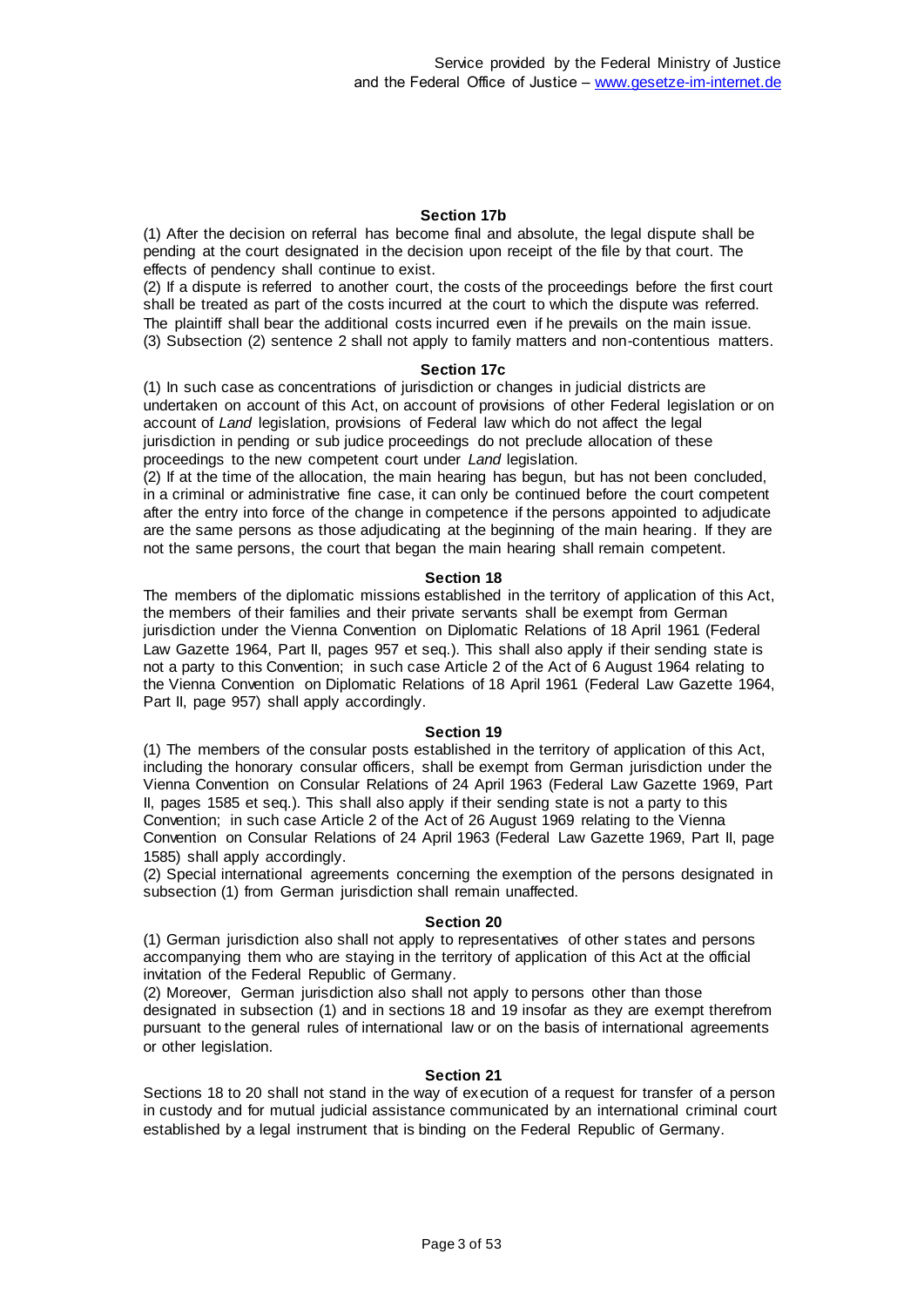### Section 17b

(1) After the decision on referral has become final and absolute, the legal dispute shall be pending at the court designated in the decision upon receipt of the file by that court. The effects of pendency shall continue to exist.

(2) If a dispute is referred to another court, the costs of the proceedings before the first court shall be treated as part of the costs incurred at the court to which the dispute was referred. The plaintiff shall bear the additional costs incurred even if he prevails on the main issue.

(3) Subsection (2) sentence 2 shall not apply to family matters and non-contentious matters.

### Section 17c

(1) In such case as concentrations of jurisdiction or changes in judicial districts are undertaken on account of this Act, on account of provisions of other Federal legislation or on account of *Land* legislation, provisions of Federal law which do not affect the legal jurisdiction in pending or sub judice proceedings do not preclude allocation of these proceedings to the new competent court under *Land* legislation.

(2) If at the time of the allocation, the main hearing has begun, but has not been concluded, in a criminal or administrative fine case, it can only be continued before the court competent after the entry into force of the change in competence if the persons appointed to adjudicate are the same persons as those adjudicating at the beginning of the main hearing. If they are not the same persons, the court that began the main hearing shall remain competent.

### Section 18

The members of the diplomatic missions established in the territory of application of this Act, the members of their families and their private servants shall be exempt from German jurisdiction under the Vienna Convention on Diplomatic Relations of 18 April 1961 (Federal Law Gazette 1964, Part II, pages 957 et seq.). This shall also apply if their sending state is not a party to this Convention; in such case Article 2 of the Act of 6 August 1964 relating to the Vienna Convention on Diplomatic Relations of 18 April 1961 (Federal Law Gazette 1964, Part II, page 957) shall apply accordingly.

### Section 19

(1) The members of the consular posts established in the territory of application of this Act, including the honorary consular officers, shall be exempt from German jurisdiction under the Vienna Convention on Consular Relations of 24 April 1963 (Federal Law Gazette 1969, Part II, pages 1585 et seq.). This shall also apply if their sending state is not a party to this Convention; in such case Article 2 of the Act of 26 August 1969 relating to the Vienna Convention on Consular Relations of 24 April 1963 (Federal Law Gazette 1969, Part II, page 1585) shall apply accordingly.

(2) Special international agreements concerning the exemption of the persons designated in subsection (1) from German jurisdiction shall remain unaffected.

### Section 20

(1) German jurisdiction also shall not apply to representatives of other states and persons accompanying them who are staying in the territory of application of this Act at the official invitation of the Federal Republic of Germany.

(2) Moreover, German jurisdiction also shall not apply to persons other than those designated in subsection (1) and in sections 18 and 19 insofar as they are exempt therefrom pursuant to the general rules of international law or on the basis of international agreements or other legislation.

### Section 21

Sections 18 to 20 shall not stand in the way of execution of a request for transfer of a person in custody and for mutual judicial assistance communicated by an international criminal court established by a legal instrument that is binding on the Federal Republic of Germany.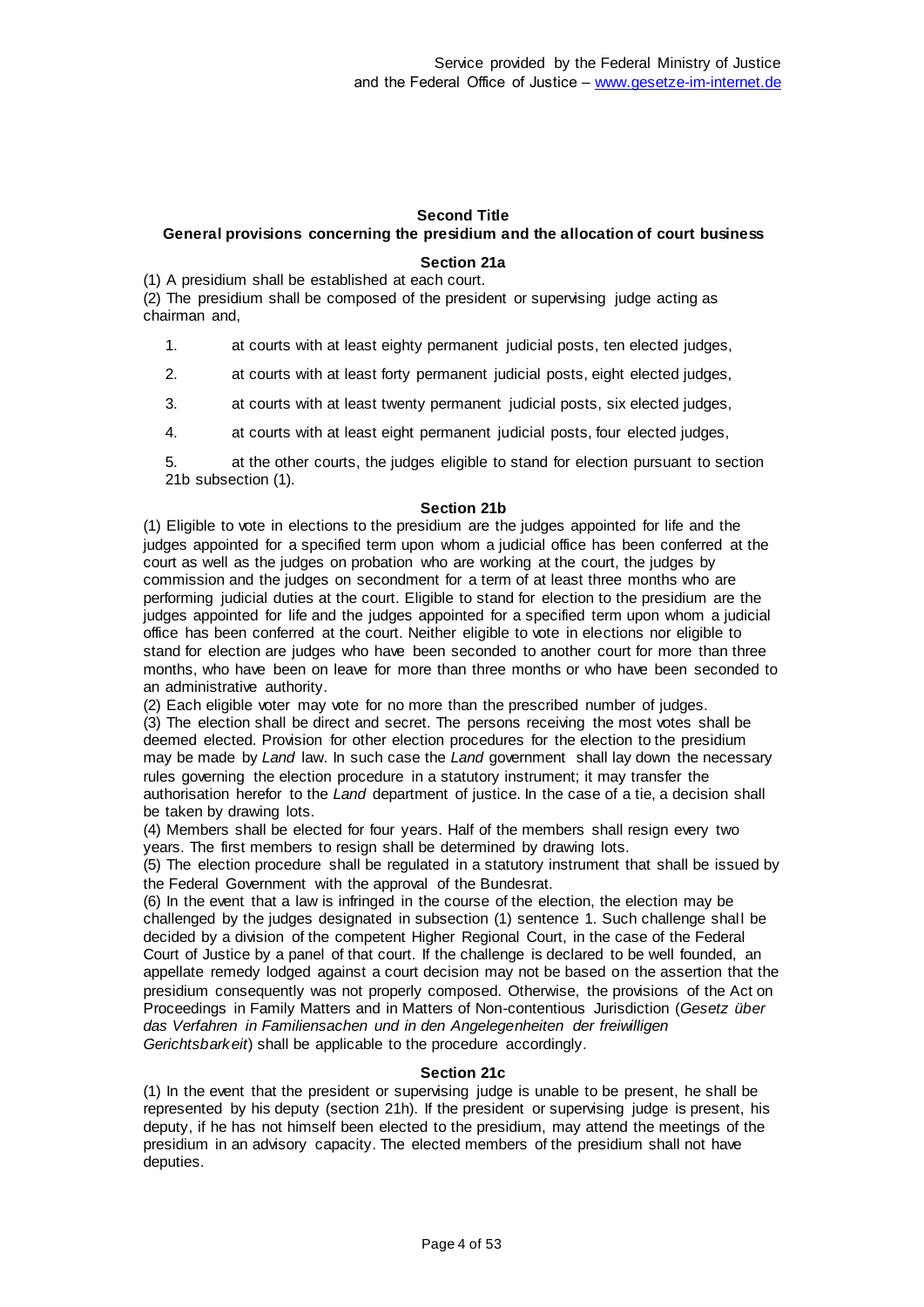## Second Title

## General provisions concerning the presidium and the allocation of court business

### Section 21a

(1) A presidium shall be established at each court.

(2) The presidium shall be composed of the president or supervising judge acting as chairman and,

1. at courts with at least eighty permanent judicial posts, ten elected judges,
2. at courts with at least forty permanent judicial posts, eight elected judges,
3. at courts with at least twenty permanent judicial posts, six elected judges,
4. at courts with at least eight permanent judicial posts, four elected judges,
5. at the other courts, the judges eligible to stand for election pursuant to section 21b subsection (1).

### Section 21b

(1) Eligible to vote in elections to the presidium are the judges appointed for life and the judges appointed for a specified term upon whom a judicial office has been conferred at the court as well as the judges on probation who are working at the court, the judges by commission and the judges on secondment for a term of at least three months who are performing judicial duties at the court. Eligible to stand for election to the presidium are the judges appointed for life and the judges appointed for a specified term upon whom a judicial office has been conferred at the court. Neither eligible to vote in elections nor eligible to stand for election are judges who have been seconded to another court for more than three months, who have been on leave for more than three months or who have been seconded to an administrative authority.

(2) Each eligible voter may vote for no more than the prescribed number of judges.

(3) The election shall be direct and secret. The persons receiving the most votes shall be deemed elected. Provision for other election procedures for the election to the presidium may be made by *Land* law. In such case the *Land* government shall lay down the necessary rules governing the election procedure in a statutory instrument; it may transfer the authorisation herefor to the *Land* department of justice. In the case of a tie, a decision shall be taken by drawing lots.

(4) Members shall be elected for four years. Half of the members shall resign every two years. The first members to resign shall be determined by drawing lots.

(5) The election procedure shall be regulated in a statutory instrument that shall be issued by the Federal Government with the approval of the Bundesrat.

(6) In the event that a law is infringed in the course of the election, the election may be challenged by the judges designated in subsection (1) sentence 1. Such challenge shall be decided by a division of the competent Higher Regional Court, in the case of the Federal Court of Justice by a panel of that court. If the challenge is declared to be well founded, an appellate remedy lodged against a court decision may not be based on the assertion that the presidium consequently was not properly composed. Otherwise, the provisions of the Act on Proceedings in Family Matters and in Matters of Non-contentious Jurisdiction (*Gesetz über das Verfahren in Familiensachen und in den Angelegenheiten der freiwilligen Gerichtsbarkeit*) shall be applicable to the procedure accordingly.

### Section 21c

(1) In the event that the president or supervising judge is unable to be present, he shall be represented by his deputy (section 21h). If the president or supervising judge is present, his deputy, if he has not himself been elected to the presidium, may attend the meetings of the presidium in an advisory capacity. The elected members of the presidium shall not have deputies.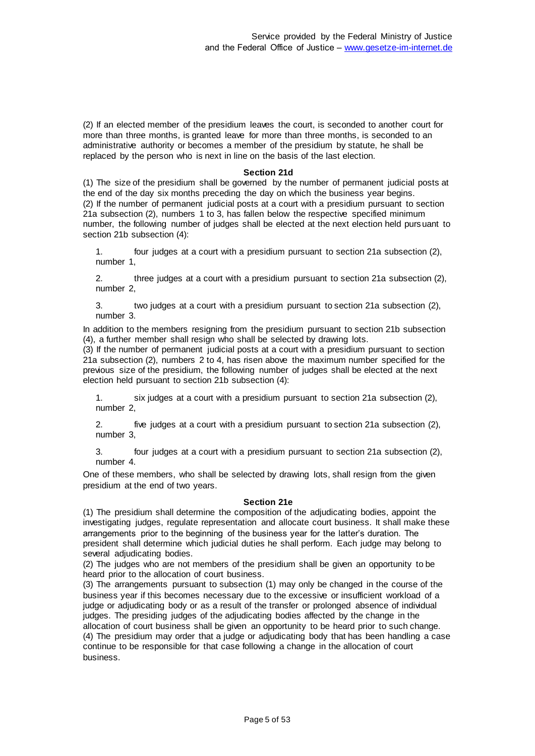(2) If an elected member of the presidium leaves the court, is seconded to another court for more than three months, is granted leave for more than three months, is seconded to an administrative authority or becomes a member of the presidium by statute, he shall be replaced by the person who is next in line on the basis of the last election.

### Section 21d

(1) The size of the presidium shall be governed by the number of permanent judicial posts at the end of the day six months preceding the day on which the business year begins.

(2) If the number of permanent judicial posts at a court with a presidium pursuant to section 21a subsection (2), numbers 1 to 3, has fallen below the respective specified minimum number, the following number of judges shall be elected at the next election held pursuant to section 21b subsection (4):

1. four judges at a court with a presidium pursuant to section 21a subsection (2), number 1,
2. three judges at a court with a presidium pursuant to section 21a subsection (2), number 2,
3. two judges at a court with a presidium pursuant to section 21a subsection (2), number 3.

In addition to the members resigning from the presidium pursuant to section 21b subsection (4), a further member shall resign who shall be selected by drawing lots.

(3) If the number of permanent judicial posts at a court with a presidium pursuant to section 21a subsection (2), numbers 2 to 4, has risen above the maximum number specified for the previous size of the presidium, the following number of judges shall be elected at the next election held pursuant to section 21b subsection (4):

1. six judges at a court with a presidium pursuant to section 21a subsection (2), number 2,
2. five judges at a court with a presidium pursuant to section 21a subsection (2), number 3,
3. four judges at a court with a presidium pursuant to section 21a subsection (2), number 4.

One of these members, who shall be selected by drawing lots, shall resign from the given presidium at the end of two years.

### Section 21e

(1) The presidium shall determine the composition of the adjudicating bodies, appoint the investigating judges, regulate representation and allocate court business. It shall make these arrangements prior to the beginning of the business year for the latter's duration. The president shall determine which judicial duties he shall perform. Each judge may belong to several adjudicating bodies.

(2) The judges who are not members of the presidium shall be given an opportunity to be heard prior to the allocation of court business.

(3) The arrangements pursuant to subsection (1) may only be changed in the course of the business year if this becomes necessary due to the excessive or insufficient workload of a judge or adjudicating body or as a result of the transfer or prolonged absence of individual judges. The presiding judges of the adjudicating bodies affected by the change in the allocation of court business shall be given an opportunity to be heard prior to such change.

(4) The presidium may order that a judge or adjudicating body that has been handling a case continue to be responsible for that case following a change in the allocation of court business.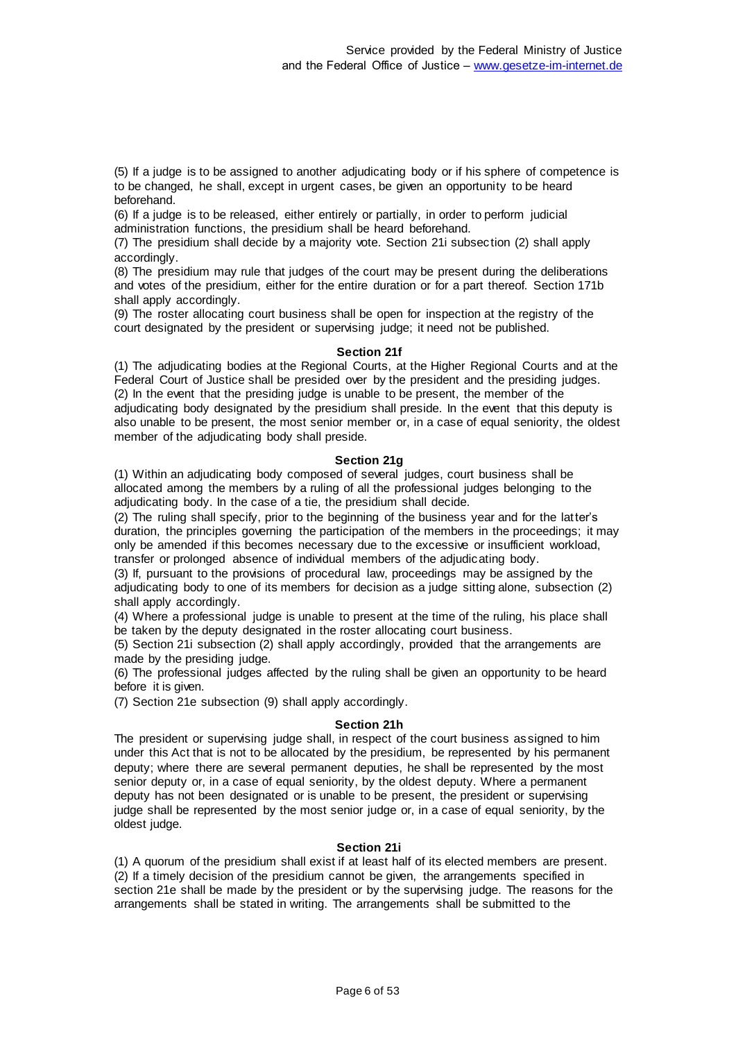(5) If a judge is to be assigned to another adjudicating body or if his sphere of competence is to be changed, he shall, except in urgent cases, be given an opportunity to be heard beforehand.

(6) If a judge is to be released, either entirely or partially, in order to perform judicial administration functions, the presidium shall be heard beforehand.

(7) The presidium shall decide by a majority vote. Section 21i subsection (2) shall apply accordingly.

(8) The presidium may rule that judges of the court may be present during the deliberations and votes of the presidium, either for the entire duration or for a part thereof. Section 171b shall apply accordingly.

(9) The roster allocating court business shall be open for inspection at the registry of the court designated by the president or supervising judge; it need not be published.

**Section 21f**

(1) The adjudicating bodies at the Regional Courts, at the Higher Regional Courts and at the Federal Court of Justice shall be presided over by the president and the presiding judges.

(2) In the event that the presiding judge is unable to be present, the member of the adjudicating body designated by the presidium shall preside. In the event that this deputy is also unable to be present, the most senior member or, in a case of equal seniority, the oldest member of the adjudicating body shall preside.

**Section 21g**

(1) Within an adjudicating body composed of several judges, court business shall be allocated among the members by a ruling of all the professional judges belonging to the adjudicating body. In the case of a tie, the presidium shall decide.

(2) The ruling shall specify, prior to the beginning of the business year and for the latter's duration, the principles governing the participation of the members in the proceedings; it may only be amended if this becomes necessary due to the excessive or insufficient workload, transfer or prolonged absence of individual members of the adjudicating body.

(3) If, pursuant to the provisions of procedural law, proceedings may be assigned by the adjudicating body to one of its members for decision as a judge sitting alone, subsection (2) shall apply accordingly.

(4) Where a professional judge is unable to present at the time of the ruling, his place shall be taken by the deputy designated in the roster allocating court business.

(5) Section 21i subsection (2) shall apply accordingly, provided that the arrangements are made by the presiding judge.

(6) The professional judges affected by the ruling shall be given an opportunity to be heard before it is given.

(7) Section 21e subsection (9) shall apply accordingly.

**Section 21h**

The president or supervising judge shall, in respect of the court business assigned to him under this Act that is not to be allocated by the presidium, be represented by his permanent deputy; where there are several permanent deputies, he shall be represented by the most senior deputy or, in a case of equal seniority, by the oldest deputy. Where a permanent deputy has not been designated or is unable to be present, the president or supervising judge shall be represented by the most senior judge or, in a case of equal seniority, by the oldest judge.

**Section 21i**

(1) A quorum of the presidium shall exist if at least half of its elected members are present.

(2) If a timely decision of the presidium cannot be given, the arrangements specified in section 21e shall be made by the president or by the supervising judge. The reasons for the arrangements shall be stated in writing. The arrangements shall be submitted to the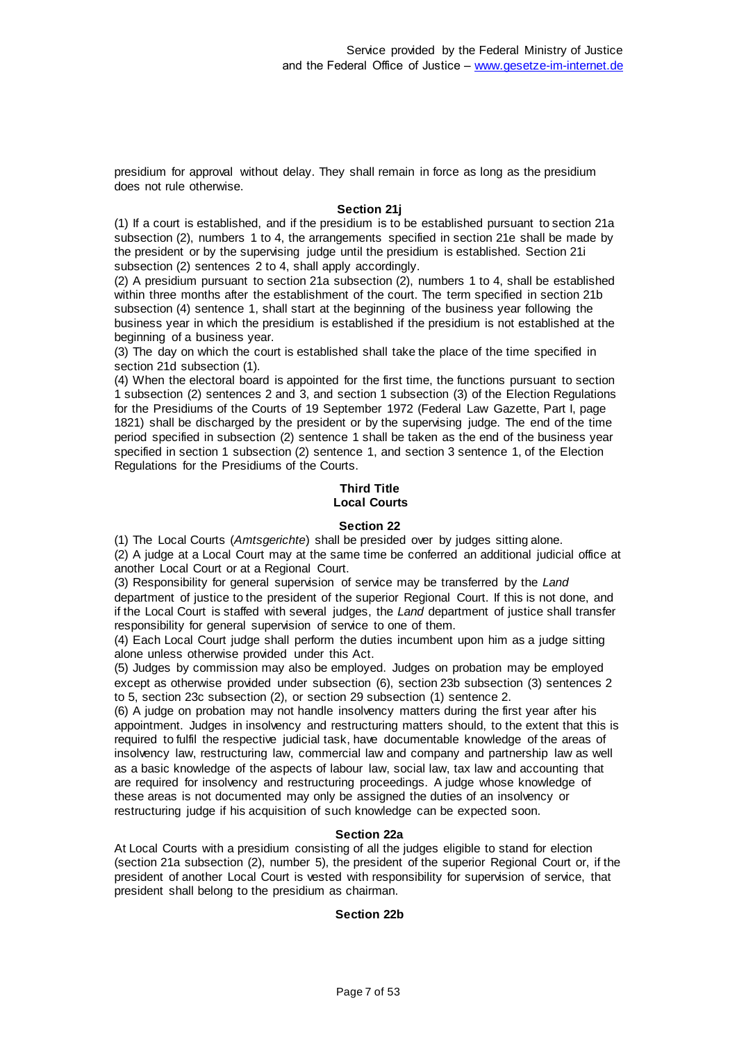presidium for approval without delay. They shall remain in force as long as the presidium does not rule otherwise.

**Section 21j**

(1) If a court is established, and if the presidium is to be established pursuant to section 21a subsection (2), numbers 1 to 4, the arrangements specified in section 21e shall be made by the president or by the supervising judge until the presidium is established. Section 21i subsection (2) sentences 2 to 4, shall apply accordingly.

(2) A presidium pursuant to section 21a subsection (2), numbers 1 to 4, shall be established within three months after the establishment of the court. The term specified in section 21b subsection (4) sentence 1, shall start at the beginning of the business year following the business year in which the presidium is established if the presidium is not established at the beginning of a business year.

(3) The day on which the court is established shall take the place of the time specified in section 21d subsection (1).

(4) When the electoral board is appointed for the first time, the functions pursuant to section 1 subsection (2) sentences 2 and 3, and section 1 subsection (3) of the Election Regulations for the Presidiums of the Courts of 19 September 1972 (Federal Law Gazette, Part I, page 1821) shall be discharged by the president or by the supervising judge. The end of the time period specified in subsection (2) sentence 1 shall be taken as the end of the business year specified in section 1 subsection (2) sentence 1, and section 3 sentence 1, of the Election Regulations for the Presidiums of the Courts.

## Third Title
## Local Courts

**Section 22**

(1) The Local Courts (*Amtsgerichte*) shall be presided over by judges sitting alone.

(2) A judge at a Local Court may at the same time be conferred an additional judicial office at another Local Court or at a Regional Court.

(3) Responsibility for general supervision of service may be transferred by the *Land* department of justice to the president of the superior Regional Court. If this is not done, and if the Local Court is staffed with several judges, the *Land* department of justice shall transfer responsibility for general supervision of service to one of them.

(4) Each Local Court judge shall perform the duties incumbent upon him as a judge sitting alone unless otherwise provided under this Act.

(5) Judges by commission may also be employed. Judges on probation may be employed except as otherwise provided under subsection (6), section 23b subsection (3) sentences 2 to 5, section 23c subsection (2), or section 29 subsection (1) sentence 2.

(6) A judge on probation may not handle insolvency matters during the first year after his appointment. Judges in insolvency and restructuring matters should, to the extent that this is required to fulfil the respective judicial task, have documentable knowledge of the areas of insolvency law, restructuring law, commercial law and company and partnership law as well as a basic knowledge of the aspects of labour law, social law, tax law and accounting that are required for insolvency and restructuring proceedings. A judge whose knowledge of these areas is not documented may only be assigned the duties of an insolvency or restructuring judge if his acquisition of such knowledge can be expected soon.

**Section 22a**

At Local Courts with a presidium consisting of all the judges eligible to stand for election (section 21a subsection (2), number 5), the president of the superior Regional Court or, if the president of another Local Court is vested with responsibility for supervision of service, that president shall belong to the presidium as chairman.

**Section 22b**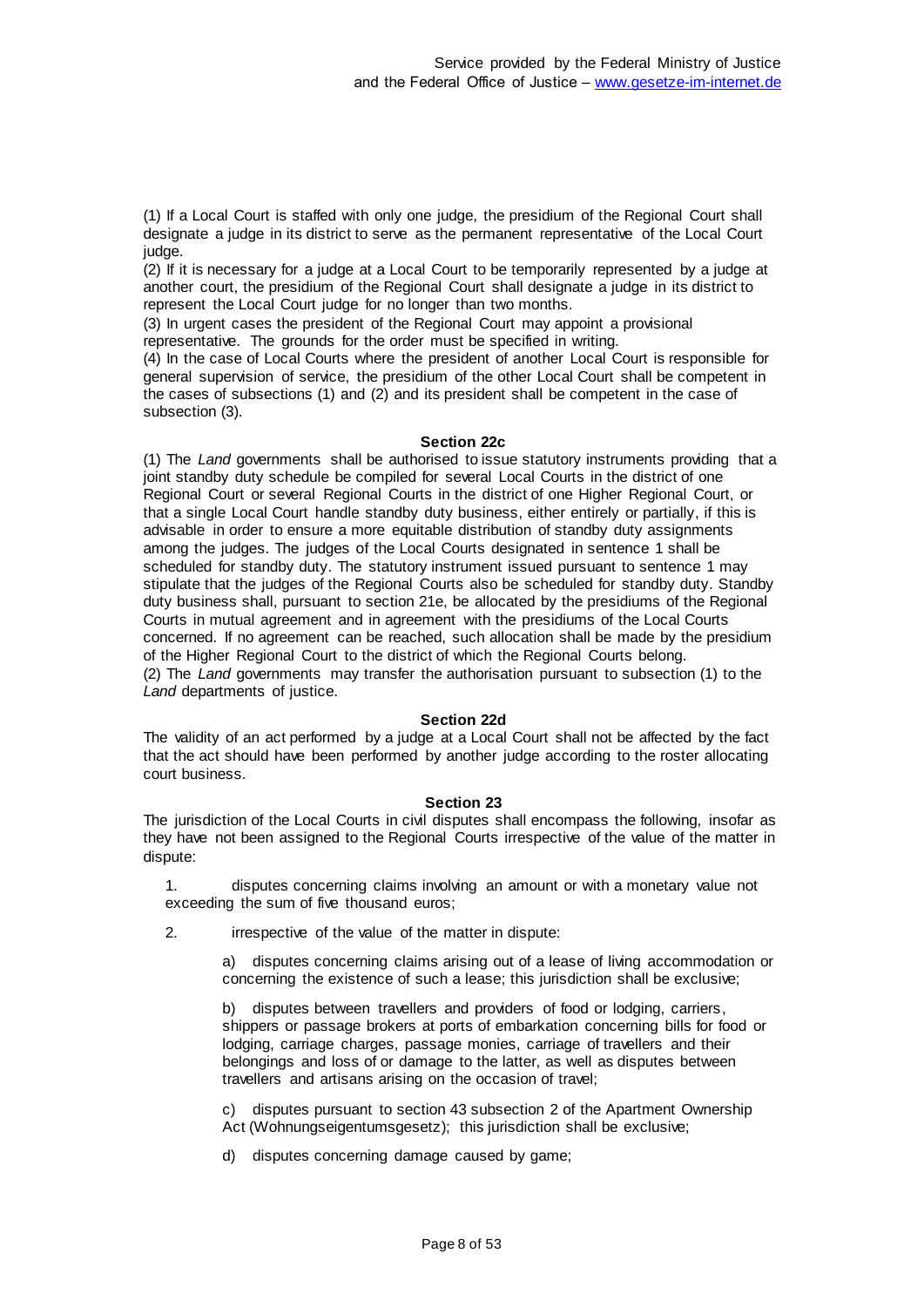(1) If a Local Court is staffed with only one judge, the presidium of the Regional Court shall designate a judge in its district to serve as the permanent representative of the Local Court judge.
(2) If it is necessary for a judge at a Local Court to be temporarily represented by a judge at another court, the presidium of the Regional Court shall designate a judge in its district to represent the Local Court judge for no longer than two months.
(3) In urgent cases the president of the Regional Court may appoint a provisional representative. The grounds for the order must be specified in writing.
(4) In the case of Local Courts where the president of another Local Court is responsible for general supervision of service, the presidium of the other Local Court shall be competent in the cases of subsections (1) and (2) and its president shall be competent in the case of subsection (3).

#### Section 22c

(1) The *Land* governments shall be authorised to issue statutory instruments providing that a joint standby duty schedule be compiled for several Local Courts in the district of one Regional Court or several Regional Courts in the district of one Higher Regional Court, or that a single Local Court handle standby duty business, either entirely or partially, if this is advisable in order to ensure a more equitable distribution of standby duty assignments among the judges. The judges of the Local Courts designated in sentence 1 shall be scheduled for standby duty. The statutory instrument issued pursuant to sentence 1 may stipulate that the judges of the Regional Courts also be scheduled for standby duty. Standby duty business shall, pursuant to section 21e, be allocated by the presidiums of the Regional Courts in mutual agreement and in agreement with the presidiums of the Local Courts concerned. If no agreement can be reached, such allocation shall be made by the presidium of the Higher Regional Court to the district of which the Regional Courts belong.
(2) The *Land* governments may transfer the authorisation pursuant to subsection (1) to the *Land* departments of justice.

#### Section 22d

The validity of an act performed by a judge at a Local Court shall not be affected by the fact that the act should have been performed by another judge according to the roster allocating court business.

#### Section 23

The jurisdiction of the Local Courts in civil disputes shall encompass the following, insofar as they have not been assigned to the Regional Courts irrespective of the value of the matter in dispute:

1. disputes concerning claims involving an amount or with a monetary value not exceeding the sum of five thousand euros;

2. irrespective of the value of the matter in dispute:

    a) disputes concerning claims arising out of a lease of living accommodation or concerning the existence of such a lease; this jurisdiction shall be exclusive;

    b) disputes between travellers and providers of food or lodging, carriers, shippers or passage brokers at ports of embarkation concerning bills for food or lodging, carriage charges, passage monies, carriage of travellers and their belongings and loss of or damage to the latter, as well as disputes between travellers and artisans arising on the occasion of travel;

    c) disputes pursuant to section 43 subsection 2 of the Apartment Ownership Act (Wohnungseigentumsgesetz); this jurisdiction shall be exclusive;

    d) disputes concerning damage caused by game;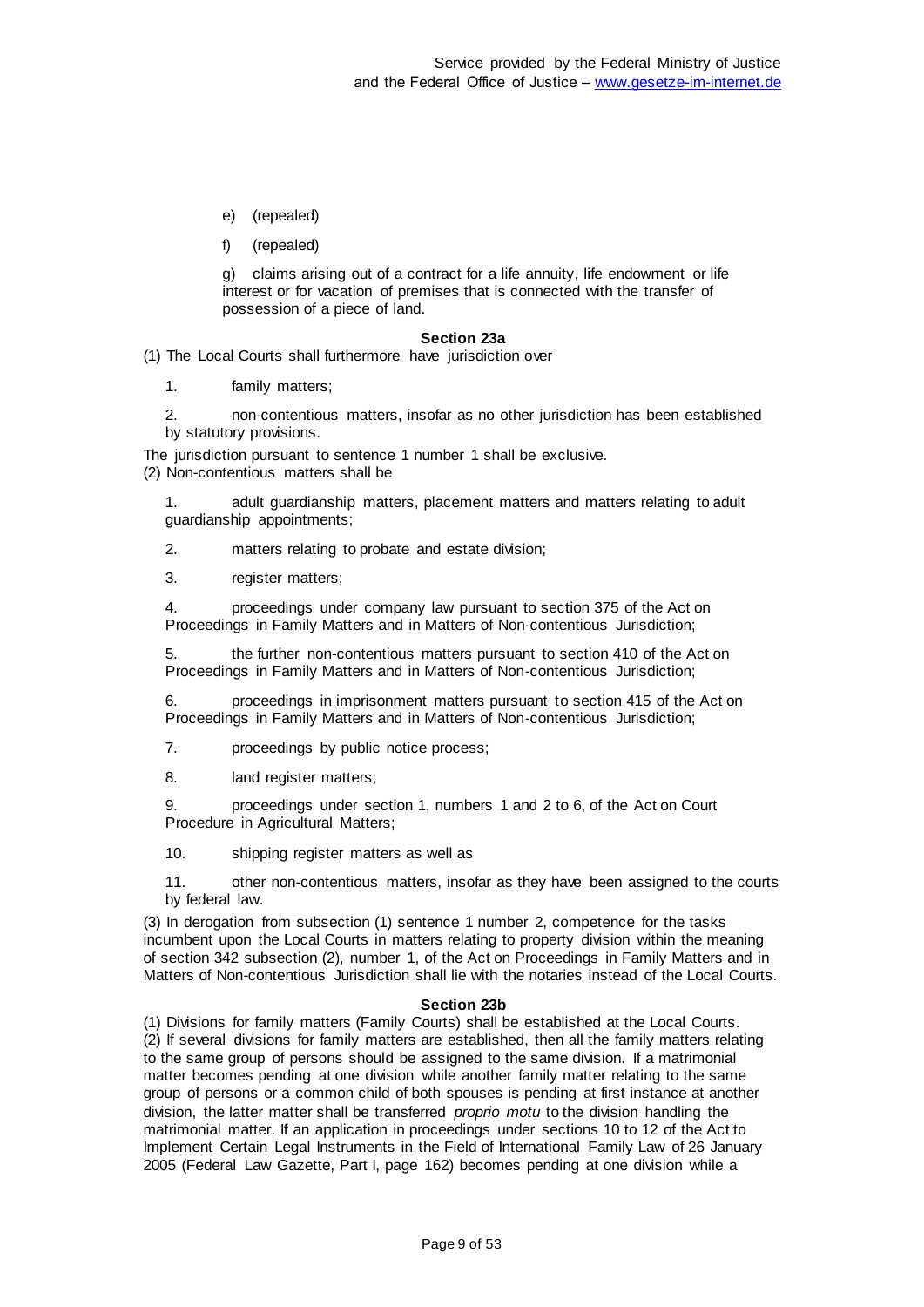e) (repealed)

f) (repealed)

g) claims arising out of a contract for a life annuity, life endowment or life interest or for vacation of premises that is connected with the transfer of possession of a piece of land.

### Section 23a

(1) The Local Courts shall furthermore have jurisdiction over

1. family matters;

2. non-contentious matters, insofar as no other jurisdiction has been established by statutory provisions.

The jurisdiction pursuant to sentence 1 number 1 shall be exclusive.

(2) Non-contentious matters shall be

1. adult guardianship matters, placement matters and matters relating to adult guardianship appointments;

2. matters relating to probate and estate division;

3. register matters;

4. proceedings under company law pursuant to section 375 of the Act on Proceedings in Family Matters and in Matters of Non-contentious Jurisdiction;

5. the further non-contentious matters pursuant to section 410 of the Act on Proceedings in Family Matters and in Matters of Non-contentious Jurisdiction;

6. proceedings in imprisonment matters pursuant to section 415 of the Act on Proceedings in Family Matters and in Matters of Non-contentious Jurisdiction;

7. proceedings by public notice process;

8. land register matters;

9. proceedings under section 1, numbers 1 and 2 to 6, of the Act on Court Procedure in Agricultural Matters;

10. shipping register matters as well as

11. other non-contentious matters, insofar as they have been assigned to the courts by federal law.

(3) In derogation from subsection (1) sentence 1 number 2, competence for the tasks incumbent upon the Local Courts in matters relating to property division within the meaning of section 342 subsection (2), number 1, of the Act on Proceedings in Family Matters and in Matters of Non-contentious Jurisdiction shall lie with the notaries instead of the Local Courts.

### Section 23b

(1) Divisions for family matters (Family Courts) shall be established at the Local Courts.

(2) If several divisions for family matters are established, then all the family matters relating to the same group of persons should be assigned to the same division. If a matrimonial matter becomes pending at one division while another family matter relating to the same group of persons or a common child of both spouses is pending at first instance at another division, the latter matter shall be transferred *proprio motu* to the division handling the matrimonial matter. If an application in proceedings under sections 10 to 12 of the Act to Implement Certain Legal Instruments in the Field of International Family Law of 26 January 2005 (Federal Law Gazette, Part I, page 162) becomes pending at one division while a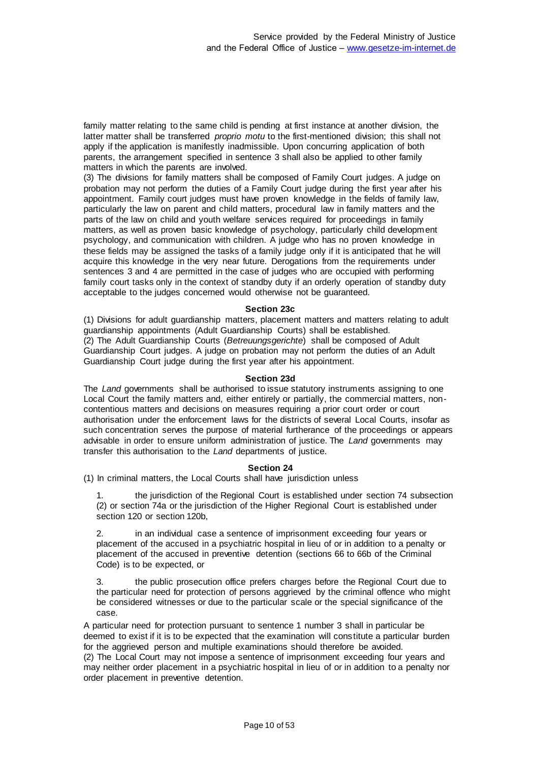family matter relating to the same child is pending at first instance at another division, the latter matter shall be transferred *proprio motu* to the first-mentioned division; this shall not apply if the application is manifestly inadmissible. Upon concurring application of both parents, the arrangement specified in sentence 3 shall also be applied to other family matters in which the parents are involved.

(3) The divisions for family matters shall be composed of Family Court judges. A judge on probation may not perform the duties of a Family Court judge during the first year after his appointment. Family court judges must have proven knowledge in the fields of family law, particularly the law on parent and child matters, procedural law in family matters and the parts of the law on child and youth welfare services required for proceedings in family matters, as well as proven basic knowledge of psychology, particularly child development psychology, and communication with children. A judge who has no proven knowledge in these fields may be assigned the tasks of a family judge only if it is anticipated that he will acquire this knowledge in the very near future. Derogations from the requirements under sentences 3 and 4 are permitted in the case of judges who are occupied with performing family court tasks only in the context of standby duty if an orderly operation of standby duty acceptable to the judges concerned would otherwise not be guaranteed.

#### Section 23c

(1) Divisions for adult guardianship matters, placement matters and matters relating to adult guardianship appointments (Adult Guardianship Courts) shall be established.

(2) The Adult Guardianship Courts (*Betreuungsgerichte*) shall be composed of Adult Guardianship Court judges. A judge on probation may not perform the duties of an Adult Guardianship Court judge during the first year after his appointment.

#### Section 23d

The *Land* governments shall be authorised to issue statutory instruments assigning to one Local Court the family matters and, either entirely or partially, the commercial matters, non-contentious matters and decisions on measures requiring a prior court order or court authorisation under the enforcement laws for the districts of several Local Courts, insofar as such concentration serves the purpose of material furtherance of the proceedings or appears advisable in order to ensure uniform administration of justice. The *Land* governments may transfer this authorisation to the *Land* departments of justice.

#### Section 24

(1) In criminal matters, the Local Courts shall have jurisdiction unless

1. the jurisdiction of the Regional Court is established under section 74 subsection (2) or section 74a or the jurisdiction of the Higher Regional Court is established under section 120 or section 120b,

2. in an individual case a sentence of imprisonment exceeding four years or placement of the accused in a psychiatric hospital in lieu of or in addition to a penalty or placement of the accused in preventive detention (sections 66 to 66b of the Criminal Code) is to be expected, or

3. the public prosecution office prefers charges before the Regional Court due to the particular need for protection of persons aggrieved by the criminal offence who might be considered witnesses or due to the particular scale or the special significance of the case.

A particular need for protection pursuant to sentence 1 number 3 shall in particular be deemed to exist if it is to be expected that the examination will constitute a particular burden for the aggrieved person and multiple examinations should therefore be avoided.

(2) The Local Court may not impose a sentence of imprisonment exceeding four years and may neither order placement in a psychiatric hospital in lieu of or in addition to a penalty nor order placement in preventive detention.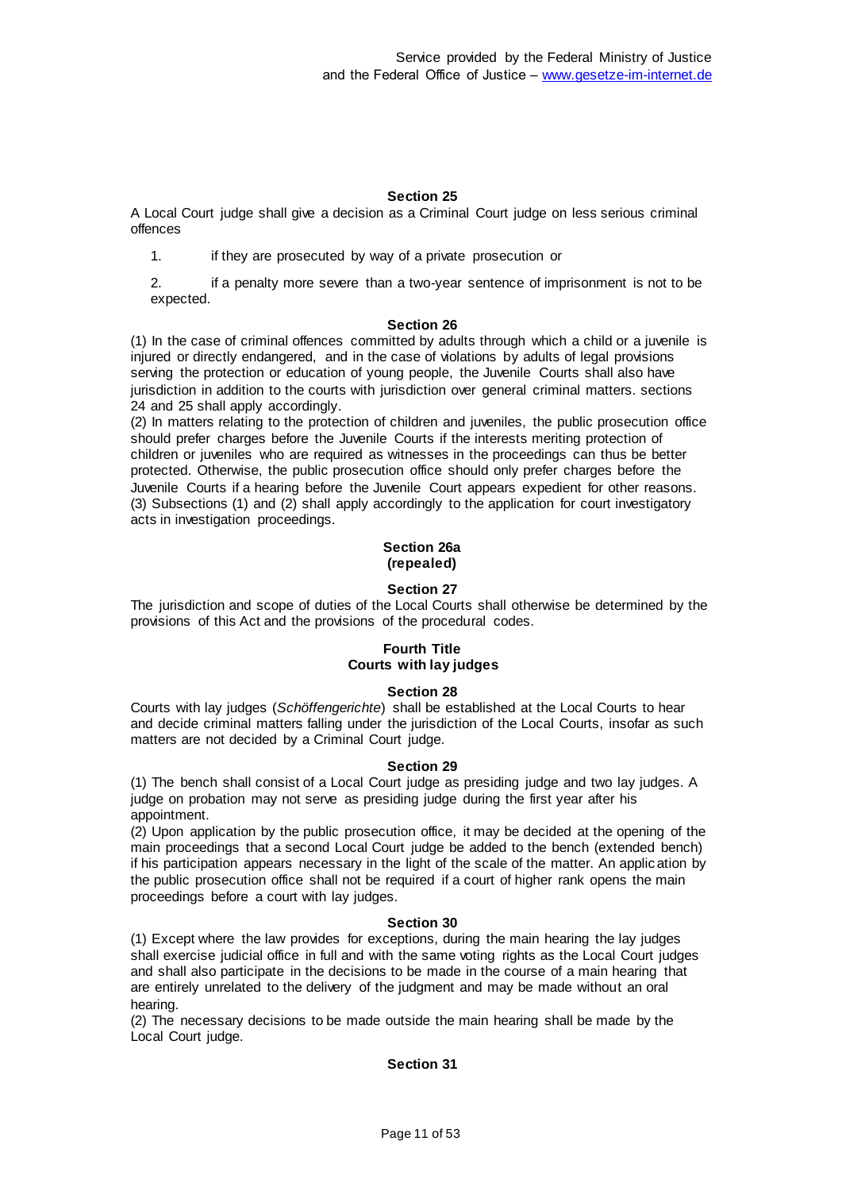### Section 25

A Local Court judge shall give a decision as a Criminal Court judge on less serious criminal offences

1. if they are prosecuted by way of a private prosecution or
2. if a penalty more severe than a two-year sentence of imprisonment is not to be expected.

### Section 26

(1) In the case of criminal offences committed by adults through which a child or a juvenile is injured or directly endangered, and in the case of violations by adults of legal provisions serving the protection or education of young people, the Juvenile Courts shall also have jurisdiction in addition to the courts with jurisdiction over general criminal matters. sections 24 and 25 shall apply accordingly.

(2) In matters relating to the protection of children and juveniles, the public prosecution office should prefer charges before the Juvenile Courts if the interests meriting protection of children or juveniles who are required as witnesses in the proceedings can thus be better protected. Otherwise, the public prosecution office should only prefer charges before the Juvenile Courts if a hearing before the Juvenile Court appears expedient for other reasons.

(3) Subsections (1) and (2) shall apply accordingly to the application for court investigatory acts in investigation proceedings.

### Section 26a
### (repealed)

### Section 27

The jurisdiction and scope of duties of the Local Courts shall otherwise be determined by the provisions of this Act and the provisions of the procedural codes.

## Fourth Title
## Courts with lay judges

### Section 28

Courts with lay judges (*Schöffengerichte*) shall be established at the Local Courts to hear and decide criminal matters falling under the jurisdiction of the Local Courts, insofar as such matters are not decided by a Criminal Court judge.

### Section 29

(1) The bench shall consist of a Local Court judge as presiding judge and two lay judges. A judge on probation may not serve as presiding judge during the first year after his appointment.

(2) Upon application by the public prosecution office, it may be decided at the opening of the main proceedings that a second Local Court judge be added to the bench (extended bench) if his participation appears necessary in the light of the scale of the matter. An application by the public prosecution office shall not be required if a court of higher rank opens the main proceedings before a court with lay judges.

### Section 30

(1) Except where the law provides for exceptions, during the main hearing the lay judges shall exercise judicial office in full and with the same voting rights as the Local Court judges and shall also participate in the decisions to be made in the course of a main hearing that are entirely unrelated to the delivery of the judgment and may be made without an oral hearing.

(2) The necessary decisions to be made outside the main hearing shall be made by the Local Court judge.

### Section 31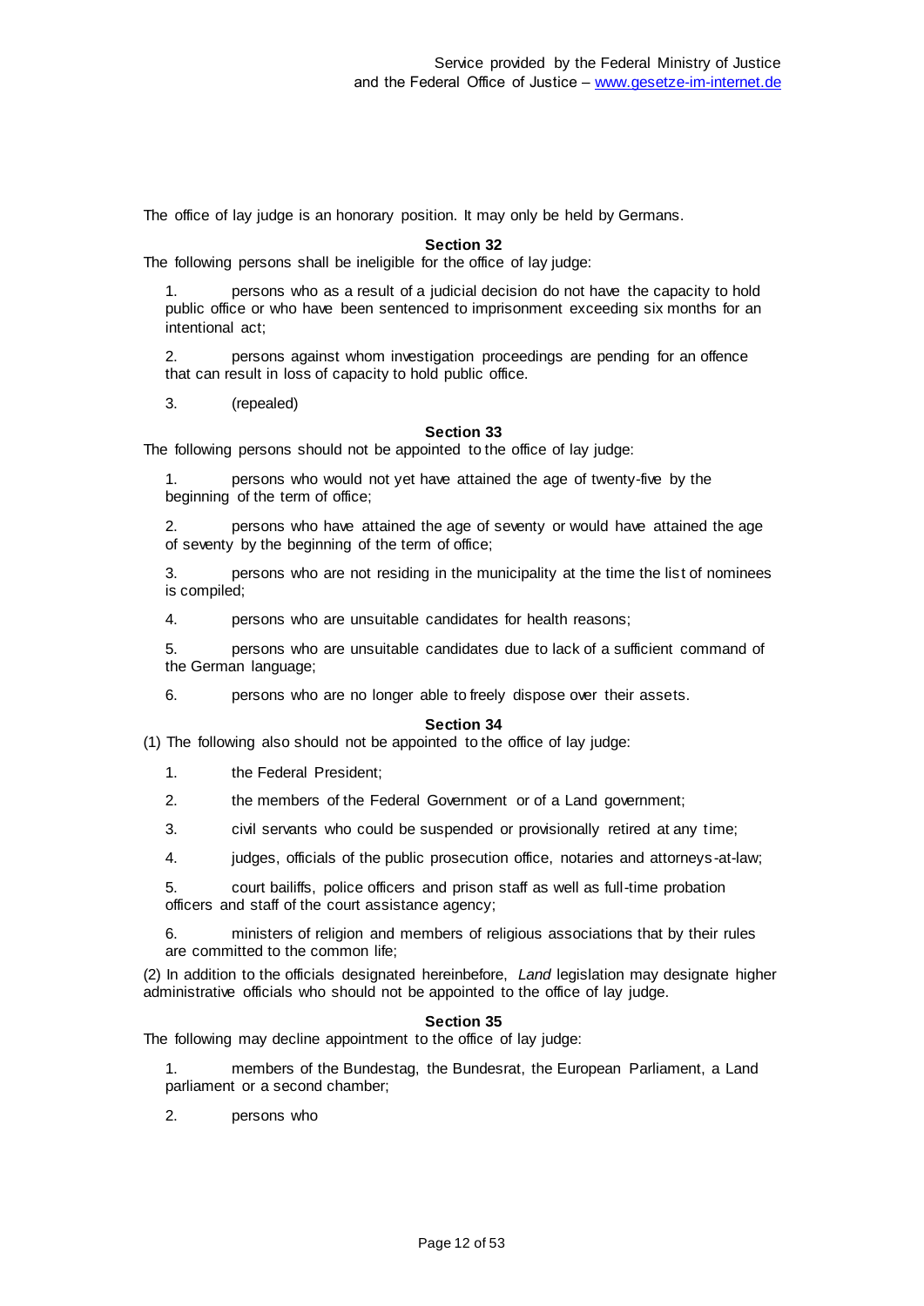The office of lay judge is an honorary position. It may only be held by Germans.

### Section 32

The following persons shall be ineligible for the office of lay judge:

1. persons who as a result of a judicial decision do not have the capacity to hold public office or who have been sentenced to imprisonment exceeding six months for an intentional act;

2. persons against whom investigation proceedings are pending for an offence that can result in loss of capacity to hold public office.

3. (repealed)

### Section 33

The following persons should not be appointed to the office of lay judge:

1. persons who would not yet have attained the age of twenty-five by the beginning of the term of office;

2. persons who have attained the age of seventy or would have attained the age of seventy by the beginning of the term of office;

3. persons who are not residing in the municipality at the time the list of nominees is compiled;

4. persons who are unsuitable candidates for health reasons;

5. persons who are unsuitable candidates due to lack of a sufficient command of the German language;

6. persons who are no longer able to freely dispose over their assets.

### Section 34

(1) The following also should not be appointed to the office of lay judge:

1. the Federal President;

2. the members of the Federal Government or of a Land government;

3. civil servants who could be suspended or provisionally retired at any time;

4. judges, officials of the public prosecution office, notaries and attorneys-at-law;

5. court bailiffs, police officers and prison staff as well as full-time probation officers and staff of the court assistance agency;

6. ministers of religion and members of religious associations that by their rules are committed to the common life;

(2) In addition to the officials designated hereinbefore, *Land* legislation may designate higher administrative officials who should not be appointed to the office of lay judge.

### Section 35

The following may decline appointment to the office of lay judge:

1. members of the Bundestag, the Bundesrat, the European Parliament, a Land parliament or a second chamber;

2. persons who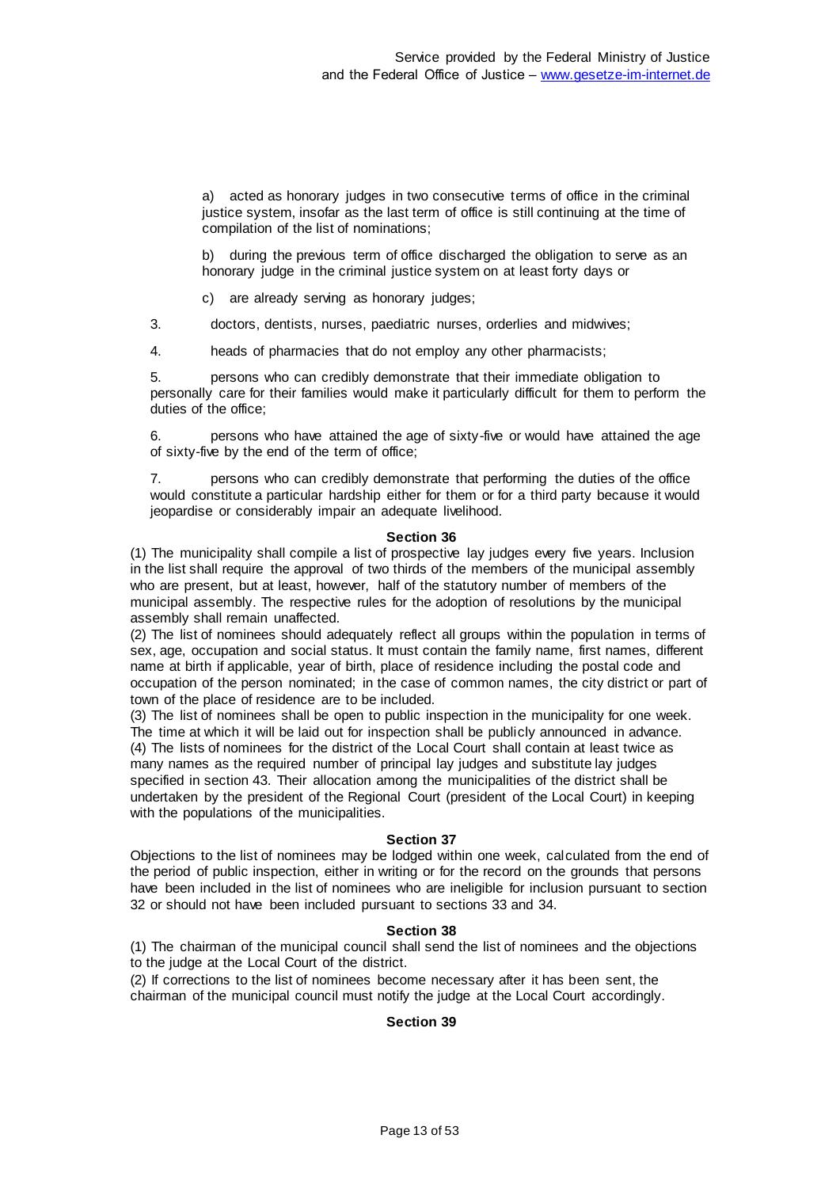a) acted as honorary judges in two consecutive terms of office in the criminal justice system, insofar as the last term of office is still continuing at the time of compilation of the list of nominations;

b) during the previous term of office discharged the obligation to serve as an honorary judge in the criminal justice system on at least forty days or

c) are already serving as honorary judges;

3. doctors, dentists, nurses, paediatric nurses, orderlies and midwives;

4. heads of pharmacies that do not employ any other pharmacists;

5. persons who can credibly demonstrate that their immediate obligation to personally care for their families would make it particularly difficult for them to perform the duties of the office;

6. persons who have attained the age of sixty-five or would have attained the age of sixty-five by the end of the term of office;

7. persons who can credibly demonstrate that performing the duties of the office would constitute a particular hardship either for them or for a third party because it would jeopardise or considerably impair an adequate livelihood.

**Section 36**

(1) The municipality shall compile a list of prospective lay judges every five years. Inclusion in the list shall require the approval of two thirds of the members of the municipal assembly who are present, but at least, however, half of the statutory number of members of the municipal assembly. The respective rules for the adoption of resolutions by the municipal assembly shall remain unaffected.

(2) The list of nominees should adequately reflect all groups within the population in terms of sex, age, occupation and social status. It must contain the family name, first names, different name at birth if applicable, year of birth, place of residence including the postal code and occupation of the person nominated; in the case of common names, the city district or part of town of the place of residence are to be included.

(3) The list of nominees shall be open to public inspection in the municipality for one week. The time at which it will be laid out for inspection shall be publicly announced in advance.

(4) The lists of nominees for the district of the Local Court shall contain at least twice as many names as the required number of principal lay judges and substitute lay judges specified in section 43. Their allocation among the municipalities of the district shall be undertaken by the president of the Regional Court (president of the Local Court) in keeping with the populations of the municipalities.

**Section 37**

Objections to the list of nominees may be lodged within one week, calculated from the end of the period of public inspection, either in writing or for the record on the grounds that persons have been included in the list of nominees who are ineligible for inclusion pursuant to section 32 or should not have been included pursuant to sections 33 and 34.

**Section 38**

(1) The chairman of the municipal council shall send the list of nominees and the objections to the judge at the Local Court of the district.

(2) If corrections to the list of nominees become necessary after it has been sent, the chairman of the municipal council must notify the judge at the Local Court accordingly.

**Section 39**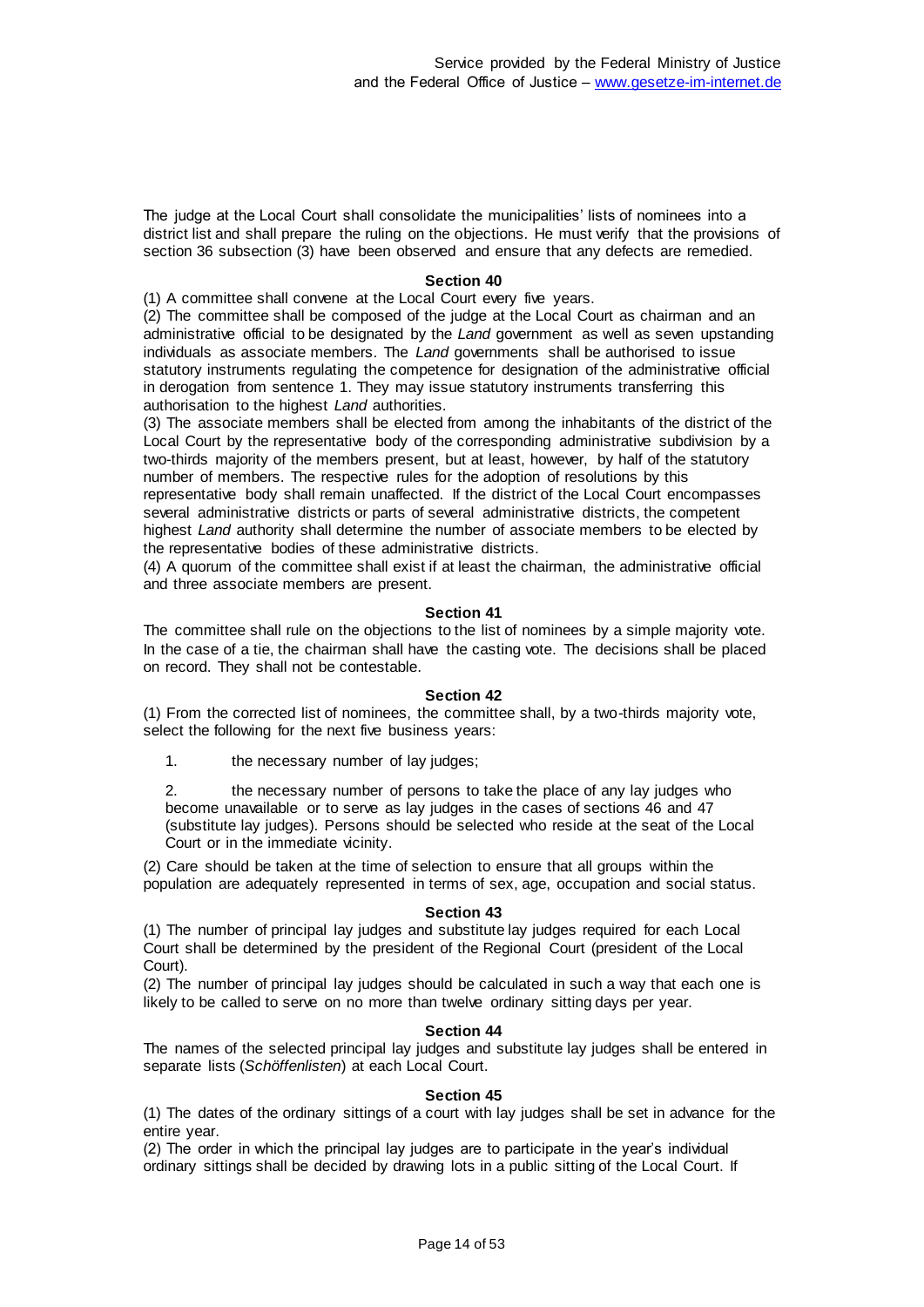The judge at the Local Court shall consolidate the municipalities' lists of nominees into a district list and shall prepare the ruling on the objections. He must verify that the provisions of section 36 subsection (3) have been observed and ensure that any defects are remedied.

#### Section 40

(1) A committee shall convene at the Local Court every five years.
(2) The committee shall be composed of the judge at the Local Court as chairman and an administrative official to be designated by the *Land* government as well as seven upstanding individuals as associate members. The *Land* governments shall be authorised to issue statutory instruments regulating the competence for designation of the administrative official in derogation from sentence 1. They may issue statutory instruments transferring this authorisation to the highest *Land* authorities.
(3) The associate members shall be elected from among the inhabitants of the district of the Local Court by the representative body of the corresponding administrative subdivision by a two-thirds majority of the members present, but at least, however, by half of the statutory number of members. The respective rules for the adoption of resolutions by this representative body shall remain unaffected. If the district of the Local Court encompasses several administrative districts or parts of several administrative districts, the competent highest *Land* authority shall determine the number of associate members to be elected by the representative bodies of these administrative districts.
(4) A quorum of the committee shall exist if at least the chairman, the administrative official and three associate members are present.

#### Section 41

The committee shall rule on the objections to the list of nominees by a simple majority vote. In the case of a tie, the chairman shall have the casting vote. The decisions shall be placed on record. They shall not be contestable.

#### Section 42

(1) From the corrected list of nominees, the committee shall, by a two-thirds majority vote, select the following for the next five business years:

1. the necessary number of lay judges;
2. the necessary number of persons to take the place of any lay judges who become unavailable or to serve as lay judges in the cases of sections 46 and 47 (substitute lay judges). Persons should be selected who reside at the seat of the Local Court or in the immediate vicinity.

(2) Care should be taken at the time of selection to ensure that all groups within the population are adequately represented in terms of sex, age, occupation and social status.

#### Section 43

(1) The number of principal lay judges and substitute lay judges required for each Local Court shall be determined by the president of the Regional Court (president of the Local Court).
(2) The number of principal lay judges should be calculated in such a way that each one is likely to be called to serve on no more than twelve ordinary sitting days per year.

#### Section 44

The names of the selected principal lay judges and substitute lay judges shall be entered in separate lists (*Schöffenlisten*) at each Local Court.

#### Section 45

(1) The dates of the ordinary sittings of a court with lay judges shall be set in advance for the entire year.
(2) The order in which the principal lay judges are to participate in the year's individual ordinary sittings shall be decided by drawing lots in a public sitting of the Local Court. If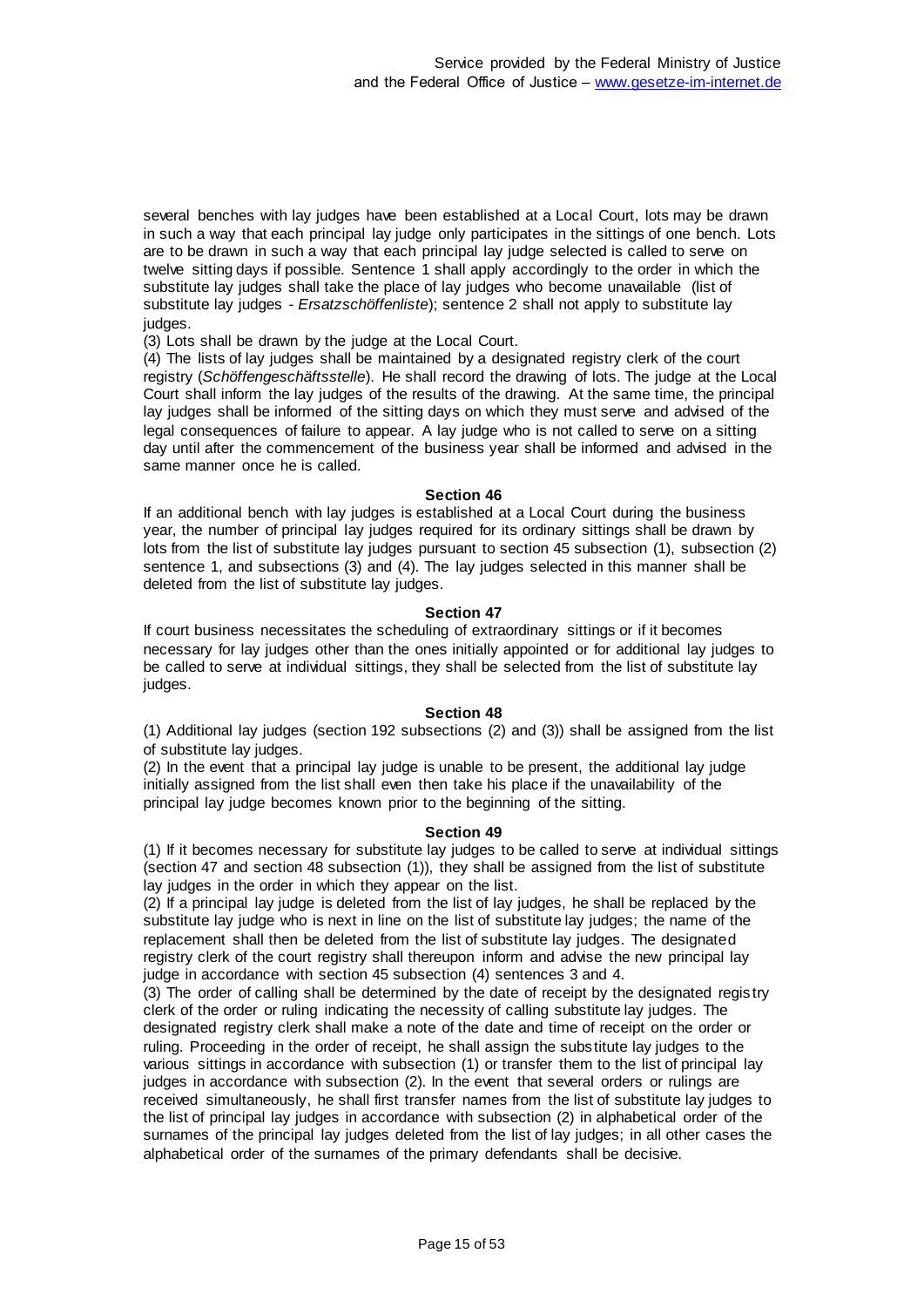several benches with lay judges have been established at a Local Court, lots may be drawn in such a way that each principal lay judge only participates in the sittings of one bench. Lots are to be drawn in such a way that each principal lay judge selected is called to serve on twelve sitting days if possible. Sentence 1 shall apply accordingly to the order in which the substitute lay judges shall take the place of lay judges who become unavailable (list of substitute lay judges - *Ersatzschöffenliste*); sentence 2 shall not apply to substitute lay judges.

(3) Lots shall be drawn by the judge at the Local Court.

(4) The lists of lay judges shall be maintained by a designated registry clerk of the court registry (*Schöffengeschäftsstelle*). He shall record the drawing of lots. The judge at the Local Court shall inform the lay judges of the results of the drawing. At the same time, the principal lay judges shall be informed of the sitting days on which they must serve and advised of the legal consequences of failure to appear. A lay judge who is not called to serve on a sitting day until after the commencement of the business year shall be informed and advised in the same manner once he is called.

#### Section 46

If an additional bench with lay judges is established at a Local Court during the business year, the number of principal lay judges required for its ordinary sittings shall be drawn by lots from the list of substitute lay judges pursuant to section 45 subsection (1), subsection (2) sentence 1, and subsections (3) and (4). The lay judges selected in this manner shall be deleted from the list of substitute lay judges.

#### Section 47

If court business necessitates the scheduling of extraordinary sittings or if it becomes necessary for lay judges other than the ones initially appointed or for additional lay judges to be called to serve at individual sittings, they shall be selected from the list of substitute lay judges.

#### Section 48

(1) Additional lay judges (section 192 subsections (2) and (3)) shall be assigned from the list of substitute lay judges.

(2) In the event that a principal lay judge is unable to be present, the additional lay judge initially assigned from the list shall even then take his place if the unavailability of the principal lay judge becomes known prior to the beginning of the sitting.

#### Section 49

(1) If it becomes necessary for substitute lay judges to be called to serve at individual sittings (section 47 and section 48 subsection (1)), they shall be assigned from the list of substitute lay judges in the order in which they appear on the list.

(2) If a principal lay judge is deleted from the list of lay judges, he shall be replaced by the substitute lay judge who is next in line on the list of substitute lay judges; the name of the replacement shall then be deleted from the list of substitute lay judges. The designated registry clerk of the court registry shall thereupon inform and advise the new principal lay judge in accordance with section 45 subsection (4) sentences 3 and 4.

(3) The order of calling shall be determined by the date of receipt by the designated registry clerk of the order or ruling indicating the necessity of calling substitute lay judges. The designated registry clerk shall make a note of the date and time of receipt on the order or ruling. Proceeding in the order of receipt, he shall assign the substitute lay judges to the various sittings in accordance with subsection (1) or transfer them to the list of principal lay judges in accordance with subsection (2). In the event that several orders or rulings are received simultaneously, he shall first transfer names from the list of substitute lay judges to the list of principal lay judges in accordance with subsection (2) in alphabetical order of the surnames of the principal lay judges deleted from the list of lay judges; in all other cases the alphabetical order of the surnames of the primary defendants shall be decisive.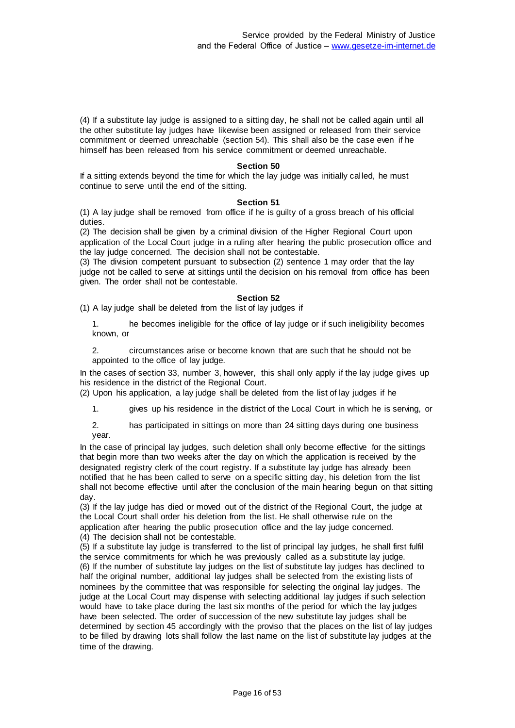(4) If a substitute lay judge is assigned to a sitting day, he shall not be called again until all the other substitute lay judges have likewise been assigned or released from their service commitment or deemed unreachable (section 54). This shall also be the case even if he himself has been released from his service commitment or deemed unreachable.

#### Section 50

If a sitting extends beyond the time for which the lay judge was initially called, he must continue to serve until the end of the sitting.

#### Section 51

(1) A lay judge shall be removed from office if he is guilty of a gross breach of his official duties.
(2) The decision shall be given by a criminal division of the Higher Regional Court upon application of the Local Court judge in a ruling after hearing the public prosecution office and the lay judge concerned. The decision shall not be contestable.
(3) The division competent pursuant to subsection (2) sentence 1 may order that the lay judge not be called to serve at sittings until the decision on his removal from office has been given. The order shall not be contestable.

#### Section 52

(1) A lay judge shall be deleted from the list of lay judges if

1. he becomes ineligible for the office of lay judge or if such ineligibility becomes known, or

2. circumstances arise or become known that are such that he should not be appointed to the office of lay judge.

In the cases of section 33, number 3, however, this shall only apply if the lay judge gives up his residence in the district of the Regional Court.
(2) Upon his application, a lay judge shall be deleted from the list of lay judges if he

1. gives up his residence in the district of the Local Court in which he is serving, or

2. has participated in sittings on more than 24 sitting days during one business year.

In the case of principal lay judges, such deletion shall only become effective for the sittings that begin more than two weeks after the day on which the application is received by the designated registry clerk of the court registry. If a substitute lay judge has already been notified that he has been called to serve on a specific sitting day, his deletion from the list shall not become effective until after the conclusion of the main hearing begun on that sitting day.
(3) If the lay judge has died or moved out of the district of the Regional Court, the judge at the Local Court shall order his deletion from the list. He shall otherwise rule on the application after hearing the public prosecution office and the lay judge concerned.
(4) The decision shall not be contestable.
(5) If a substitute lay judge is transferred to the list of principal lay judges, he shall first fulfil the service commitments for which he was previously called as a substitute lay judge.
(6) If the number of substitute lay judges on the list of substitute lay judges has declined to half the original number, additional lay judges shall be selected from the existing lists of nominees by the committee that was responsible for selecting the original lay judges. The judge at the Local Court may dispense with selecting additional lay judges if such selection would have to take place during the last six months of the period for which the lay judges have been selected. The order of succession of the new substitute lay judges shall be determined by section 45 accordingly with the proviso that the places on the list of lay judges to be filled by drawing lots shall follow the last name on the list of substitute lay judges at the time of the drawing.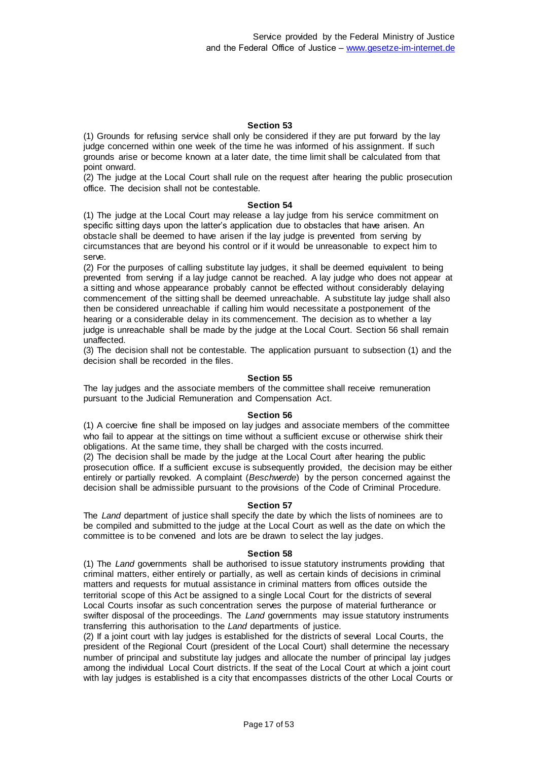### Section 53

(1) Grounds for refusing service shall only be considered if they are put forward by the lay judge concerned within one week of the time he was informed of his assignment. If such grounds arise or become known at a later date, the time limit shall be calculated from that point onward.
(2) The judge at the Local Court shall rule on the request after hearing the public prosecution office. The decision shall not be contestable.

### Section 54

(1) The judge at the Local Court may release a lay judge from his service commitment on specific sitting days upon the latter's application due to obstacles that have arisen. An obstacle shall be deemed to have arisen if the lay judge is prevented from serving by circumstances that are beyond his control or if it would be unreasonable to expect him to serve.
(2) For the purposes of calling substitute lay judges, it shall be deemed equivalent to being prevented from serving if a lay judge cannot be reached. A lay judge who does not appear at a sitting and whose appearance probably cannot be effected without considerably delaying commencement of the sitting shall be deemed unreachable. A substitute lay judge shall also then be considered unreachable if calling him would necessitate a postponement of the hearing or a considerable delay in its commencement. The decision as to whether a lay judge is unreachable shall be made by the judge at the Local Court. Section 56 shall remain unaffected.
(3) The decision shall not be contestable. The application pursuant to subsection (1) and the decision shall be recorded in the files.

### Section 55

The lay judges and the associate members of the committee shall receive remuneration pursuant to the Judicial Remuneration and Compensation Act.

### Section 56

(1) A coercive fine shall be imposed on lay judges and associate members of the committee who fail to appear at the sittings on time without a sufficient excuse or otherwise shirk their obligations. At the same time, they shall be charged with the costs incurred.
(2) The decision shall be made by the judge at the Local Court after hearing the public prosecution office. If a sufficient excuse is subsequently provided, the decision may be either entirely or partially revoked. A complaint (*Beschwerde*) by the person concerned against the decision shall be admissible pursuant to the provisions of the Code of Criminal Procedure.

### Section 57

The *Land* department of justice shall specify the date by which the lists of nominees are to be compiled and submitted to the judge at the Local Court as well as the date on which the committee is to be convened and lots are be drawn to select the lay judges.

### Section 58

(1) The *Land* governments shall be authorised to issue statutory instruments providing that criminal matters, either entirely or partially, as well as certain kinds of decisions in criminal matters and requests for mutual assistance in criminal matters from offices outside the territorial scope of this Act be assigned to a single Local Court for the districts of several Local Courts insofar as such concentration serves the purpose of material furtherance or swifter disposal of the proceedings. The *Land* governments may issue statutory instruments transferring this authorisation to the *Land* departments of justice.
(2) If a joint court with lay judges is established for the districts of several Local Courts, the president of the Regional Court (president of the Local Court) shall determine the necessary number of principal and substitute lay judges and allocate the number of principal lay judges among the individual Local Court districts. If the seat of the Local Court at which a joint court with lay judges is established is a city that encompasses districts of the other Local Courts or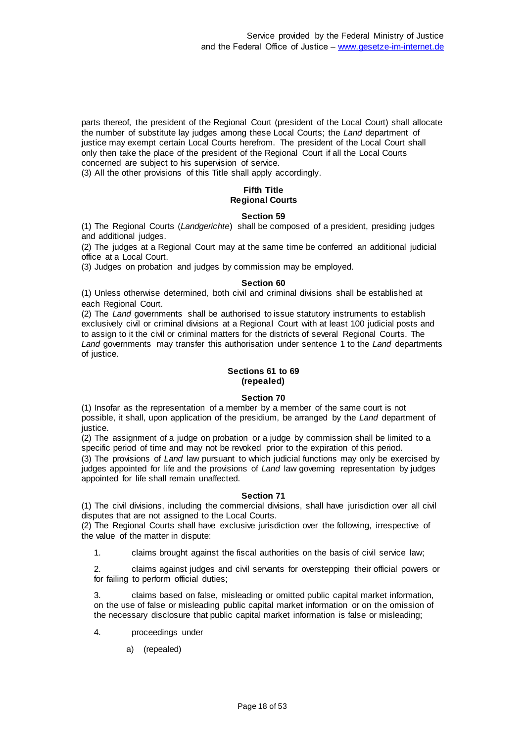parts thereof, the president of the Regional Court (president of the Local Court) shall allocate the number of substitute lay judges among these Local Courts; the *Land* department of justice may exempt certain Local Courts herefrom. The president of the Local Court shall only then take the place of the president of the Regional Court if all the Local Courts concerned are subject to his supervision of service.
(3) All the other provisions of this Title shall apply accordingly.

## Fifth Title
## Regional Courts

### Section 59

(1) The Regional Courts (*Landgerichte*) shall be composed of a president, presiding judges and additional judges.
(2) The judges at a Regional Court may at the same time be conferred an additional judicial office at a Local Court.
(3) Judges on probation and judges by commission may be employed.

### Section 60

(1) Unless otherwise determined, both civil and criminal divisions shall be established at each Regional Court.
(2) The *Land* governments shall be authorised to issue statutory instruments to establish exclusively civil or criminal divisions at a Regional Court with at least 100 judicial posts and to assign to it the civil or criminal matters for the districts of several Regional Courts. The *Land* governments may transfer this authorisation under sentence 1 to the *Land* departments of justice.

### Sections 61 to 69
### (repealed)

### Section 70

(1) Insofar as the representation of a member by a member of the same court is not possible, it shall, upon application of the presidium, be arranged by the *Land* department of justice.
(2) The assignment of a judge on probation or a judge by commission shall be limited to a specific period of time and may not be revoked prior to the expiration of this period.
(3) The provisions of *Land* law pursuant to which judicial functions may only be exercised by judges appointed for life and the provisions of *Land* law governing representation by judges appointed for life shall remain unaffected.

### Section 71

(1) The civil divisions, including the commercial divisions, shall have jurisdiction over all civil disputes that are not assigned to the Local Courts.
(2) The Regional Courts shall have exclusive jurisdiction over the following, irrespective of the value of the matter in dispute:

1. claims brought against the fiscal authorities on the basis of civil service law;

2. claims against judges and civil servants for overstepping their official powers or for failing to perform official duties;

3. claims based on false, misleading or omitted public capital market information, on the use of false or misleading public capital market information or on the omission of the necessary disclosure that public capital market information is false or misleading;

4. proceedings under

   a) (repealed)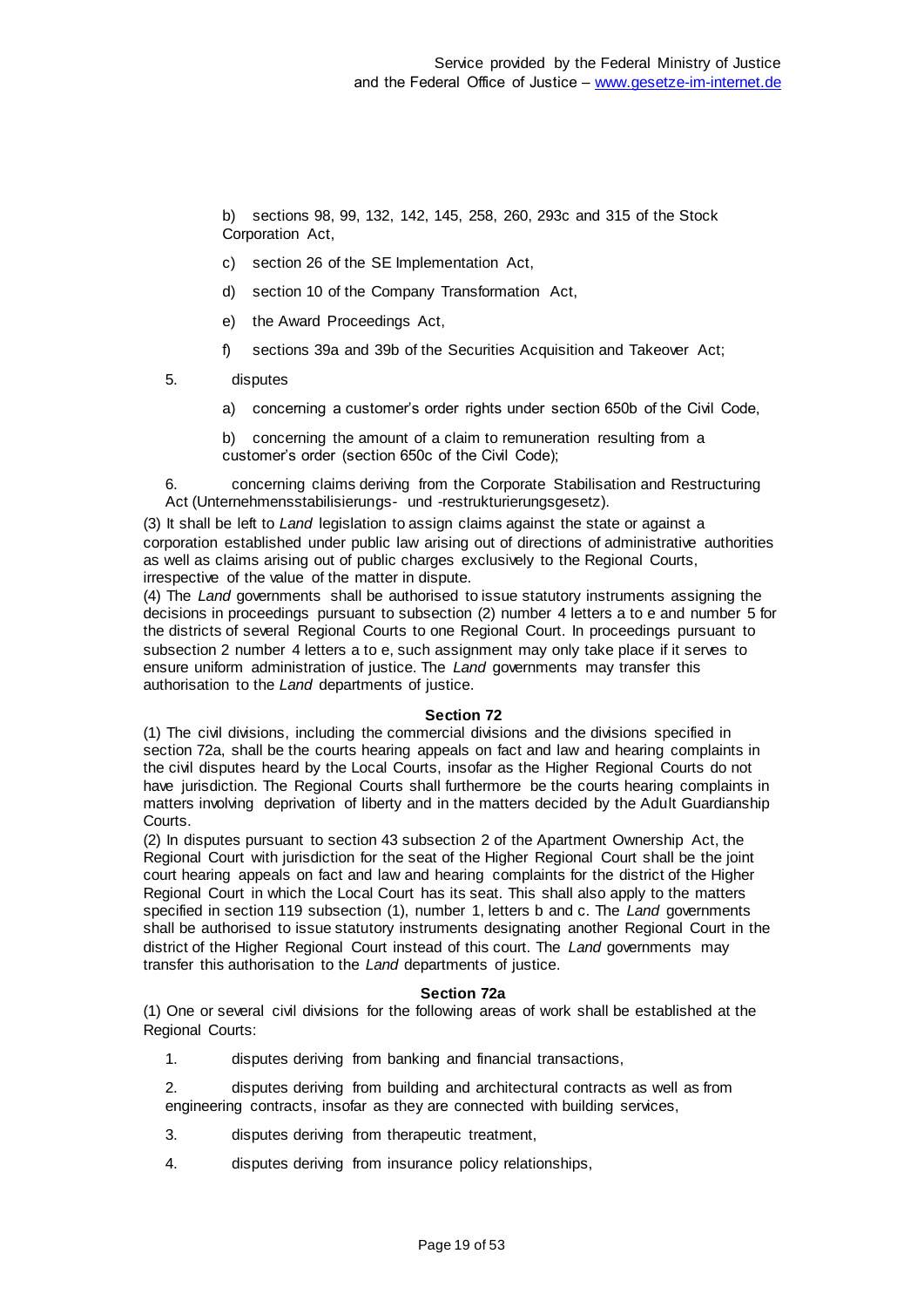b) sections 98, 99, 132, 142, 145, 258, 260, 293c and 315 of the Stock Corporation Act,

c) section 26 of the SE Implementation Act,

d) section 10 of the Company Transformation Act,

e) the Award Proceedings Act,

f) sections 39a and 39b of the Securities Acquisition and Takeover Act;

5. disputes

a) concerning a customer's order rights under section 650b of the Civil Code,

b) concerning the amount of a claim to remuneration resulting from a customer's order (section 650c of the Civil Code);

6. concerning claims deriving from the Corporate Stabilisation and Restructuring Act (Unternehmensstabilisierungs- und -restrukturierungsgesetz).

(3) It shall be left to *Land* legislation to assign claims against the state or against a corporation established under public law arising out of directions of administrative authorities as well as claims arising out of public charges exclusively to the Regional Courts, irrespective of the value of the matter in dispute.

(4) The *Land* governments shall be authorised to issue statutory instruments assigning the decisions in proceedings pursuant to subsection (2) number 4 letters a to e and number 5 for the districts of several Regional Courts to one Regional Court. In proceedings pursuant to subsection 2 number 4 letters a to e, such assignment may only take place if it serves to ensure uniform administration of justice. The *Land* governments may transfer this authorisation to the *Land* departments of justice.

**Section 72**

(1) The civil divisions, including the commercial divisions and the divisions specified in section 72a, shall be the courts hearing appeals on fact and law and hearing complaints in the civil disputes heard by the Local Courts, insofar as the Higher Regional Courts do not have jurisdiction. The Regional Courts shall furthermore be the courts hearing complaints in matters involving deprivation of liberty and in the matters decided by the Adult Guardianship Courts.

(2) In disputes pursuant to section 43 subsection 2 of the Apartment Ownership Act, the Regional Court with jurisdiction for the seat of the Higher Regional Court shall be the joint court hearing appeals on fact and law and hearing complaints for the district of the Higher Regional Court in which the Local Court has its seat. This shall also apply to the matters specified in section 119 subsection (1), number 1, letters b and c. The *Land* governments shall be authorised to issue statutory instruments designating another Regional Court in the district of the Higher Regional Court instead of this court. The *Land* governments may transfer this authorisation to the *Land* departments of justice.

**Section 72a**

(1) One or several civil divisions for the following areas of work shall be established at the Regional Courts:

1. disputes deriving from banking and financial transactions,

2. disputes deriving from building and architectural contracts as well as from engineering contracts, insofar as they are connected with building services,

3. disputes deriving from therapeutic treatment,

4. disputes deriving from insurance policy relationships,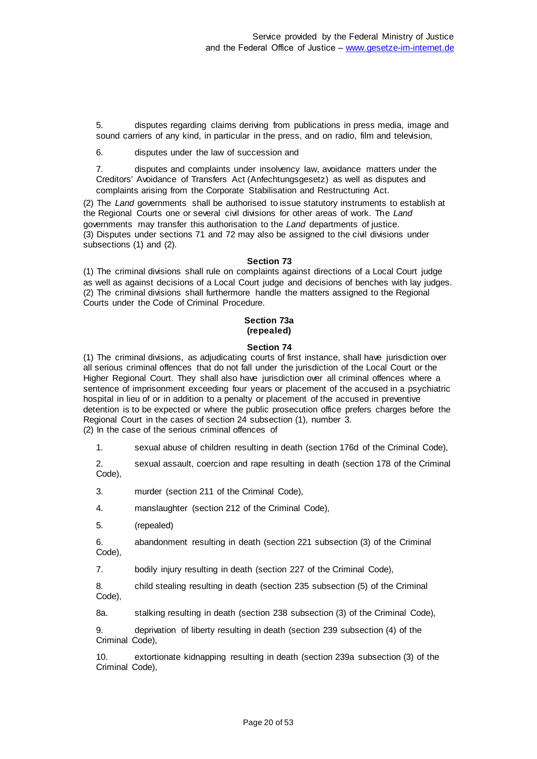5. disputes regarding claims deriving from publications in press media, image and sound carriers of any kind, in particular in the press, and on radio, film and television,

6. disputes under the law of succession and

7. disputes and complaints under insolvency law, avoidance matters under the Creditors' Avoidance of Transfers Act (Anfechtungsgesetz) as well as disputes and complaints arising from the Corporate Stabilisation and Restructuring Act.

(2) The *Land* governments shall be authorised to issue statutory instruments to establish at the Regional Courts one or several civil divisions for other areas of work. The *Land* governments may transfer this authorisation to the *Land* departments of justice.
(3) Disputes under sections 71 and 72 may also be assigned to the civil divisions under subsections (1) and (2).

**Section 73**

(1) The criminal divisions shall rule on complaints against directions of a Local Court judge as well as against decisions of a Local Court judge and decisions of benches with lay judges.
(2) The criminal divisions shall furthermore handle the matters assigned to the Regional Courts under the Code of Criminal Procedure.

**Section 73a**
**(repealed)**

**Section 74**

(1) The criminal divisions, as adjudicating courts of first instance, shall have jurisdiction over all serious criminal offences that do not fall under the jurisdiction of the Local Court or the Higher Regional Court. They shall also have jurisdiction over all criminal offences where a sentence of imprisonment exceeding four years or placement of the accused in a psychiatric hospital in lieu of or in addition to a penalty or placement of the accused in preventive detention is to be expected or where the public prosecution office prefers charges before the Regional Court in the cases of section 24 subsection (1), number 3.
(2) In the case of the serious criminal offences of

1. sexual abuse of children resulting in death (section 176d of the Criminal Code),

2. sexual assault, coercion and rape resulting in death (section 178 of the Criminal Code),

3. murder (section 211 of the Criminal Code),

4. manslaughter (section 212 of the Criminal Code),

5. (repealed)

6. abandonment resulting in death (section 221 subsection (3) of the Criminal Code),

7. bodily injury resulting in death (section 227 of the Criminal Code),

8. child stealing resulting in death (section 235 subsection (5) of the Criminal Code),

8a. stalking resulting in death (section 238 subsection (3) of the Criminal Code),

9. deprivation of liberty resulting in death (section 239 subsection (4) of the Criminal Code),

10. extortionate kidnapping resulting in death (section 239a subsection (3) of the Criminal Code),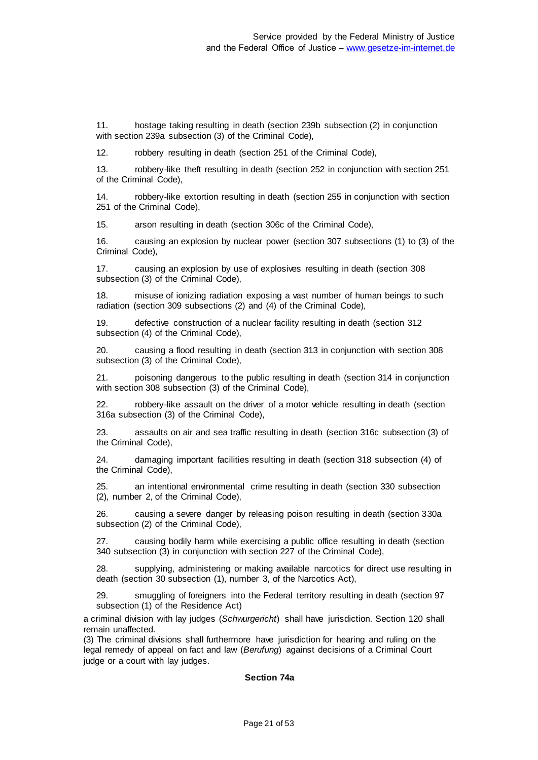11. hostage taking resulting in death (section 239b subsection (2) in conjunction with section 239a subsection (3) of the Criminal Code),

12. robbery resulting in death (section 251 of the Criminal Code),

13. robbery-like theft resulting in death (section 252 in conjunction with section 251 of the Criminal Code),

14. robbery-like extortion resulting in death (section 255 in conjunction with section 251 of the Criminal Code),

15. arson resulting in death (section 306c of the Criminal Code),

16. causing an explosion by nuclear power (section 307 subsections (1) to (3) of the Criminal Code),

17. causing an explosion by use of explosives resulting in death (section 308 subsection (3) of the Criminal Code),

18. misuse of ionizing radiation exposing a vast number of human beings to such radiation (section 309 subsections (2) and (4) of the Criminal Code),

19. defective construction of a nuclear facility resulting in death (section 312 subsection (4) of the Criminal Code),

20. causing a flood resulting in death (section 313 in conjunction with section 308 subsection (3) of the Criminal Code),

21. poisoning dangerous to the public resulting in death (section 314 in conjunction with section 308 subsection (3) of the Criminal Code),

22. robbery-like assault on the driver of a motor vehicle resulting in death (section 316a subsection (3) of the Criminal Code),

23. assaults on air and sea traffic resulting in death (section 316c subsection (3) of the Criminal Code),

24. damaging important facilities resulting in death (section 318 subsection (4) of the Criminal Code),

25. an intentional environmental crime resulting in death (section 330 subsection (2), number 2, of the Criminal Code),

26. causing a severe danger by releasing poison resulting in death (section 330a subsection (2) of the Criminal Code),

27. causing bodily harm while exercising a public office resulting in death (section 340 subsection (3) in conjunction with section 227 of the Criminal Code),

28. supplying, administering or making available narcotics for direct use resulting in death (section 30 subsection (1), number 3, of the Narcotics Act),

29. smuggling of foreigners into the Federal territory resulting in death (section 97 subsection (1) of the Residence Act)

a criminal division with lay judges (*Schwurgericht*) shall have jurisdiction. Section 120 shall remain unaffected.

(3) The criminal divisions shall furthermore have jurisdiction for hearing and ruling on the legal remedy of appeal on fact and law (*Berufung*) against decisions of a Criminal Court judge or a court with lay judges.

**Section 74a**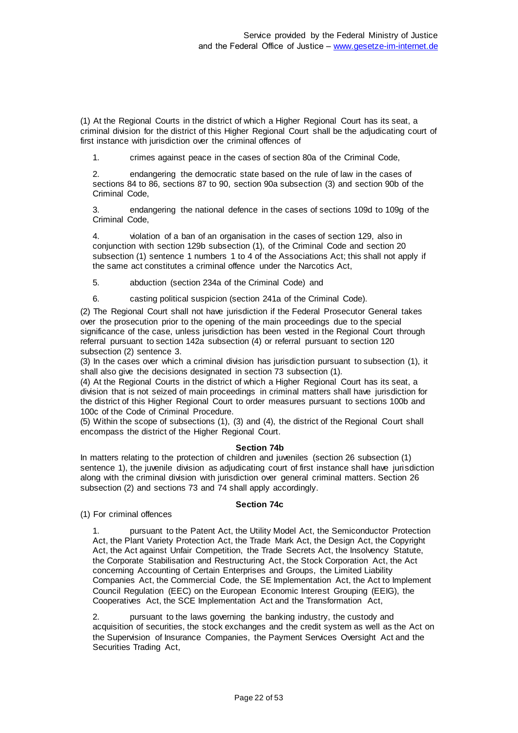(1) At the Regional Courts in the district of which a Higher Regional Court has its seat, a criminal division for the district of this Higher Regional Court shall be the adjudicating court of first instance with jurisdiction over the criminal offences of

1. crimes against peace in the cases of section 80a of the Criminal Code,

2. endangering the democratic state based on the rule of law in the cases of sections 84 to 86, sections 87 to 90, section 90a subsection (3) and section 90b of the Criminal Code,

3. endangering the national defence in the cases of sections 109d to 109g of the Criminal Code,

4. violation of a ban of an organisation in the cases of section 129, also in conjunction with section 129b subsection (1), of the Criminal Code and section 20 subsection (1) sentence 1 numbers 1 to 4 of the Associations Act; this shall not apply if the same act constitutes a criminal offence under the Narcotics Act,

5. abduction (section 234a of the Criminal Code) and

6. casting political suspicion (section 241a of the Criminal Code).

(2) The Regional Court shall not have jurisdiction if the Federal Prosecutor General takes over the prosecution prior to the opening of the main proceedings due to the special significance of the case, unless jurisdiction has been vested in the Regional Court through referral pursuant to section 142a subsection (4) or referral pursuant to section 120 subsection (2) sentence 3.

(3) In the cases over which a criminal division has jurisdiction pursuant to subsection (1), it shall also give the decisions designated in section 73 subsection (1).

(4) At the Regional Courts in the district of which a Higher Regional Court has its seat, a division that is not seized of main proceedings in criminal matters shall have jurisdiction for the district of this Higher Regional Court to order measures pursuant to sections 100b and 100c of the Code of Criminal Procedure.

(5) Within the scope of subsections (1), (3) and (4), the district of the Regional Court shall encompass the district of the Higher Regional Court.

### Section 74b

In matters relating to the protection of children and juveniles (section 26 subsection (1) sentence 1), the juvenile division as adjudicating court of first instance shall have jurisdiction along with the criminal division with jurisdiction over general criminal matters. Section 26 subsection (2) and sections 73 and 74 shall apply accordingly.

### Section 74c

(1) For criminal offences

1. pursuant to the Patent Act, the Utility Model Act, the Semiconductor Protection Act, the Plant Variety Protection Act, the Trade Mark Act, the Design Act, the Copyright Act, the Act against Unfair Competition, the Trade Secrets Act, the Insolvency Statute, the Corporate Stabilisation and Restructuring Act, the Stock Corporation Act, the Act concerning Accounting of Certain Enterprises and Groups, the Limited Liability Companies Act, the Commercial Code, the SE Implementation Act, the Act to Implement Council Regulation (EEC) on the European Economic Interest Grouping (EEIG), the Cooperatives Act, the SCE Implementation Act and the Transformation Act,

2. pursuant to the laws governing the banking industry, the custody and acquisition of securities, the stock exchanges and the credit system as well as the Act on the Supervision of Insurance Companies, the Payment Services Oversight Act and the Securities Trading Act,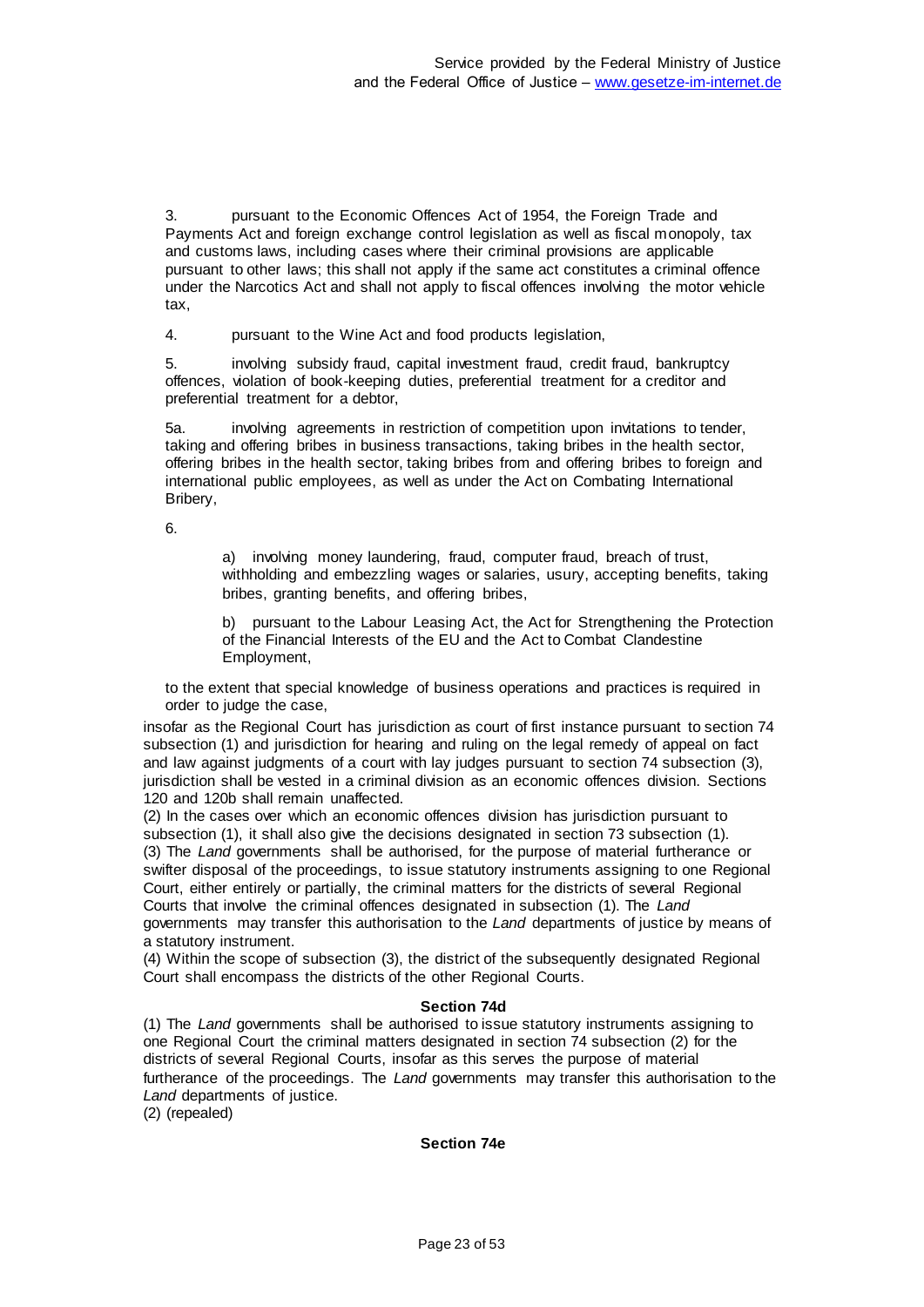3. pursuant to the Economic Offences Act of 1954, the Foreign Trade and Payments Act and foreign exchange control legislation as well as fiscal monopoly, tax and customs laws, including cases where their criminal provisions are applicable pursuant to other laws; this shall not apply if the same act constitutes a criminal offence under the Narcotics Act and shall not apply to fiscal offences involving the motor vehicle tax,

4. pursuant to the Wine Act and food products legislation,

5. involving subsidy fraud, capital investment fraud, credit fraud, bankruptcy offences, violation of book-keeping duties, preferential treatment for a creditor and preferential treatment for a debtor,

5a. involving agreements in restriction of competition upon invitations to tender, taking and offering bribes in business transactions, taking bribes in the health sector, offering bribes in the health sector, taking bribes from and offering bribes to foreign and international public employees, as well as under the Act on Combating International Bribery,

6.

a) involving money laundering, fraud, computer fraud, breach of trust, withholding and embezzling wages or salaries, usury, accepting benefits, taking bribes, granting benefits, and offering bribes,

b) pursuant to the Labour Leasing Act, the Act for Strengthening the Protection of the Financial Interests of the EU and the Act to Combat Clandestine Employment,

to the extent that special knowledge of business operations and practices is required in order to judge the case,

insofar as the Regional Court has jurisdiction as court of first instance pursuant to section 74 subsection (1) and jurisdiction for hearing and ruling on the legal remedy of appeal on fact and law against judgments of a court with lay judges pursuant to section 74 subsection (3), jurisdiction shall be vested in a criminal division as an economic offences division. Sections 120 and 120b shall remain unaffected.

(2) In the cases over which an economic offences division has jurisdiction pursuant to subsection (1), it shall also give the decisions designated in section 73 subsection (1).

(3) The *Land* governments shall be authorised, for the purpose of material furtherance or swifter disposal of the proceedings, to issue statutory instruments assigning to one Regional Court, either entirely or partially, the criminal matters for the districts of several Regional Courts that involve the criminal offences designated in subsection (1). The *Land* governments may transfer this authorisation to the *Land* departments of justice by means of a statutory instrument.

(4) Within the scope of subsection (3), the district of the subsequently designated Regional Court shall encompass the districts of the other Regional Courts.

### Section 74d

(1) The *Land* governments shall be authorised to issue statutory instruments assigning to one Regional Court the criminal matters designated in section 74 subsection (2) for the districts of several Regional Courts, insofar as this serves the purpose of material furtherance of the proceedings. The *Land* governments may transfer this authorisation to the *Land* departments of justice.

(2) (repealed)

### Section 74e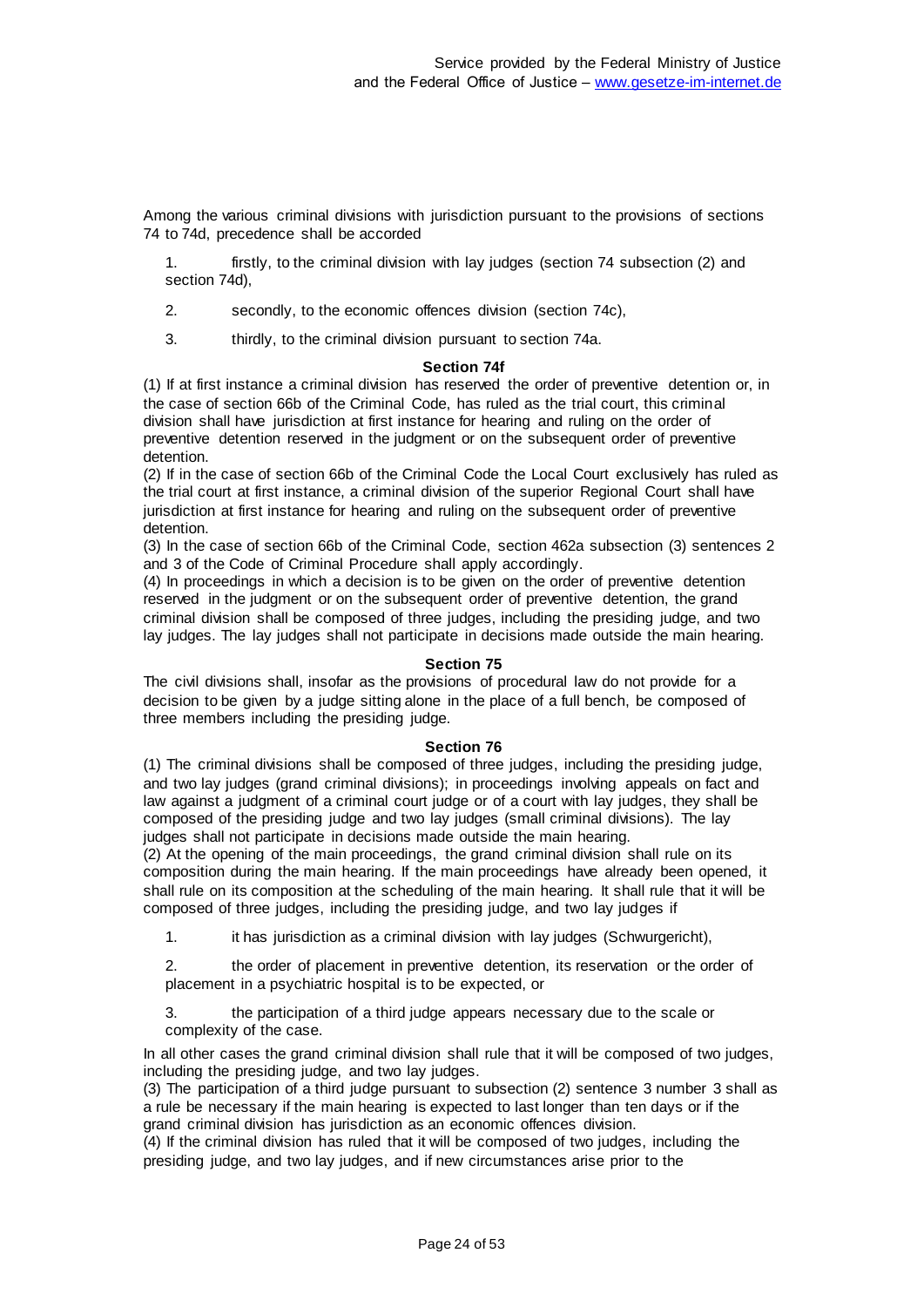Among the various criminal divisions with jurisdiction pursuant to the provisions of sections 74 to 74d, precedence shall be accorded

1. firstly, to the criminal division with lay judges (section 74 subsection (2) and section 74d),
2. secondly, to the economic offences division (section 74c),
3. thirdly, to the criminal division pursuant to section 74a.

### Section 74f

(1) If at first instance a criminal division has reserved the order of preventive detention or, in the case of section 66b of the Criminal Code, has ruled as the trial court, this criminal division shall have jurisdiction at first instance for hearing and ruling on the order of preventive detention reserved in the judgment or on the subsequent order of preventive detention.

(2) If in the case of section 66b of the Criminal Code the Local Court exclusively has ruled as the trial court at first instance, a criminal division of the superior Regional Court shall have jurisdiction at first instance for hearing and ruling on the subsequent order of preventive detention.

(3) In the case of section 66b of the Criminal Code, section 462a subsection (3) sentences 2 and 3 of the Code of Criminal Procedure shall apply accordingly.

(4) In proceedings in which a decision is to be given on the order of preventive detention reserved in the judgment or on the subsequent order of preventive detention, the grand criminal division shall be composed of three judges, including the presiding judge, and two lay judges. The lay judges shall not participate in decisions made outside the main hearing.

### Section 75

The civil divisions shall, insofar as the provisions of procedural law do not provide for a decision to be given by a judge sitting alone in the place of a full bench, be composed of three members including the presiding judge.

### Section 76

(1) The criminal divisions shall be composed of three judges, including the presiding judge, and two lay judges (grand criminal divisions); in proceedings involving appeals on fact and law against a judgment of a criminal court judge or of a court with lay judges, they shall be composed of the presiding judge and two lay judges (small criminal divisions). The lay judges shall not participate in decisions made outside the main hearing.

(2) At the opening of the main proceedings, the grand criminal division shall rule on its composition during the main hearing. If the main proceedings have already been opened, it shall rule on its composition at the scheduling of the main hearing. It shall rule that it will be composed of three judges, including the presiding judge, and two lay judges if

1. it has jurisdiction as a criminal division with lay judges (Schwurgericht),
2. the order of placement in preventive detention, its reservation or the order of placement in a psychiatric hospital is to be expected, or
3. the participation of a third judge appears necessary due to the scale or complexity of the case.

In all other cases the grand criminal division shall rule that it will be composed of two judges, including the presiding judge, and two lay judges.

(3) The participation of a third judge pursuant to subsection (2) sentence 3 number 3 shall as a rule be necessary if the main hearing is expected to last longer than ten days or if the grand criminal division has jurisdiction as an economic offences division.

(4) If the criminal division has ruled that it will be composed of two judges, including the presiding judge, and two lay judges, and if new circumstances arise prior to the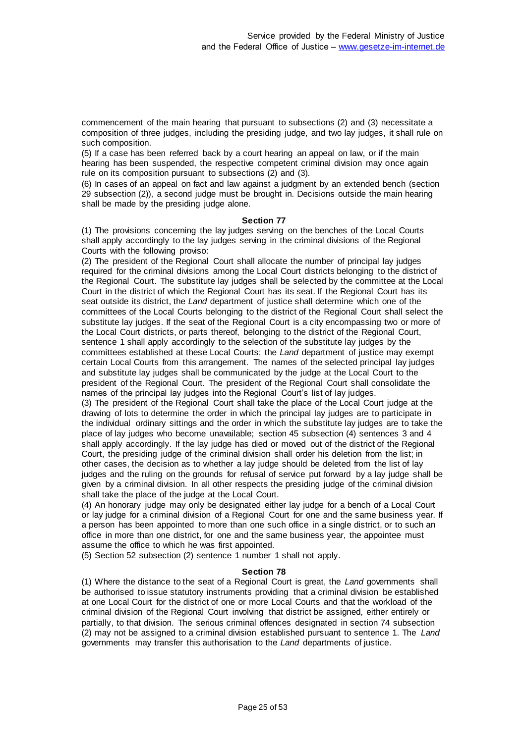commencement of the main hearing that pursuant to subsections (2) and (3) necessitate a composition of three judges, including the presiding judge, and two lay judges, it shall rule on such composition.

(5) If a case has been referred back by a court hearing an appeal on law, or if the main hearing has been suspended, the respective competent criminal division may once again rule on its composition pursuant to subsections (2) and (3).

(6) In cases of an appeal on fact and law against a judgment by an extended bench (section 29 subsection (2)), a second judge must be brought in. Decisions outside the main hearing shall be made by the presiding judge alone.

### Section 77

(1) The provisions concerning the lay judges serving on the benches of the Local Courts shall apply accordingly to the lay judges serving in the criminal divisions of the Regional Courts with the following proviso:

(2) The president of the Regional Court shall allocate the number of principal lay judges required for the criminal divisions among the Local Court districts belonging to the district of the Regional Court. The substitute lay judges shall be selected by the committee at the Local Court in the district of which the Regional Court has its seat. If the Regional Court has its seat outside its district, the *Land* department of justice shall determine which one of the committees of the Local Courts belonging to the district of the Regional Court shall select the substitute lay judges. If the seat of the Regional Court is a city encompassing two or more of the Local Court districts, or parts thereof, belonging to the district of the Regional Court, sentence 1 shall apply accordingly to the selection of the substitute lay judges by the committees established at these Local Courts; the *Land* department of justice may exempt certain Local Courts from this arrangement. The names of the selected principal lay judges and substitute lay judges shall be communicated by the judge at the Local Court to the president of the Regional Court. The president of the Regional Court shall consolidate the names of the principal lay judges into the Regional Court's list of lay judges.

(3) The president of the Regional Court shall take the place of the Local Court judge at the drawing of lots to determine the order in which the principal lay judges are to participate in the individual ordinary sittings and the order in which the substitute lay judges are to take the place of lay judges who become unavailable; section 45 subsection (4) sentences 3 and 4 shall apply accordingly. If the lay judge has died or moved out of the district of the Regional Court, the presiding judge of the criminal division shall order his deletion from the list; in other cases, the decision as to whether a lay judge should be deleted from the list of lay judges and the ruling on the grounds for refusal of service put forward by a lay judge shall be given by a criminal division. In all other respects the presiding judge of the criminal division shall take the place of the judge at the Local Court.

(4) An honorary judge may only be designated either lay judge for a bench of a Local Court or lay judge for a criminal division of a Regional Court for one and the same business year. If a person has been appointed to more than one such office in a single district, or to such an office in more than one district, for one and the same business year, the appointee must assume the office to which he was first appointed.

(5) Section 52 subsection (2) sentence 1 number 1 shall not apply.

### Section 78

(1) Where the distance to the seat of a Regional Court is great, the *Land* governments shall be authorised to issue statutory instruments providing that a criminal division be established at one Local Court for the district of one or more Local Courts and that the workload of the criminal division of the Regional Court involving that district be assigned, either entirely or partially, to that division. The serious criminal offences designated in section 74 subsection (2) may not be assigned to a criminal division established pursuant to sentence 1. The *Land* governments may transfer this authorisation to the *Land* departments of justice.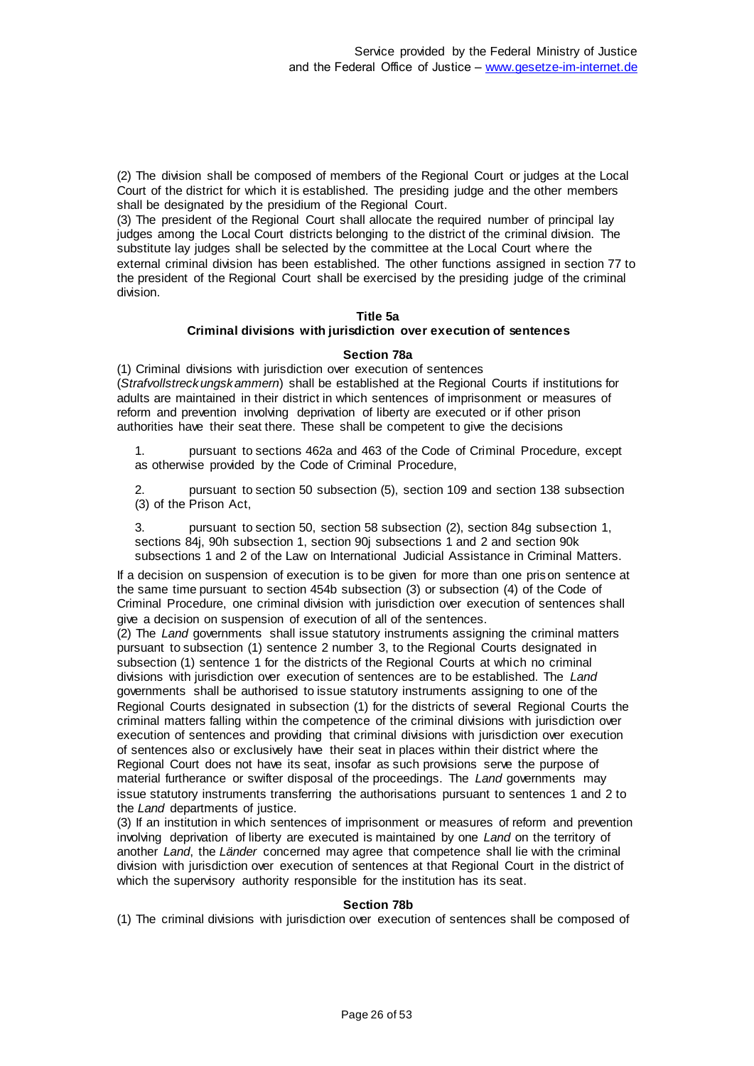(2) The division shall be composed of members of the Regional Court or judges at the Local Court of the district for which it is established. The presiding judge and the other members shall be designated by the presidium of the Regional Court.
(3) The president of the Regional Court shall allocate the required number of principal lay judges among the Local Court districts belonging to the district of the criminal division. The substitute lay judges shall be selected by the committee at the Local Court where the external criminal division has been established. The other functions assigned in section 77 to the president of the Regional Court shall be exercised by the presiding judge of the criminal division.

**Title 5a**
**Criminal divisions with jurisdiction over execution of sentences**

**Section 78a**

(1) Criminal divisions with jurisdiction over execution of sentences (*Strafvollstreckungskammern*) shall be established at the Regional Courts if institutions for adults are maintained in their district in which sentences of imprisonment or measures of reform and prevention involving deprivation of liberty are executed or if other prison authorities have their seat there. These shall be competent to give the decisions

1. pursuant to sections 462a and 463 of the Code of Criminal Procedure, except as otherwise provided by the Code of Criminal Procedure,

2. pursuant to section 50 subsection (5), section 109 and section 138 subsection (3) of the Prison Act,

3. pursuant to section 50, section 58 subsection (2), section 84g subsection 1, sections 84j, 90h subsection 1, section 90j subsections 1 and 2 and section 90k subsections 1 and 2 of the Law on International Judicial Assistance in Criminal Matters.

If a decision on suspension of execution is to be given for more than one prison sentence at the same time pursuant to section 454b subsection (3) or subsection (4) of the Code of Criminal Procedure, one criminal division with jurisdiction over execution of sentences shall give a decision on suspension of execution of all of the sentences.
(2) The *Land* governments shall issue statutory instruments assigning the criminal matters pursuant to subsection (1) sentence 2 number 3, to the Regional Courts designated in subsection (1) sentence 1 for the districts of the Regional Courts at which no criminal divisions with jurisdiction over execution of sentences are to be established. The *Land* governments shall be authorised to issue statutory instruments assigning to one of the Regional Courts designated in subsection (1) for the districts of several Regional Courts the criminal matters falling within the competence of the criminal divisions with jurisdiction over execution of sentences and providing that criminal divisions with jurisdiction over execution of sentences also or exclusively have their seat in places within their district where the Regional Court does not have its seat, insofar as such provisions serve the purpose of material furtherance or swifter disposal of the proceedings. The *Land* governments may issue statutory instruments transferring the authorisations pursuant to sentences 1 and 2 to the *Land* departments of justice.
(3) If an institution in which sentences of imprisonment or measures of reform and prevention involving deprivation of liberty are executed is maintained by one *Land* on the territory of another *Land*, the *Länder* concerned may agree that competence shall lie with the criminal division with jurisdiction over execution of sentences at that Regional Court in the district of which the supervisory authority responsible for the institution has its seat.

**Section 78b**

(1) The criminal divisions with jurisdiction over execution of sentences shall be composed of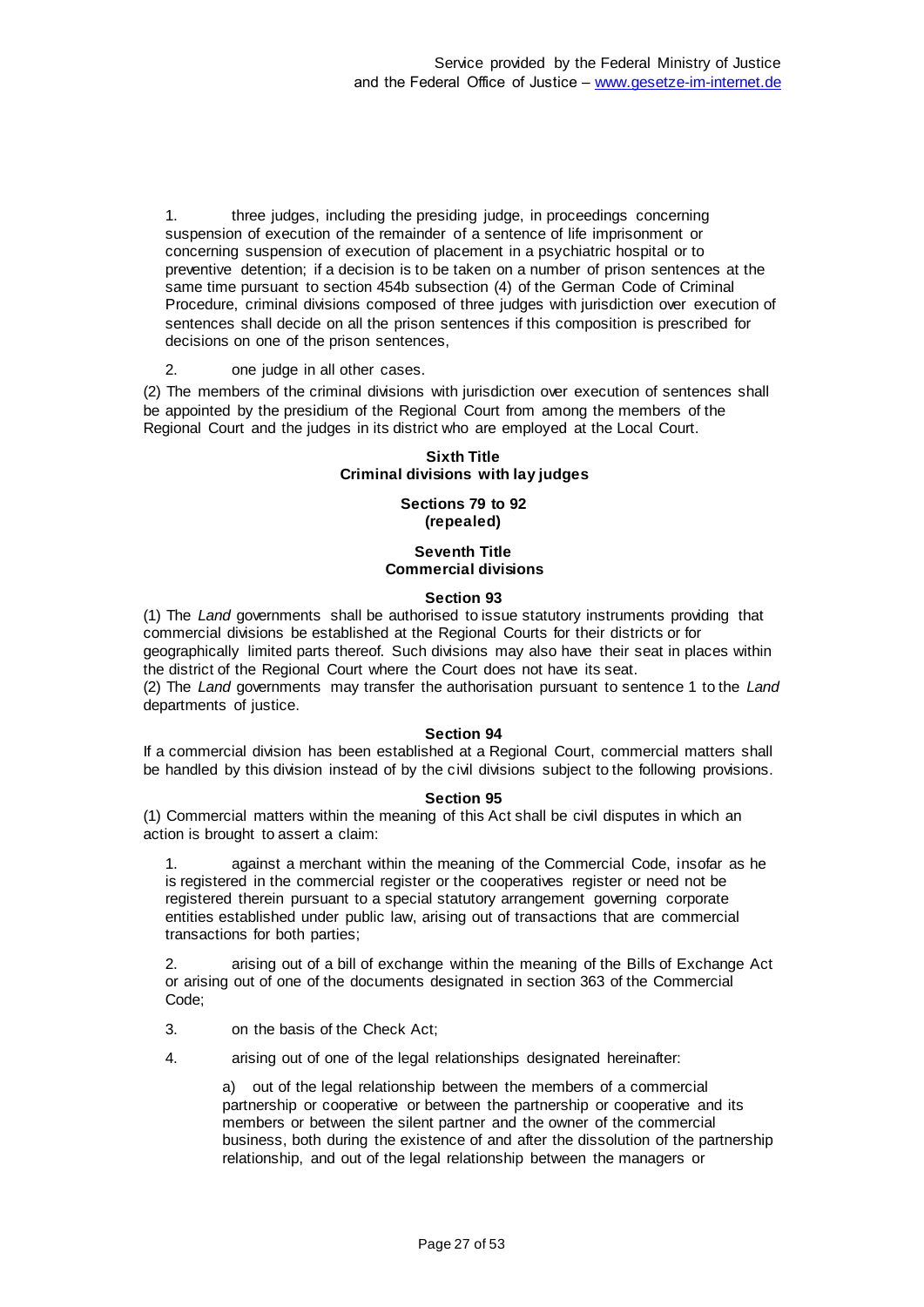1. three judges, including the presiding judge, in proceedings concerning suspension of execution of the remainder of a sentence of life imprisonment or concerning suspension of execution of placement in a psychiatric hospital or to preventive detention; if a decision is to be taken on a number of prison sentences at the same time pursuant to section 454b subsection (4) of the German Code of Criminal Procedure, criminal divisions composed of three judges with jurisdiction over execution of sentences shall decide on all the prison sentences if this composition is prescribed for decisions on one of the prison sentences,

2. one judge in all other cases.

(2) The members of the criminal divisions with jurisdiction over execution of sentences shall be appointed by the presidium of the Regional Court from among the members of the Regional Court and the judges in its district who are employed at the Local Court.

## Sixth Title
## Criminal divisions with lay judges

### Sections 79 to 92
### (repealed)

## Seventh Title
## Commercial divisions

### Section 93

(1) The *Land* governments shall be authorised to issue statutory instruments providing that commercial divisions be established at the Regional Courts for their districts or for geographically limited parts thereof. Such divisions may also have their seat in places within the district of the Regional Court where the Court does not have its seat.

(2) The *Land* governments may transfer the authorisation pursuant to sentence 1 to the *Land* departments of justice.

### Section 94

If a commercial division has been established at a Regional Court, commercial matters shall be handled by this division instead of by the civil divisions subject to the following provisions.

### Section 95

(1) Commercial matters within the meaning of this Act shall be civil disputes in which an action is brought to assert a claim:

1. against a merchant within the meaning of the Commercial Code, insofar as he is registered in the commercial register or the cooperatives register or need not be registered therein pursuant to a special statutory arrangement governing corporate entities established under public law, arising out of transactions that are commercial transactions for both parties;

2. arising out of a bill of exchange within the meaning of the Bills of Exchange Act or arising out of one of the documents designated in section 363 of the Commercial Code;

3. on the basis of the Check Act;

4. arising out of one of the legal relationships designated hereinafter:

   a) out of the legal relationship between the members of a commercial partnership or cooperative or between the partnership or cooperative and its members or between the silent partner and the owner of the commercial business, both during the existence of and after the dissolution of the partnership relationship, and out of the legal relationship between the managers or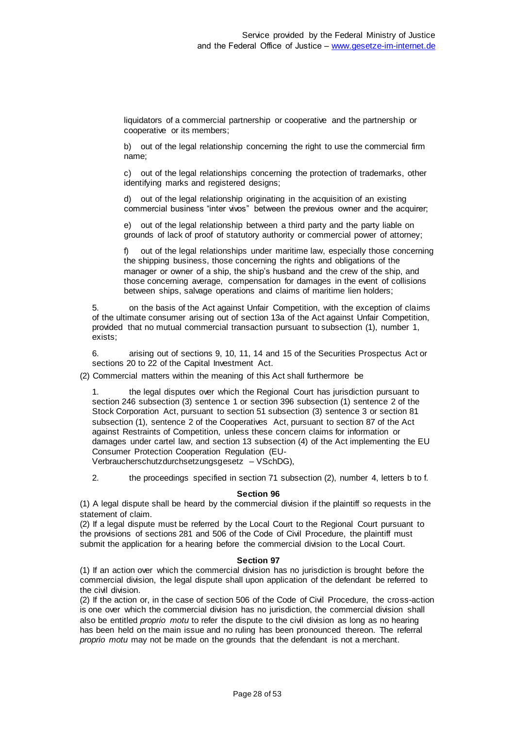liquidators of a commercial partnership or cooperative and the partnership or cooperative or its members;

b) out of the legal relationship concerning the right to use the commercial firm name;

c) out of the legal relationships concerning the protection of trademarks, other identifying marks and registered designs;

d) out of the legal relationship originating in the acquisition of an existing commercial business "inter vivos" between the previous owner and the acquirer;

e) out of the legal relationship between a third party and the party liable on grounds of lack of proof of statutory authority or commercial power of attorney;

f) out of the legal relationships under maritime law, especially those concerning the shipping business, those concerning the rights and obligations of the manager or owner of a ship, the ship's husband and the crew of the ship, and those concerning average, compensation for damages in the event of collisions between ships, salvage operations and claims of maritime lien holders;

5. on the basis of the Act against Unfair Competition, with the exception of claims of the ultimate consumer arising out of section 13a of the Act against Unfair Competition, provided that no mutual commercial transaction pursuant to subsection (1), number 1, exists;

6. arising out of sections 9, 10, 11, 14 and 15 of the Securities Prospectus Act or sections 20 to 22 of the Capital Investment Act.

(2) Commercial matters within the meaning of this Act shall furthermore be

1. the legal disputes over which the Regional Court has jurisdiction pursuant to section 246 subsection (3) sentence 1 or section 396 subsection (1) sentence 2 of the Stock Corporation Act, pursuant to section 51 subsection (3) sentence 3 or section 81 subsection (1), sentence 2 of the Cooperatives Act, pursuant to section 87 of the Act against Restraints of Competition, unless these concern claims for information or damages under cartel law, and section 13 subsection (4) of the Act implementing the EU Consumer Protection Cooperation Regulation (EU-Verbraucherschutzdurchsetzungsgesetz – VSchDG),

2. the proceedings specified in section 71 subsection (2), number 4, letters b to f.

### Section 96

(1) A legal dispute shall be heard by the commercial division if the plaintiff so requests in the statement of claim.

(2) If a legal dispute must be referred by the Local Court to the Regional Court pursuant to the provisions of sections 281 and 506 of the Code of Civil Procedure, the plaintiff must submit the application for a hearing before the commercial division to the Local Court.

### Section 97

(1) If an action over which the commercial division has no jurisdiction is brought before the commercial division, the legal dispute shall upon application of the defendant be referred to the civil division.

(2) If the action or, in the case of section 506 of the Code of Civil Procedure, the cross-action is one over which the commercial division has no jurisdiction, the commercial division shall also be entitled *proprio motu* to refer the dispute to the civil division as long as no hearing has been held on the main issue and no ruling has been pronounced thereon. The referral *proprio motu* may not be made on the grounds that the defendant is not a merchant.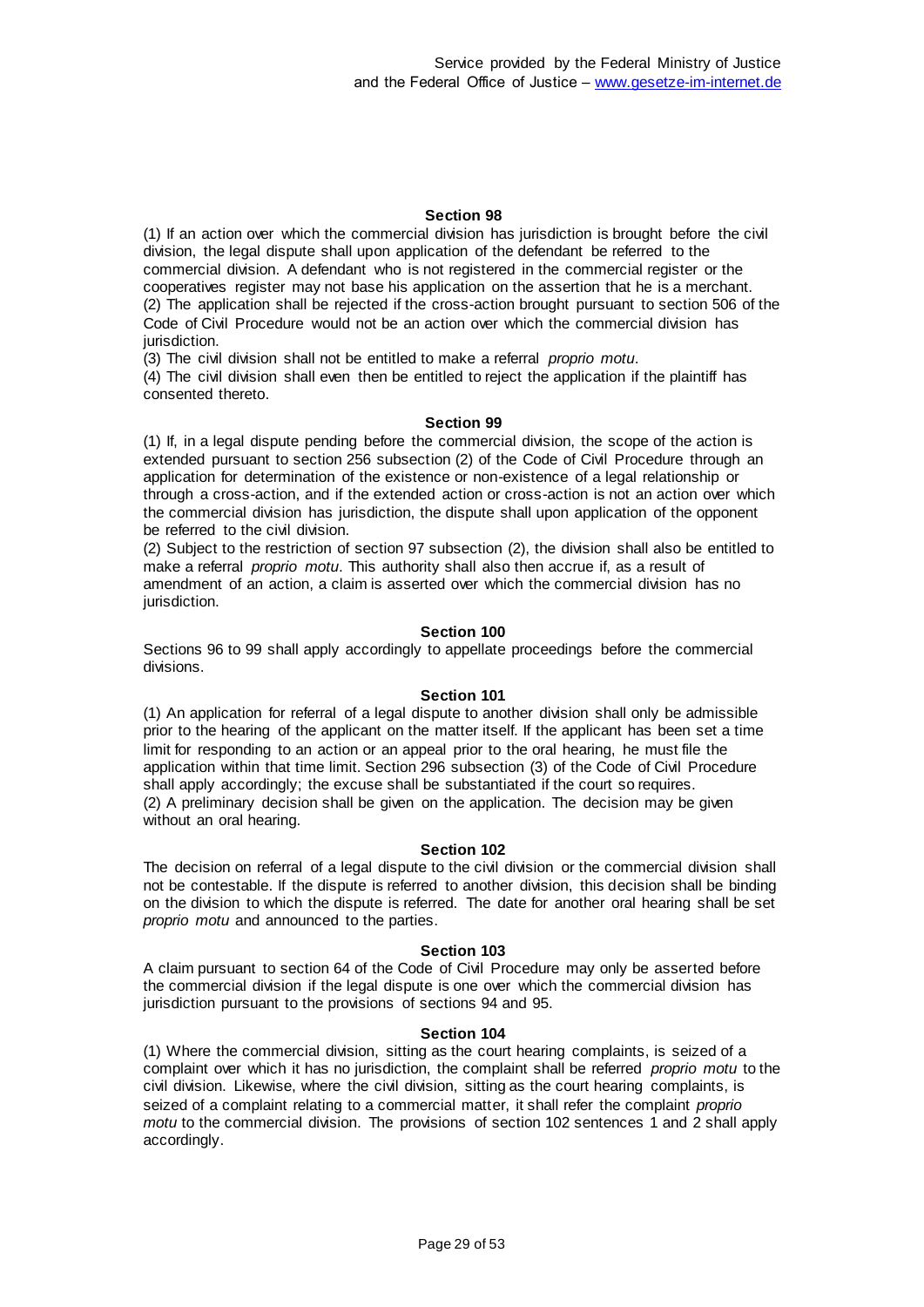#### Section 98

(1) If an action over which the commercial division has jurisdiction is brought before the civil division, the legal dispute shall upon application of the defendant be referred to the commercial division. A defendant who is not registered in the commercial register or the cooperatives register may not base his application on the assertion that he is a merchant.
(2) The application shall be rejected if the cross-action brought pursuant to section 506 of the Code of Civil Procedure would not be an action over which the commercial division has jurisdiction.
(3) The civil division shall not be entitled to make a referral *proprio motu*.
(4) The civil division shall even then be entitled to reject the application if the plaintiff has consented thereto.

#### Section 99

(1) If, in a legal dispute pending before the commercial division, the scope of the action is extended pursuant to section 256 subsection (2) of the Code of Civil Procedure through an application for determination of the existence or non-existence of a legal relationship or through a cross-action, and if the extended action or cross-action is not an action over which the commercial division has jurisdiction, the dispute shall upon application of the opponent be referred to the civil division.
(2) Subject to the restriction of section 97 subsection (2), the division shall also be entitled to make a referral *proprio motu*. This authority shall also then accrue if, as a result of amendment of an action, a claim is asserted over which the commercial division has no jurisdiction.

#### Section 100

Sections 96 to 99 shall apply accordingly to appellate proceedings before the commercial divisions.

#### Section 101

(1) An application for referral of a legal dispute to another division shall only be admissible prior to the hearing of the applicant on the matter itself. If the applicant has been set a time limit for responding to an action or an appeal prior to the oral hearing, he must file the application within that time limit. Section 296 subsection (3) of the Code of Civil Procedure shall apply accordingly; the excuse shall be substantiated if the court so requires.
(2) A preliminary decision shall be given on the application. The decision may be given without an oral hearing.

#### Section 102

The decision on referral of a legal dispute to the civil division or the commercial division shall not be contestable. If the dispute is referred to another division, this decision shall be binding on the division to which the dispute is referred. The date for another oral hearing shall be set *proprio motu* and announced to the parties.

#### Section 103

A claim pursuant to section 64 of the Code of Civil Procedure may only be asserted before the commercial division if the legal dispute is one over which the commercial division has jurisdiction pursuant to the provisions of sections 94 and 95.

#### Section 104

(1) Where the commercial division, sitting as the court hearing complaints, is seized of a complaint over which it has no jurisdiction, the complaint shall be referred *proprio motu* to the civil division. Likewise, where the civil division, sitting as the court hearing complaints, is seized of a complaint relating to a commercial matter, it shall refer the complaint *proprio motu* to the commercial division. The provisions of section 102 sentences 1 and 2 shall apply accordingly.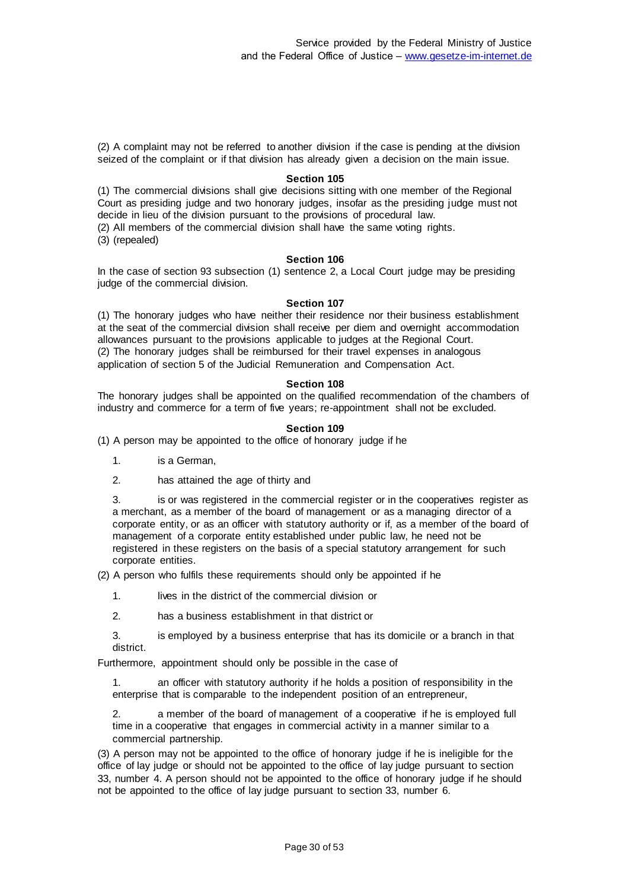(2) A complaint may not be referred to another division if the case is pending at the division seized of the complaint or if that division has already given a decision on the main issue.

#### Section 105

(1) The commercial divisions shall give decisions sitting with one member of the Regional Court as presiding judge and two honorary judges, insofar as the presiding judge must not decide in lieu of the division pursuant to the provisions of procedural law.
(2) All members of the commercial division shall have the same voting rights.
(3) (repealed)

#### Section 106

In the case of section 93 subsection (1) sentence 2, a Local Court judge may be presiding judge of the commercial division.

#### Section 107

(1) The honorary judges who have neither their residence nor their business establishment at the seat of the commercial division shall receive per diem and overnight accommodation allowances pursuant to the provisions applicable to judges at the Regional Court.
(2) The honorary judges shall be reimbursed for their travel expenses in analogous application of section 5 of the Judicial Remuneration and Compensation Act.

#### Section 108

The honorary judges shall be appointed on the qualified recommendation of the chambers of industry and commerce for a term of five years; re-appointment shall not be excluded.

#### Section 109

(1) A person may be appointed to the office of honorary judge if he

1. is a German,
2. has attained the age of thirty and
3. is or was registered in the commercial register or in the cooperatives register as a merchant, as a member of the board of management or as a managing director of a corporate entity, or as an officer with statutory authority or if, as a member of the board of management of a corporate entity established under public law, he need not be registered in these registers on the basis of a special statutory arrangement for such corporate entities.

(2) A person who fulfils these requirements should only be appointed if he

1. lives in the district of the commercial division or
2. has a business establishment in that district or
3. is employed by a business enterprise that has its domicile or a branch in that district.

Furthermore, appointment should only be possible in the case of

1. an officer with statutory authority if he holds a position of responsibility in the enterprise that is comparable to the independent position of an entrepreneur,
2. a member of the board of management of a cooperative if he is employed full time in a cooperative that engages in commercial activity in a manner similar to a commercial partnership.

(3) A person may not be appointed to the office of honorary judge if he is ineligible for the office of lay judge or should not be appointed to the office of lay judge pursuant to section 33, number 4. A person should not be appointed to the office of honorary judge if he should not be appointed to the office of lay judge pursuant to section 33, number 6.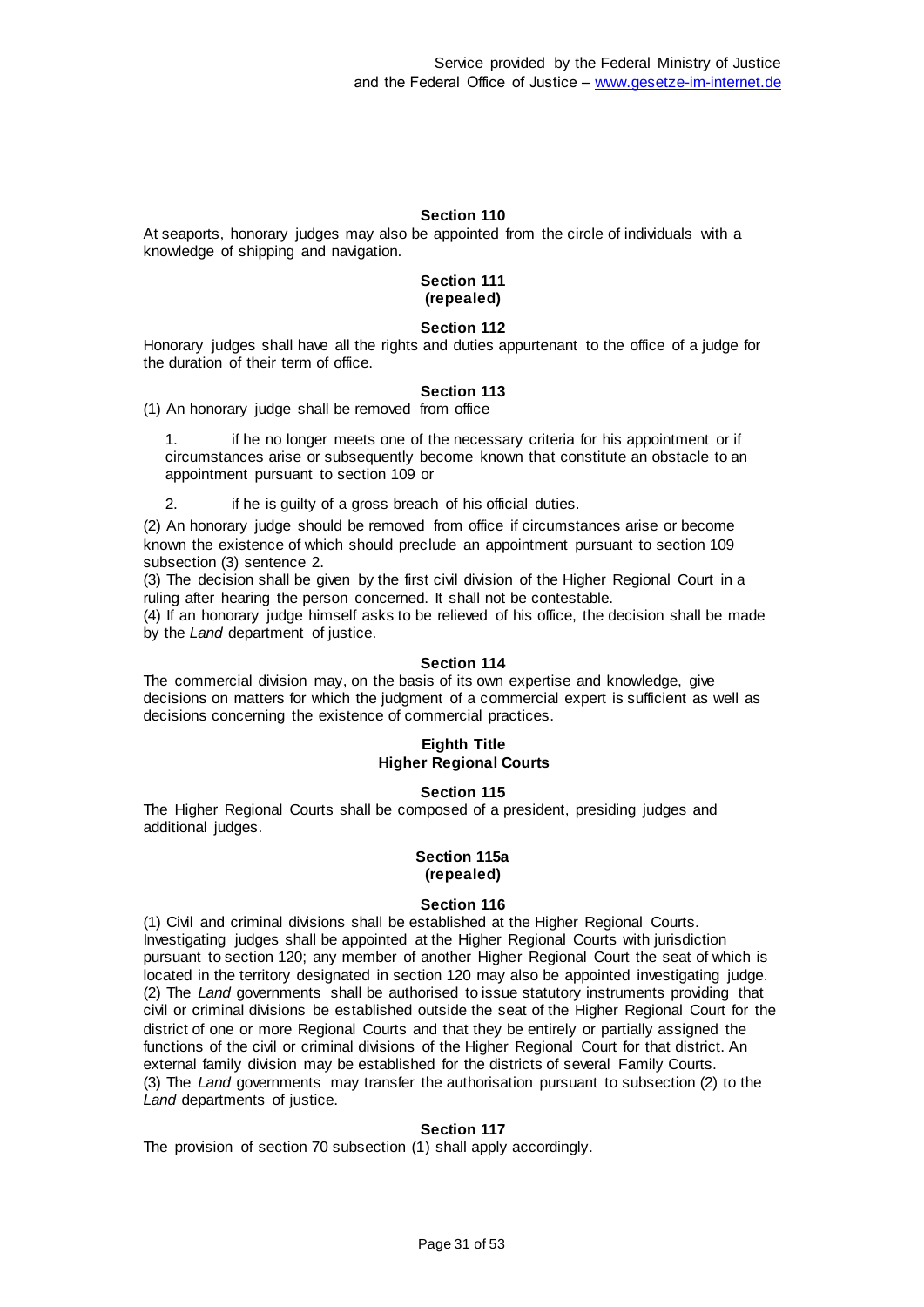#### Section 110

At seaports, honorary judges may also be appointed from the circle of individuals with a knowledge of shipping and navigation.

#### Section 111
#### (repealed)

#### Section 112

Honorary judges shall have all the rights and duties appurtenant to the office of a judge for the duration of their term of office.

#### Section 113

(1) An honorary judge shall be removed from office

1. if he no longer meets one of the necessary criteria for his appointment or if circumstances arise or subsequently become known that constitute an obstacle to an appointment pursuant to section 109 or

2. if he is guilty of a gross breach of his official duties.

(2) An honorary judge should be removed from office if circumstances arise or become known the existence of which should preclude an appointment pursuant to section 109 subsection (3) sentence 2.
(3) The decision shall be given by the first civil division of the Higher Regional Court in a ruling after hearing the person concerned. It shall not be contestable.
(4) If an honorary judge himself asks to be relieved of his office, the decision shall be made by the *Land* department of justice.

#### Section 114

The commercial division may, on the basis of its own expertise and knowledge, give decisions on matters for which the judgment of a commercial expert is sufficient as well as decisions concerning the existence of commercial practices.

### Eighth Title
### Higher Regional Courts

#### Section 115

The Higher Regional Courts shall be composed of a president, presiding judges and additional judges.

#### Section 115a
#### (repealed)

#### Section 116

(1) Civil and criminal divisions shall be established at the Higher Regional Courts. Investigating judges shall be appointed at the Higher Regional Courts with jurisdiction pursuant to section 120; any member of another Higher Regional Court the seat of which is located in the territory designated in section 120 may also be appointed investigating judge.
(2) The *Land* governments shall be authorised to issue statutory instruments providing that civil or criminal divisions be established outside the seat of the Higher Regional Court for the district of one or more Regional Courts and that they be entirely or partially assigned the functions of the civil or criminal divisions of the Higher Regional Court for that district. An external family division may be established for the districts of several Family Courts.
(3) The *Land* governments may transfer the authorisation pursuant to subsection (2) to the *Land* departments of justice.

#### Section 117

The provision of section 70 subsection (1) shall apply accordingly.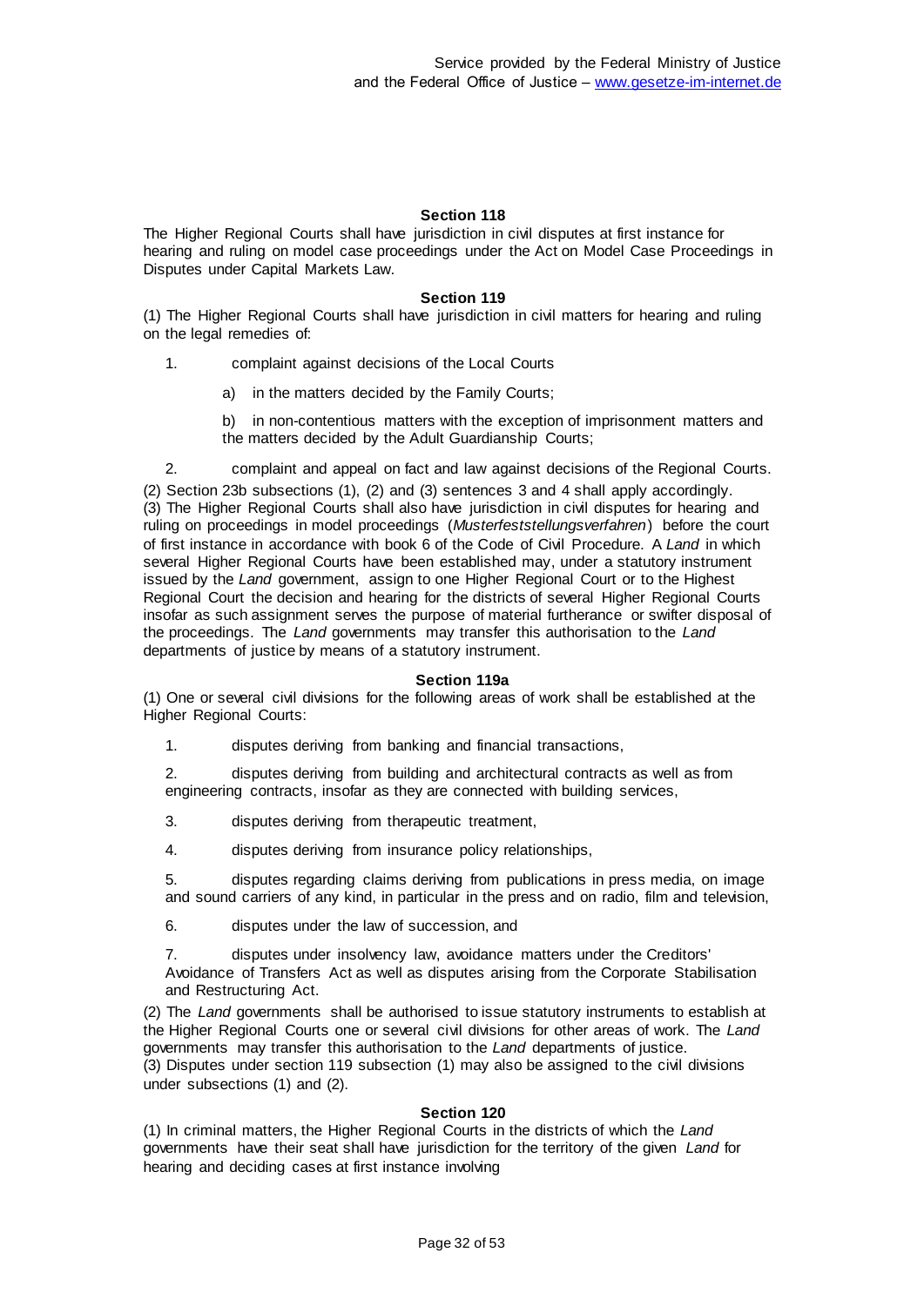#### Section 118

The Higher Regional Courts shall have jurisdiction in civil disputes at first instance for hearing and ruling on model case proceedings under the Act on Model Case Proceedings in Disputes under Capital Markets Law.

#### Section 119

(1) The Higher Regional Courts shall have jurisdiction in civil matters for hearing and ruling on the legal remedies of:

1. complaint against decisions of the Local Courts
   a) in the matters decided by the Family Courts;
   b) in non-contentious matters with the exception of imprisonment matters and the matters decided by the Adult Guardianship Courts;
2. complaint and appeal on fact and law against decisions of the Regional Courts.

(2) Section 23b subsections (1), (2) and (3) sentences 3 and 4 shall apply accordingly.
(3) The Higher Regional Courts shall also have jurisdiction in civil disputes for hearing and ruling on proceedings in model proceedings (*Musterfeststellungsverfahren*) before the court of first instance in accordance with book 6 of the Code of Civil Procedure. A *Land* in which several Higher Regional Courts have been established may, under a statutory instrument issued by the *Land* government, assign to one Higher Regional Court or to the Highest Regional Court the decision and hearing for the districts of several Higher Regional Courts insofar as such assignment serves the purpose of material furtherance or swifter disposal of the proceedings. The *Land* governments may transfer this authorisation to the *Land* departments of justice by means of a statutory instrument.

#### Section 119a

(1) One or several civil divisions for the following areas of work shall be established at the Higher Regional Courts:

1. disputes deriving from banking and financial transactions,
2. disputes deriving from building and architectural contracts as well as from engineering contracts, insofar as they are connected with building services,
3. disputes deriving from therapeutic treatment,
4. disputes deriving from insurance policy relationships,
5. disputes regarding claims deriving from publications in press media, on image and sound carriers of any kind, in particular in the press and on radio, film and television,
6. disputes under the law of succession, and
7. disputes under insolvency law, avoidance matters under the Creditors' Avoidance of Transfers Act as well as disputes arising from the Corporate Stabilisation and Restructuring Act.

(2) The *Land* governments shall be authorised to issue statutory instruments to establish at the Higher Regional Courts one or several civil divisions for other areas of work. The *Land* governments may transfer this authorisation to the *Land* departments of justice.
(3) Disputes under section 119 subsection (1) may also be assigned to the civil divisions under subsections (1) and (2).

#### Section 120

(1) In criminal matters, the Higher Regional Courts in the districts of which the *Land* governments have their seat shall have jurisdiction for the territory of the given *Land* for hearing and deciding cases at first instance involving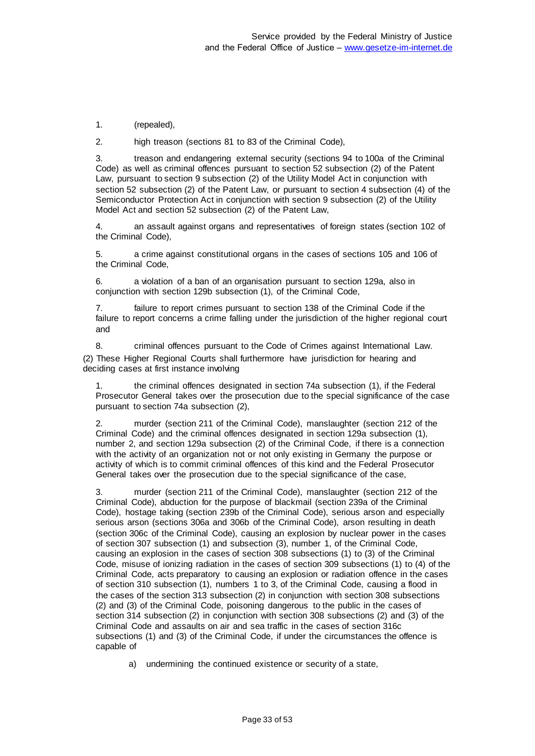1. (repealed),

2. high treason (sections 81 to 83 of the Criminal Code),

3. treason and endangering external security (sections 94 to 100a of the Criminal Code) as well as criminal offences pursuant to section 52 subsection (2) of the Patent Law, pursuant to section 9 subsection (2) of the Utility Model Act in conjunction with section 52 subsection (2) of the Patent Law, or pursuant to section 4 subsection (4) of the Semiconductor Protection Act in conjunction with section 9 subsection (2) of the Utility Model Act and section 52 subsection (2) of the Patent Law,

4. an assault against organs and representatives of foreign states (section 102 of the Criminal Code),

5. a crime against constitutional organs in the cases of sections 105 and 106 of the Criminal Code,

6. a violation of a ban of an organisation pursuant to section 129a, also in conjunction with section 129b subsection (1), of the Criminal Code,

7. failure to report crimes pursuant to section 138 of the Criminal Code if the failure to report concerns a crime falling under the jurisdiction of the higher regional court and

8. criminal offences pursuant to the Code of Crimes against International Law.

(2) These Higher Regional Courts shall furthermore have jurisdiction for hearing and deciding cases at first instance involving

1. the criminal offences designated in section 74a subsection (1), if the Federal Prosecutor General takes over the prosecution due to the special significance of the case pursuant to section 74a subsection (2),

2. murder (section 211 of the Criminal Code), manslaughter (section 212 of the Criminal Code) and the criminal offences designated in section 129a subsection (1), number 2, and section 129a subsection (2) of the Criminal Code, if there is a connection with the activity of an organization not or not only existing in Germany the purpose or activity of which is to commit criminal offences of this kind and the Federal Prosecutor General takes over the prosecution due to the special significance of the case,

3. murder (section 211 of the Criminal Code), manslaughter (section 212 of the Criminal Code), abduction for the purpose of blackmail (section 239a of the Criminal Code), hostage taking (section 239b of the Criminal Code), serious arson and especially serious arson (sections 306a and 306b of the Criminal Code), arson resulting in death (section 306c of the Criminal Code), causing an explosion by nuclear power in the cases of section 307 subsection (1) and subsection (3), number 1, of the Criminal Code, causing an explosion in the cases of section 308 subsections (1) to (3) of the Criminal Code, misuse of ionizing radiation in the cases of section 309 subsections (1) to (4) of the Criminal Code, acts preparatory to causing an explosion or radiation offence in the cases of section 310 subsection (1), numbers 1 to 3, of the Criminal Code, causing a flood in the cases of the section 313 subsection (2) in conjunction with section 308 subsections (2) and (3) of the Criminal Code, poisoning dangerous to the public in the cases of section 314 subsection (2) in conjunction with section 308 subsections (2) and (3) of the Criminal Code and assaults on air and sea traffic in the cases of section 316c subsections (1) and (3) of the Criminal Code, if under the circumstances the offence is capable of

   a) undermining the continued existence or security of a state,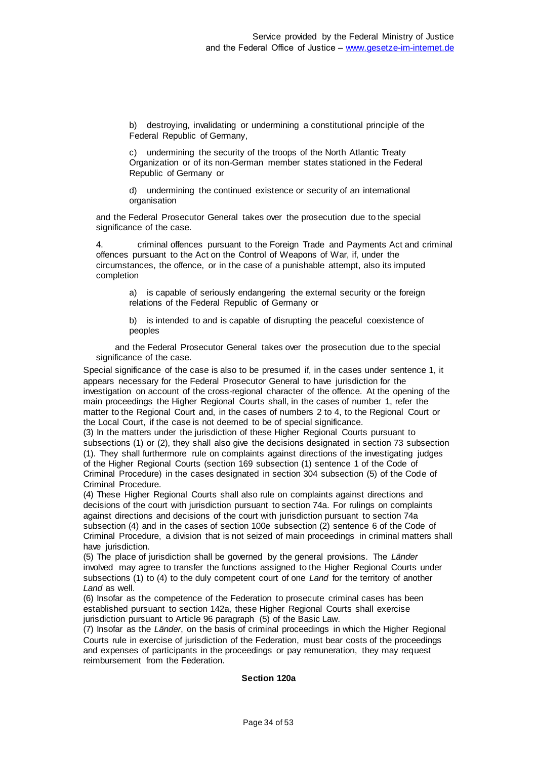b) destroying, invalidating or undermining a constitutional principle of the Federal Republic of Germany,

c) undermining the security of the troops of the North Atlantic Treaty Organization or of its non-German member states stationed in the Federal Republic of Germany or

d) undermining the continued existence or security of an international organisation

and the Federal Prosecutor General takes over the prosecution due to the special significance of the case.

4. criminal offences pursuant to the Foreign Trade and Payments Act and criminal offences pursuant to the Act on the Control of Weapons of War, if, under the circumstances, the offence, or in the case of a punishable attempt, also its imputed completion

a) is capable of seriously endangering the external security or the foreign relations of the Federal Republic of Germany or

b) is intended to and is capable of disrupting the peaceful coexistence of peoples

and the Federal Prosecutor General takes over the prosecution due to the special significance of the case.

Special significance of the case is also to be presumed if, in the cases under sentence 1, it appears necessary for the Federal Prosecutor General to have jurisdiction for the investigation on account of the cross-regional character of the offence. At the opening of the main proceedings the Higher Regional Courts shall, in the cases of number 1, refer the matter to the Regional Court and, in the cases of numbers 2 to 4, to the Regional Court or the Local Court, if the case is not deemed to be of special significance.

(3) In the matters under the jurisdiction of these Higher Regional Courts pursuant to subsections (1) or (2), they shall also give the decisions designated in section 73 subsection (1). They shall furthermore rule on complaints against directions of the investigating judges of the Higher Regional Courts (section 169 subsection (1) sentence 1 of the Code of Criminal Procedure) in the cases designated in section 304 subsection (5) of the Code of Criminal Procedure.

(4) These Higher Regional Courts shall also rule on complaints against directions and decisions of the court with jurisdiction pursuant to section 74a. For rulings on complaints against directions and decisions of the court with jurisdiction pursuant to section 74a subsection (4) and in the cases of section 100e subsection (2) sentence 6 of the Code of Criminal Procedure, a division that is not seized of main proceedings in criminal matters shall have jurisdiction.

(5) The place of jurisdiction shall be governed by the general provisions. The *Länder* involved may agree to transfer the functions assigned to the Higher Regional Courts under subsections (1) to (4) to the duly competent court of one *Land* for the territory of another *Land* as well.

(6) Insofar as the competence of the Federation to prosecute criminal cases has been established pursuant to section 142a, these Higher Regional Courts shall exercise jurisdiction pursuant to Article 96 paragraph (5) of the Basic Law.

(7) Insofar as the *Länder*, on the basis of criminal proceedings in which the Higher Regional Courts rule in exercise of jurisdiction of the Federation, must bear costs of the proceedings and expenses of participants in the proceedings or pay remuneration, they may request reimbursement from the Federation.

### Section 120a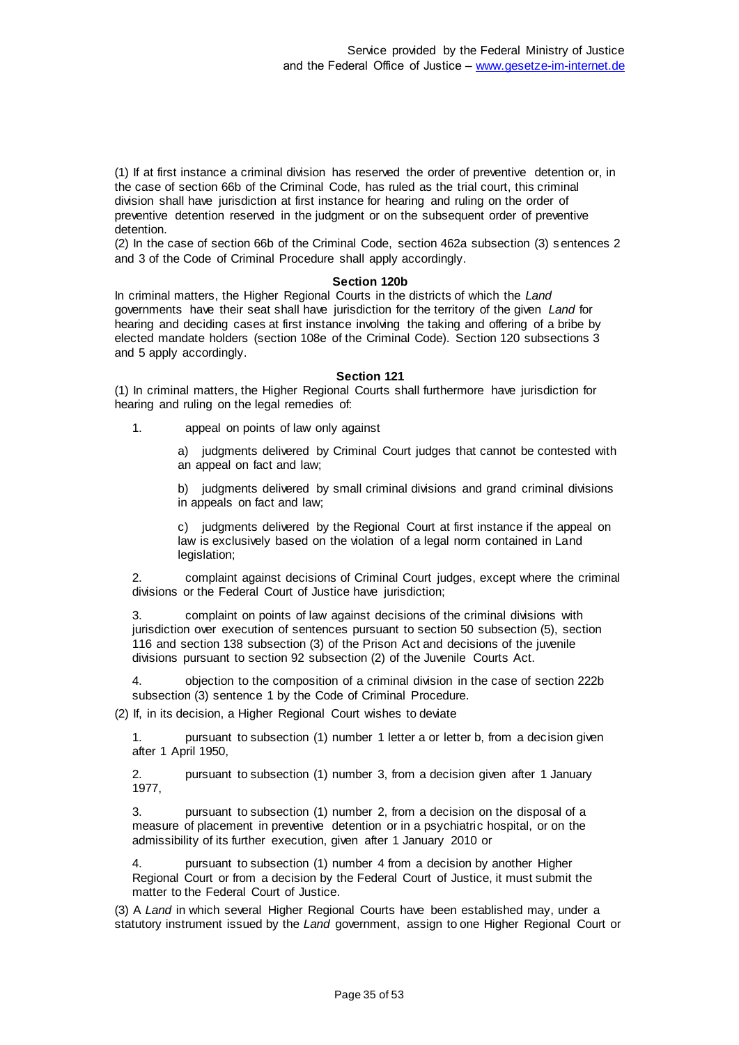(1) If at first instance a criminal division has reserved the order of preventive detention or, in the case of section 66b of the Criminal Code, has ruled as the trial court, this criminal division shall have jurisdiction at first instance for hearing and ruling on the order of preventive detention reserved in the judgment or on the subsequent order of preventive detention.

(2) In the case of section 66b of the Criminal Code, section 462a subsection (3) sentences 2 and 3 of the Code of Criminal Procedure shall apply accordingly.

### Section 120b

In criminal matters, the Higher Regional Courts in the districts of which the *Land* governments have their seat shall have jurisdiction for the territory of the given *Land* for hearing and deciding cases at first instance involving the taking and offering of a bribe by elected mandate holders (section 108e of the Criminal Code). Section 120 subsections 3 and 5 apply accordingly.

### Section 121

(1) In criminal matters, the Higher Regional Courts shall furthermore have jurisdiction for hearing and ruling on the legal remedies of:

1. appeal on points of law only against

   a) judgments delivered by Criminal Court judges that cannot be contested with an appeal on fact and law;

   b) judgments delivered by small criminal divisions and grand criminal divisions in appeals on fact and law;

   c) judgments delivered by the Regional Court at first instance if the appeal on law is exclusively based on the violation of a legal norm contained in Land legislation;

2. complaint against decisions of Criminal Court judges, except where the criminal divisions or the Federal Court of Justice have jurisdiction;

3. complaint on points of law against decisions of the criminal divisions with jurisdiction over execution of sentences pursuant to section 50 subsection (5), section 116 and section 138 subsection (3) of the Prison Act and decisions of the juvenile divisions pursuant to section 92 subsection (2) of the Juvenile Courts Act.

4. objection to the composition of a criminal division in the case of section 222b subsection (3) sentence 1 by the Code of Criminal Procedure.

(2) If, in its decision, a Higher Regional Court wishes to deviate

1. pursuant to subsection (1) number 1 letter a or letter b, from a decision given after 1 April 1950,

2. pursuant to subsection (1) number 3, from a decision given after 1 January 1977,

3. pursuant to subsection (1) number 2, from a decision on the disposal of a measure of placement in preventive detention or in a psychiatric hospital, or on the admissibility of its further execution, given after 1 January 2010 or

4. pursuant to subsection (1) number 4 from a decision by another Higher Regional Court or from a decision by the Federal Court of Justice, it must submit the matter to the Federal Court of Justice.

(3) A *Land* in which several Higher Regional Courts have been established may, under a statutory instrument issued by the *Land* government, assign to one Higher Regional Court or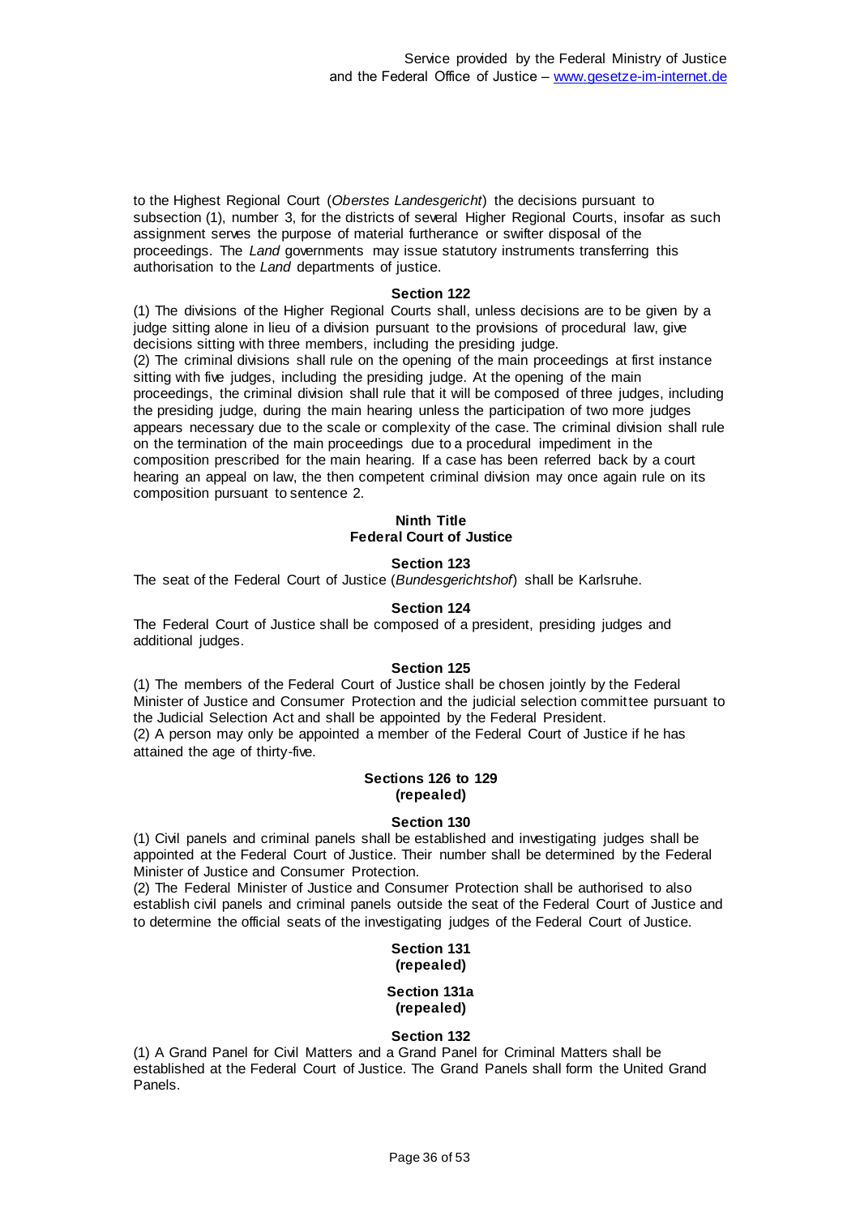to the Highest Regional Court (*Oberstes Landesgericht*) the decisions pursuant to subsection (1), number 3, for the districts of several Higher Regional Courts, insofar as such assignment serves the purpose of material furtherance or swifter disposal of the proceedings. The *Land* governments may issue statutory instruments transferring this authorisation to the *Land* departments of justice.

**Section 122**

(1) The divisions of the Higher Regional Courts shall, unless decisions are to be given by a judge sitting alone in lieu of a division pursuant to the provisions of procedural law, give decisions sitting with three members, including the presiding judge.
(2) The criminal divisions shall rule on the opening of the main proceedings at first instance sitting with five judges, including the presiding judge. At the opening of the main proceedings, the criminal division shall rule that it will be composed of three judges, including the presiding judge, during the main hearing unless the participation of two more judges appears necessary due to the scale or complexity of the case. The criminal division shall rule on the termination of the main proceedings due to a procedural impediment in the composition prescribed for the main hearing. If a case has been referred back by a court hearing an appeal on law, the then competent criminal division may once again rule on its composition pursuant to sentence 2.

## Ninth Title
## Federal Court of Justice

**Section 123**

The seat of the Federal Court of Justice (*Bundesgerichtshof*) shall be Karlsruhe.

**Section 124**

The Federal Court of Justice shall be composed of a president, presiding judges and additional judges.

**Section 125**

(1) The members of the Federal Court of Justice shall be chosen jointly by the Federal Minister of Justice and Consumer Protection and the judicial selection committee pursuant to the Judicial Selection Act and shall be appointed by the Federal President.
(2) A person may only be appointed a member of the Federal Court of Justice if he has attained the age of thirty-five.

**Sections 126 to 129**
**(repealed)**

**Section 130**

(1) Civil panels and criminal panels shall be established and investigating judges shall be appointed at the Federal Court of Justice. Their number shall be determined by the Federal Minister of Justice and Consumer Protection.
(2) The Federal Minister of Justice and Consumer Protection shall be authorised to also establish civil panels and criminal panels outside the seat of the Federal Court of Justice and to determine the official seats of the investigating judges of the Federal Court of Justice.

**Section 131**
**(repealed)**

**Section 131a**
**(repealed)**

**Section 132**

(1) A Grand Panel for Civil Matters and a Grand Panel for Criminal Matters shall be established at the Federal Court of Justice. The Grand Panels shall form the United Grand Panels.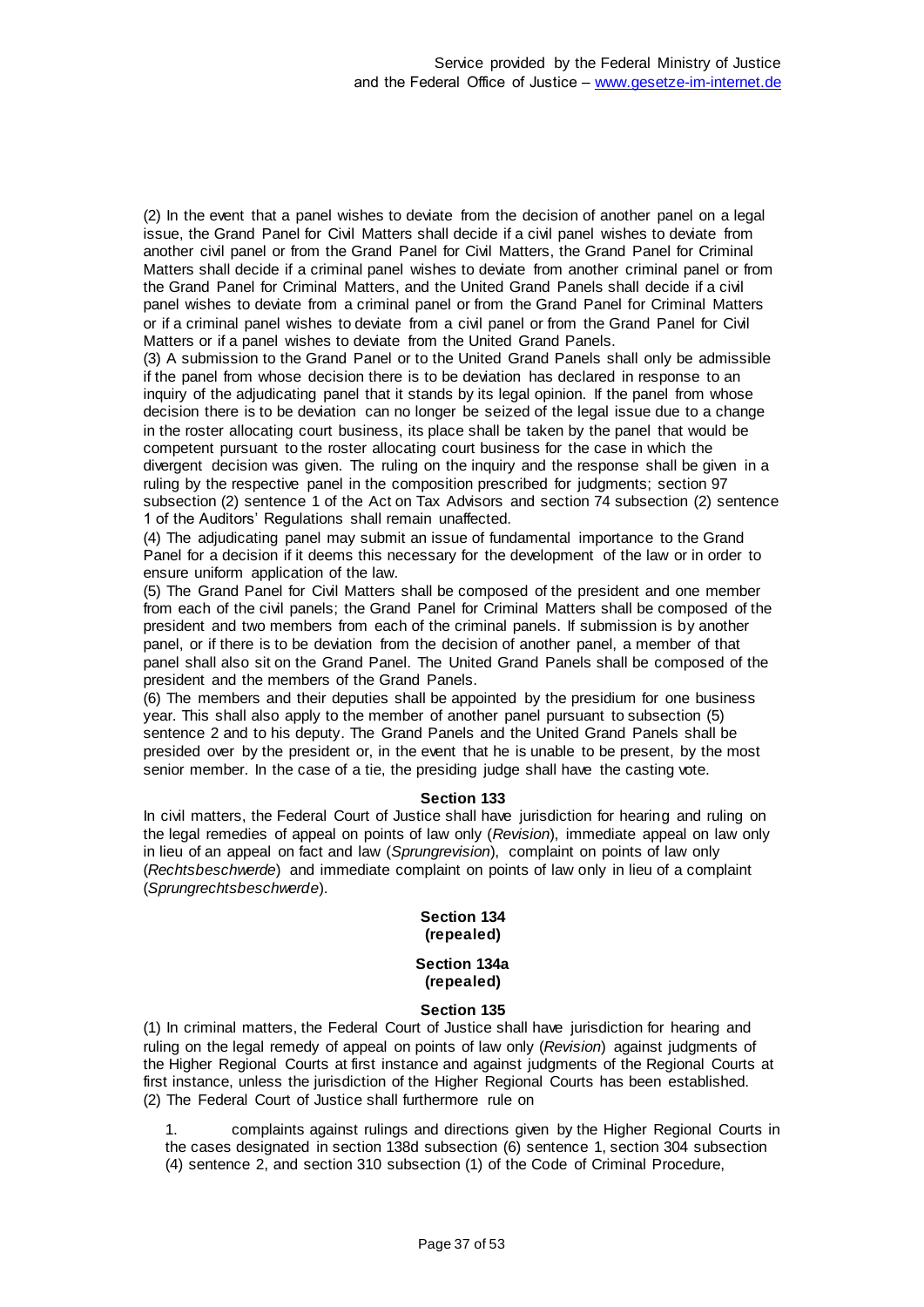(2) In the event that a panel wishes to deviate from the decision of another panel on a legal issue, the Grand Panel for Civil Matters shall decide if a civil panel wishes to deviate from another civil panel or from the Grand Panel for Civil Matters, the Grand Panel for Criminal Matters shall decide if a criminal panel wishes to deviate from another criminal panel or from the Grand Panel for Criminal Matters, and the United Grand Panels shall decide if a civil panel wishes to deviate from a criminal panel or from the Grand Panel for Criminal Matters or if a criminal panel wishes to deviate from a civil panel or from the Grand Panel for Civil Matters or if a panel wishes to deviate from the United Grand Panels.

(3) A submission to the Grand Panel or to the United Grand Panels shall only be admissible if the panel from whose decision there is to be deviation has declared in response to an inquiry of the adjudicating panel that it stands by its legal opinion. If the panel from whose decision there is to be deviation can no longer be seized of the legal issue due to a change in the roster allocating court business, its place shall be taken by the panel that would be competent pursuant to the roster allocating court business for the case in which the divergent decision was given. The ruling on the inquiry and the response shall be given in a ruling by the respective panel in the composition prescribed for judgments; section 97 subsection (2) sentence 1 of the Act on Tax Advisors and section 74 subsection (2) sentence 1 of the Auditors' Regulations shall remain unaffected.

(4) The adjudicating panel may submit an issue of fundamental importance to the Grand Panel for a decision if it deems this necessary for the development of the law or in order to ensure uniform application of the law.

(5) The Grand Panel for Civil Matters shall be composed of the president and one member from each of the civil panels; the Grand Panel for Criminal Matters shall be composed of the president and two members from each of the criminal panels. If submission is by another panel, or if there is to be deviation from the decision of another panel, a member of that panel shall also sit on the Grand Panel. The United Grand Panels shall be composed of the president and the members of the Grand Panels.

(6) The members and their deputies shall be appointed by the presidium for one business year. This shall also apply to the member of another panel pursuant to subsection (5) sentence 2 and to his deputy. The Grand Panels and the United Grand Panels shall be presided over by the president or, in the event that he is unable to be present, by the most senior member. In the case of a tie, the presiding judge shall have the casting vote.

#### Section 133

In civil matters, the Federal Court of Justice shall have jurisdiction for hearing and ruling on the legal remedies of appeal on points of law only (*Revision*), immediate appeal on law only in lieu of an appeal on fact and law (*Sprungrevision*), complaint on points of law only (*Rechtsbeschwerde*) and immediate complaint on points of law only in lieu of a complaint (*Sprungrechtsbeschwerde*).

#### Section 134
#### (repealed)

#### Section 134a
#### (repealed)

#### Section 135

(1) In criminal matters, the Federal Court of Justice shall have jurisdiction for hearing and ruling on the legal remedy of appeal on points of law only (*Revision*) against judgments of the Higher Regional Courts at first instance and against judgments of the Regional Courts at first instance, unless the jurisdiction of the Higher Regional Courts has been established.

(2) The Federal Court of Justice shall furthermore rule on

1. complaints against rulings and directions given by the Higher Regional Courts in the cases designated in section 138d subsection (6) sentence 1, section 304 subsection (4) sentence 2, and section 310 subsection (1) of the Code of Criminal Procedure,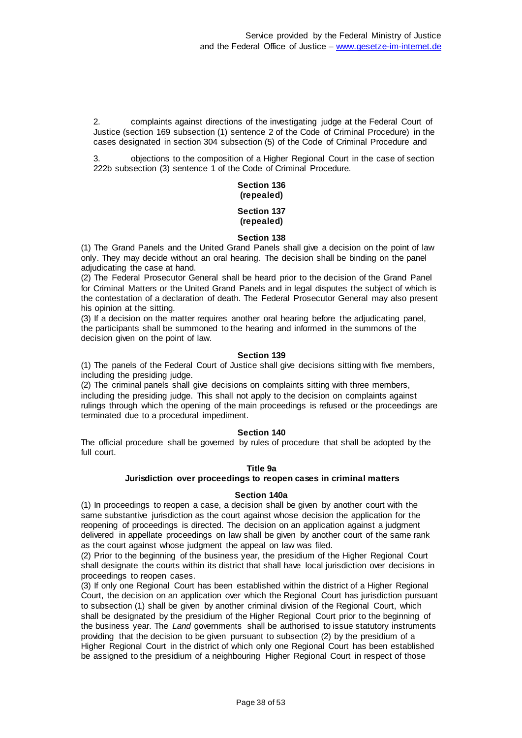2. complaints against directions of the investigating judge at the Federal Court of Justice (section 169 subsection (1) sentence 2 of the Code of Criminal Procedure) in the cases designated in section 304 subsection (5) of the Code of Criminal Procedure and

3. objections to the composition of a Higher Regional Court in the case of section 222b subsection (3) sentence 1 of the Code of Criminal Procedure.

### Section 136
**(repealed)**

### Section 137
**(repealed)**

### Section 138

(1) The Grand Panels and the United Grand Panels shall give a decision on the point of law only. They may decide without an oral hearing. The decision shall be binding on the panel adjudicating the case at hand.

(2) The Federal Prosecutor General shall be heard prior to the decision of the Grand Panel for Criminal Matters or the United Grand Panels and in legal disputes the subject of which is the contestation of a declaration of death. The Federal Prosecutor General may also present his opinion at the sitting.

(3) If a decision on the matter requires another oral hearing before the adjudicating panel, the participants shall be summoned to the hearing and informed in the summons of the decision given on the point of law.

### Section 139

(1) The panels of the Federal Court of Justice shall give decisions sitting with five members, including the presiding judge.

(2) The criminal panels shall give decisions on complaints sitting with three members, including the presiding judge. This shall not apply to the decision on complaints against rulings through which the opening of the main proceedings is refused or the proceedings are terminated due to a procedural impediment.

### Section 140

The official procedure shall be governed by rules of procedure that shall be adopted by the full court.

## Title 9a
## Jurisdiction over proceedings to reopen cases in criminal matters

### Section 140a

(1) In proceedings to reopen a case, a decision shall be given by another court with the same substantive jurisdiction as the court against whose decision the application for the reopening of proceedings is directed. The decision on an application against a judgment delivered in appellate proceedings on law shall be given by another court of the same rank as the court against whose judgment the appeal on law was filed.

(2) Prior to the beginning of the business year, the presidium of the Higher Regional Court shall designate the courts within its district that shall have local jurisdiction over decisions in proceedings to reopen cases.

(3) If only one Regional Court has been established within the district of a Higher Regional Court, the decision on an application over which the Regional Court has jurisdiction pursuant to subsection (1) shall be given by another criminal division of the Regional Court, which shall be designated by the presidium of the Higher Regional Court prior to the beginning of the business year. The *Land* governments shall be authorised to issue statutory instruments providing that the decision to be given pursuant to subsection (2) by the presidium of a Higher Regional Court in the district of which only one Regional Court has been established be assigned to the presidium of a neighbouring Higher Regional Court in respect of those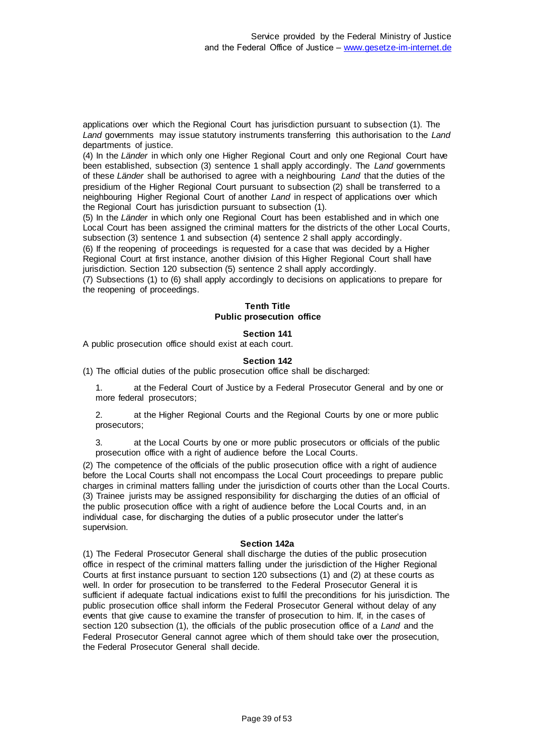applications over which the Regional Court has jurisdiction pursuant to subsection (1). The *Land* governments may issue statutory instruments transferring this authorisation to the *Land* departments of justice.

(4) In the *Länder* in which only one Higher Regional Court and only one Regional Court have been established, subsection (3) sentence 1 shall apply accordingly. The *Land* governments of these *Länder* shall be authorised to agree with a neighbouring *Land* that the duties of the presidium of the Higher Regional Court pursuant to subsection (2) shall be transferred to a neighbouring Higher Regional Court of another *Land* in respect of applications over which the Regional Court has jurisdiction pursuant to subsection (1).

(5) In the *Länder* in which only one Regional Court has been established and in which one Local Court has been assigned the criminal matters for the districts of the other Local Courts, subsection (3) sentence 1 and subsection (4) sentence 2 shall apply accordingly.

(6) If the reopening of proceedings is requested for a case that was decided by a Higher Regional Court at first instance, another division of this Higher Regional Court shall have jurisdiction. Section 120 subsection (5) sentence 2 shall apply accordingly.

(7) Subsections (1) to (6) shall apply accordingly to decisions on applications to prepare for the reopening of proceedings.

## Tenth Title
## Public prosecution office

### Section 141

A public prosecution office should exist at each court.

### Section 142

(1) The official duties of the public prosecution office shall be discharged:

1. at the Federal Court of Justice by a Federal Prosecutor General and by one or more federal prosecutors;

2. at the Higher Regional Courts and the Regional Courts by one or more public prosecutors;

3. at the Local Courts by one or more public prosecutors or officials of the public prosecution office with a right of audience before the Local Courts.

(2) The competence of the officials of the public prosecution office with a right of audience before the Local Courts shall not encompass the Local Court proceedings to prepare public charges in criminal matters falling under the jurisdiction of courts other than the Local Courts.

(3) Trainee jurists may be assigned responsibility for discharging the duties of an official of the public prosecution office with a right of audience before the Local Courts and, in an individual case, for discharging the duties of a public prosecutor under the latter's supervision.

### Section 142a

(1) The Federal Prosecutor General shall discharge the duties of the public prosecution office in respect of the criminal matters falling under the jurisdiction of the Higher Regional Courts at first instance pursuant to section 120 subsections (1) and (2) at these courts as well. In order for prosecution to be transferred to the Federal Prosecutor General it is sufficient if adequate factual indications exist to fulfil the preconditions for his jurisdiction. The public prosecution office shall inform the Federal Prosecutor General without delay of any events that give cause to examine the transfer of prosecution to him. If, in the cases of section 120 subsection (1), the officials of the public prosecution office of a *Land* and the Federal Prosecutor General cannot agree which of them should take over the prosecution, the Federal Prosecutor General shall decide.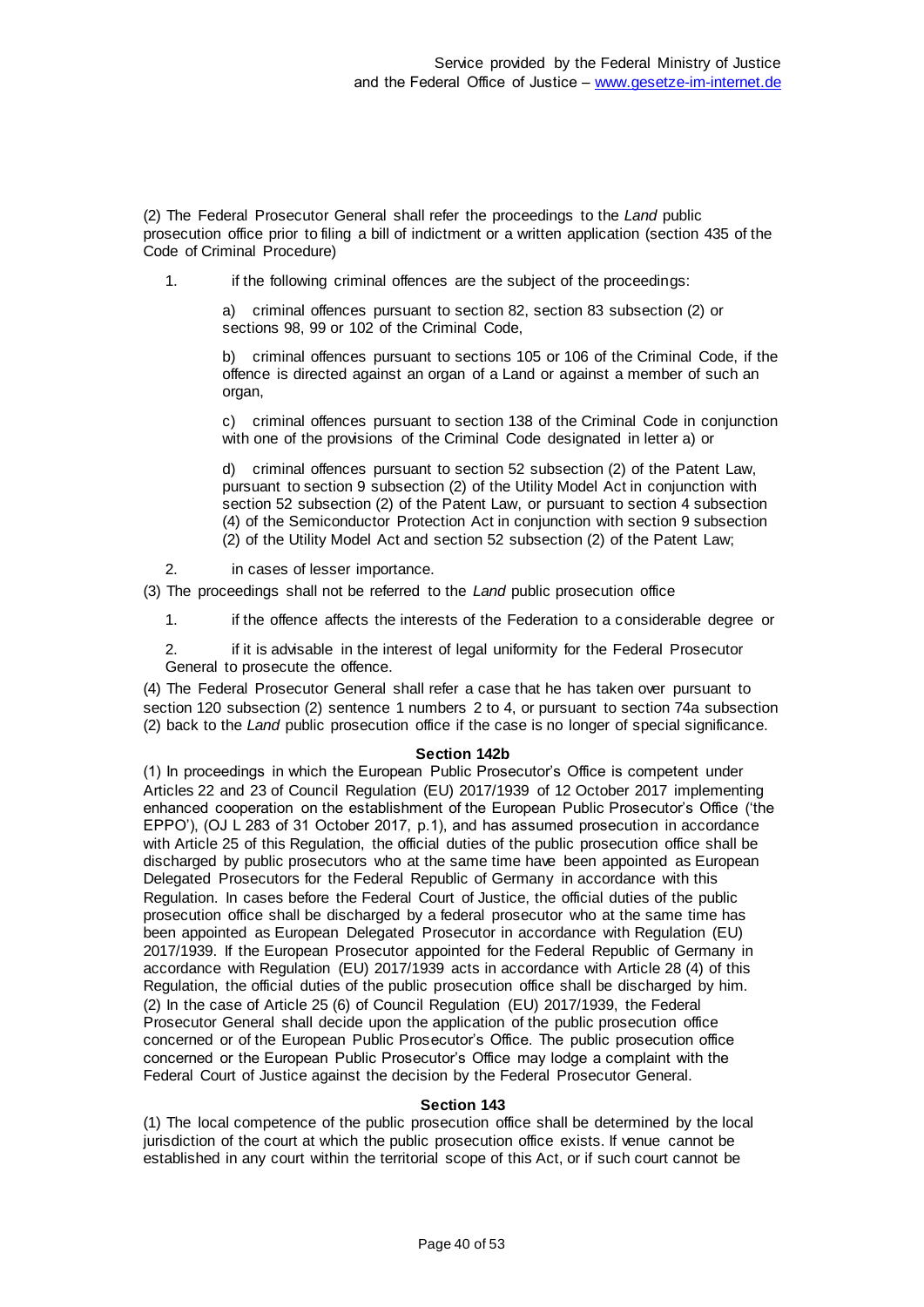(2) The Federal Prosecutor General shall refer the proceedings to the *Land* public prosecution office prior to filing a bill of indictment or a written application (section 435 of the Code of Criminal Procedure)

1. if the following criminal offences are the subject of the proceedings:

   a) criminal offences pursuant to section 82, section 83 subsection (2) or sections 98, 99 or 102 of the Criminal Code,

   b) criminal offences pursuant to sections 105 or 106 of the Criminal Code, if the offence is directed against an organ of a Land or against a member of such an organ,

   c) criminal offences pursuant to section 138 of the Criminal Code in conjunction with one of the provisions of the Criminal Code designated in letter a) or

   d) criminal offences pursuant to section 52 subsection (2) of the Patent Law, pursuant to section 9 subsection (2) of the Utility Model Act in conjunction with section 52 subsection (2) of the Patent Law, or pursuant to section 4 subsection (4) of the Semiconductor Protection Act in conjunction with section 9 subsection (2) of the Utility Model Act and section 52 subsection (2) of the Patent Law;

2. in cases of lesser importance.

(3) The proceedings shall not be referred to the *Land* public prosecution office

1. if the offence affects the interests of the Federation to a considerable degree or

2. if it is advisable in the interest of legal uniformity for the Federal Prosecutor General to prosecute the offence.

(4) The Federal Prosecutor General shall refer a case that he has taken over pursuant to section 120 subsection (2) sentence 1 numbers 2 to 4, or pursuant to section 74a subsection (2) back to the *Land* public prosecution office if the case is no longer of special significance.

**Section 142b**

(1) In proceedings in which the European Public Prosecutor's Office is competent under Articles 22 and 23 of Council Regulation (EU) 2017/1939 of 12 October 2017 implementing enhanced cooperation on the establishment of the European Public Prosecutor's Office ('the EPPO'), (OJ L 283 of 31 October 2017, p.1), and has assumed prosecution in accordance with Article 25 of this Regulation, the official duties of the public prosecution office shall be discharged by public prosecutors who at the same time have been appointed as European Delegated Prosecutors for the Federal Republic of Germany in accordance with this Regulation. In cases before the Federal Court of Justice, the official duties of the public prosecution office shall be discharged by a federal prosecutor who at the same time has been appointed as European Delegated Prosecutor in accordance with Regulation (EU) 2017/1939. If the European Prosecutor appointed for the Federal Republic of Germany in accordance with Regulation (EU) 2017/1939 acts in accordance with Article 28 (4) of this Regulation, the official duties of the public prosecution office shall be discharged by him.

(2) In the case of Article 25 (6) of Council Regulation (EU) 2017/1939, the Federal Prosecutor General shall decide upon the application of the public prosecution office concerned or of the European Public Prosecutor's Office. The public prosecution office concerned or the European Public Prosecutor's Office may lodge a complaint with the Federal Court of Justice against the decision by the Federal Prosecutor General.

**Section 143**

(1) The local competence of the public prosecution office shall be determined by the local jurisdiction of the court at which the public prosecution office exists. If venue cannot be established in any court within the territorial scope of this Act, or if such court cannot be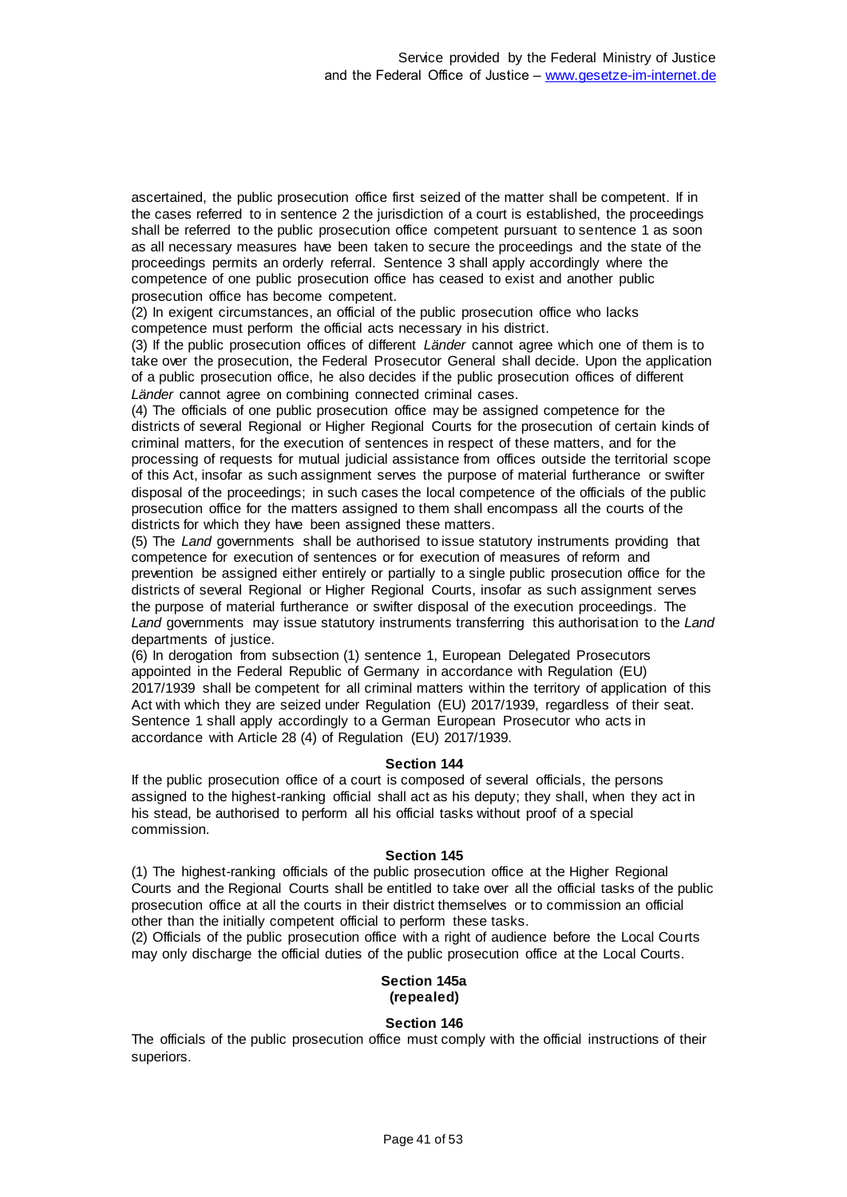ascertained, the public prosecution office first seized of the matter shall be competent. If in the cases referred to in sentence 2 the jurisdiction of a court is established, the proceedings shall be referred to the public prosecution office competent pursuant to sentence 1 as soon as all necessary measures have been taken to secure the proceedings and the state of the proceedings permits an orderly referral. Sentence 3 shall apply accordingly where the competence of one public prosecution office has ceased to exist and another public prosecution office has become competent.

(2) In exigent circumstances, an official of the public prosecution office who lacks competence must perform the official acts necessary in his district.

(3) If the public prosecution offices of different *Länder* cannot agree which one of them is to take over the prosecution, the Federal Prosecutor General shall decide. Upon the application of a public prosecution office, he also decides if the public prosecution offices of different *Länder* cannot agree on combining connected criminal cases.

(4) The officials of one public prosecution office may be assigned competence for the districts of several Regional or Higher Regional Courts for the prosecution of certain kinds of criminal matters, for the execution of sentences in respect of these matters, and for the processing of requests for mutual judicial assistance from offices outside the territorial scope of this Act, insofar as such assignment serves the purpose of material furtherance or swifter disposal of the proceedings; in such cases the local competence of the officials of the public prosecution office for the matters assigned to them shall encompass all the courts of the districts for which they have been assigned these matters.

(5) The *Land* governments shall be authorised to issue statutory instruments providing that competence for execution of sentences or for execution of measures of reform and prevention be assigned either entirely or partially to a single public prosecution office for the districts of several Regional or Higher Regional Courts, insofar as such assignment serves the purpose of material furtherance or swifter disposal of the execution proceedings. The *Land* governments may issue statutory instruments transferring this authorisation to the *Land* departments of justice.

(6) In derogation from subsection (1) sentence 1, European Delegated Prosecutors appointed in the Federal Republic of Germany in accordance with Regulation (EU) 2017/1939 shall be competent for all criminal matters within the territory of application of this Act with which they are seized under Regulation (EU) 2017/1939, regardless of their seat. Sentence 1 shall apply accordingly to a German European Prosecutor who acts in accordance with Article 28 (4) of Regulation (EU) 2017/1939.

### Section 144

If the public prosecution office of a court is composed of several officials, the persons assigned to the highest-ranking official shall act as his deputy; they shall, when they act in his stead, be authorised to perform all his official tasks without proof of a special commission.

### Section 145

(1) The highest-ranking officials of the public prosecution office at the Higher Regional Courts and the Regional Courts shall be entitled to take over all the official tasks of the public prosecution office at all the courts in their district themselves or to commission an official other than the initially competent official to perform these tasks.

(2) Officials of the public prosecution office with a right of audience before the Local Courts may only discharge the official duties of the public prosecution office at the Local Courts.

### Section 145a
**(repealed)**

### Section 146

The officials of the public prosecution office must comply with the official instructions of their superiors.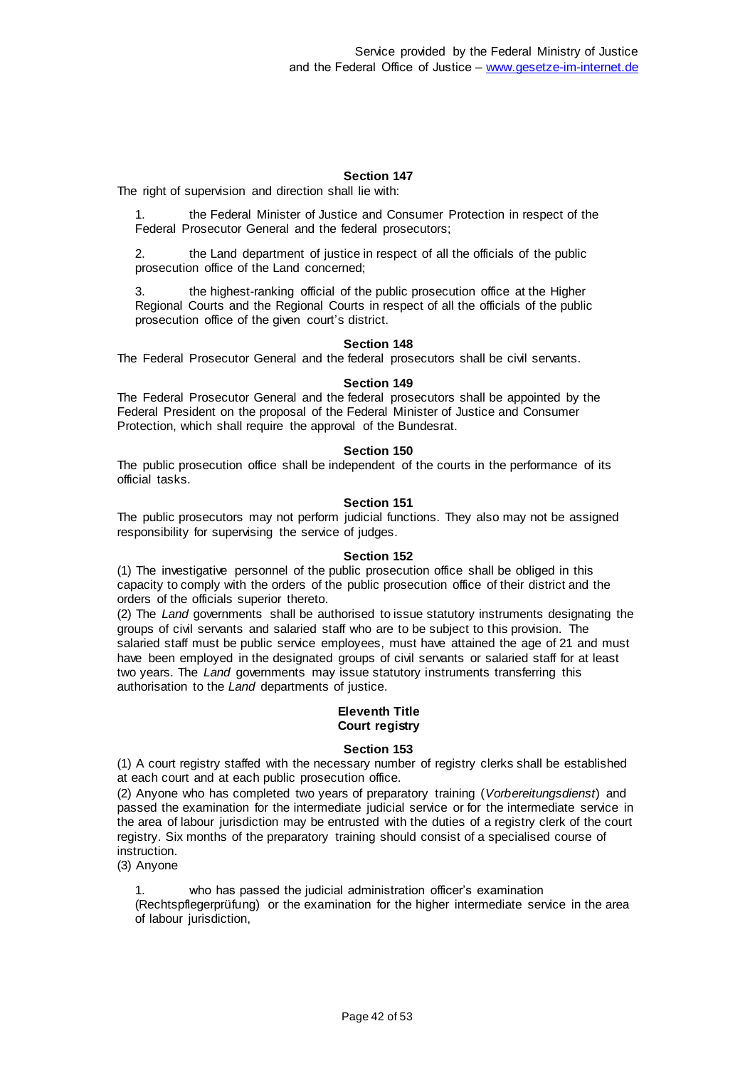#### Section 147

The right of supervision and direction shall lie with:

1. the Federal Minister of Justice and Consumer Protection in respect of the Federal Prosecutor General and the federal prosecutors;

2. the Land department of justice in respect of all the officials of the public prosecution office of the Land concerned;

3. the highest-ranking official of the public prosecution office at the Higher Regional Courts and the Regional Courts in respect of all the officials of the public prosecution office of the given court's district.

#### Section 148

The Federal Prosecutor General and the federal prosecutors shall be civil servants.

#### Section 149

The Federal Prosecutor General and the federal prosecutors shall be appointed by the Federal President on the proposal of the Federal Minister of Justice and Consumer Protection, which shall require the approval of the Bundesrat.

#### Section 150

The public prosecution office shall be independent of the courts in the performance of its official tasks.

#### Section 151

The public prosecutors may not perform judicial functions. They also may not be assigned responsibility for supervising the service of judges.

#### Section 152

(1) The investigative personnel of the public prosecution office shall be obliged in this capacity to comply with the orders of the public prosecution office of their district and the orders of the officials superior thereto.
(2) The *Land* governments shall be authorised to issue statutory instruments designating the groups of civil servants and salaried staff who are to be subject to this provision. The salaried staff must be public service employees, must have attained the age of 21 and must have been employed in the designated groups of civil servants or salaried staff for at least two years. The *Land* governments may issue statutory instruments transferring this authorisation to the *Land* departments of justice.

### Eleventh Title
### Court registry

#### Section 153

(1) A court registry staffed with the necessary number of registry clerks shall be established at each court and at each public prosecution office.
(2) Anyone who has completed two years of preparatory training (*Vorbereitungsdienst*) and passed the examination for the intermediate judicial service or for the intermediate service in the area of labour jurisdiction may be entrusted with the duties of a registry clerk of the court registry. Six months of the preparatory training should consist of a specialised course of instruction.
(3) Anyone

1. who has passed the judicial administration officer's examination (Rechtspflegerprüfung) or the examination for the higher intermediate service in the area of labour jurisdiction,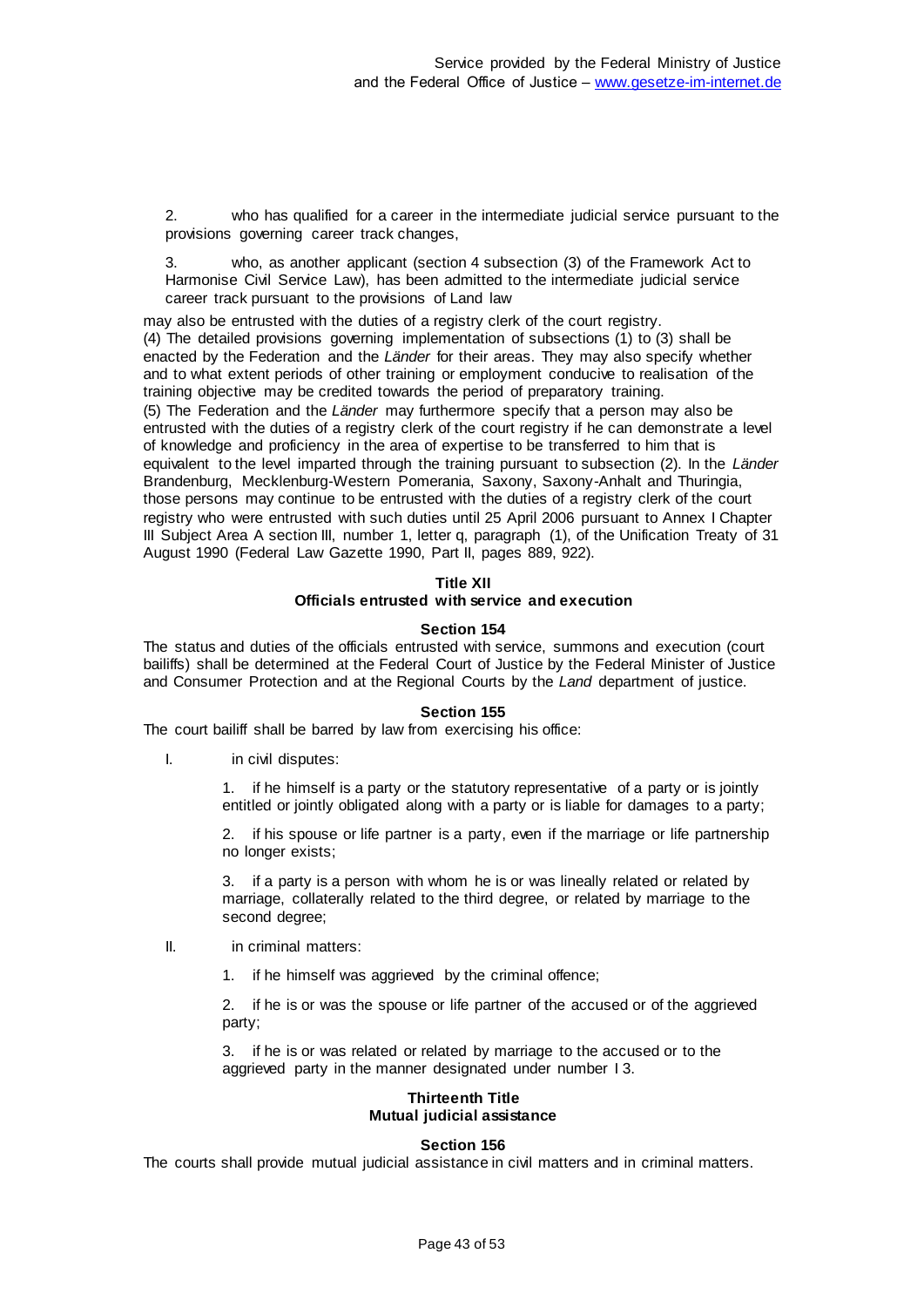2. who has qualified for a career in the intermediate judicial service pursuant to the provisions governing career track changes,

3. who, as another applicant (section 4 subsection (3) of the Framework Act to Harmonise Civil Service Law), has been admitted to the intermediate judicial service career track pursuant to the provisions of Land law

may also be entrusted with the duties of a registry clerk of the court registry.
(4) The detailed provisions governing implementation of subsections (1) to (3) shall be enacted by the Federation and the *Länder* for their areas. They may also specify whether and to what extent periods of other training or employment conducive to realisation of the training objective may be credited towards the period of preparatory training.
(5) The Federation and the *Länder* may furthermore specify that a person may also be entrusted with the duties of a registry clerk of the court registry if he can demonstrate a level of knowledge and proficiency in the area of expertise to be transferred to him that is equivalent to the level imparted through the training pursuant to subsection (2). In the *Länder* Brandenburg, Mecklenburg-Western Pomerania, Saxony, Saxony-Anhalt and Thuringia, those persons may continue to be entrusted with the duties of a registry clerk of the court registry who were entrusted with such duties until 25 April 2006 pursuant to Annex I Chapter III Subject Area A section III, number 1, letter q, paragraph (1), of the Unification Treaty of 31 August 1990 (Federal Law Gazette 1990, Part II, pages 889, 922).

## Title XII
## Officials entrusted with service and execution

### Section 154

The status and duties of the officials entrusted with service, summons and execution (court bailiffs) shall be determined at the Federal Court of Justice by the Federal Minister of Justice and Consumer Protection and at the Regional Courts by the *Land* department of justice.

### Section 155

The court bailiff shall be barred by law from exercising his office:

I. in civil disputes:

   1. if he himself is a party or the statutory representative of a party or is jointly entitled or jointly obligated along with a party or is liable for damages to a party;

   2. if his spouse or life partner is a party, even if the marriage or life partnership no longer exists;

   3. if a party is a person with whom he is or was lineally related or related by marriage, collaterally related to the third degree, or related by marriage to the second degree;

II. in criminal matters:

   1. if he himself was aggrieved by the criminal offence;

   2. if he is or was the spouse or life partner of the accused or of the aggrieved party;

   3. if he is or was related or related by marriage to the accused or to the aggrieved party in the manner designated under number I 3.

## Thirteenth Title
## Mutual judicial assistance

### Section 156

The courts shall provide mutual judicial assistance in civil matters and in criminal matters.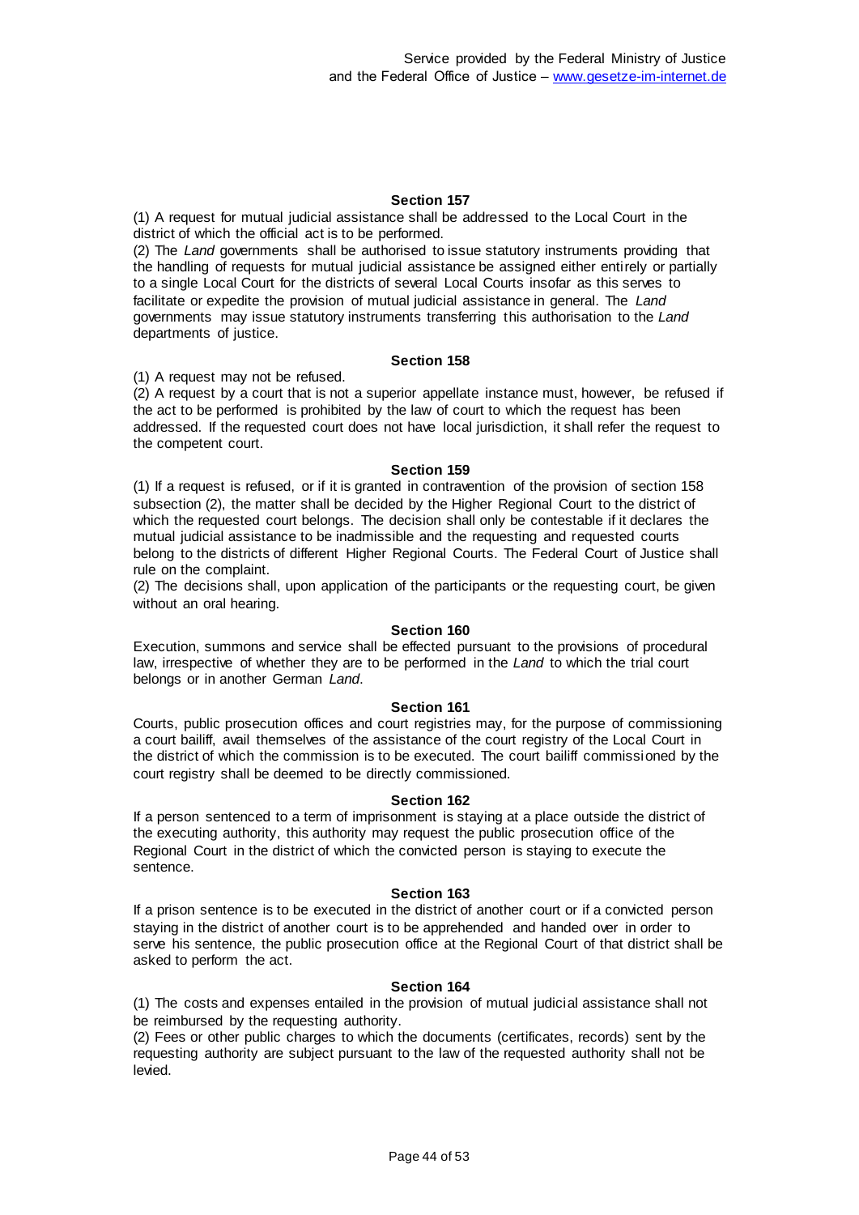#### Section 157

(1) A request for mutual judicial assistance shall be addressed to the Local Court in the district of which the official act is to be performed.

(2) The *Land* governments shall be authorised to issue statutory instruments providing that the handling of requests for mutual judicial assistance be assigned either entirely or partially to a single Local Court for the districts of several Local Courts insofar as this serves to facilitate or expedite the provision of mutual judicial assistance in general. The *Land* governments may issue statutory instruments transferring this authorisation to the *Land* departments of justice.

#### Section 158

(1) A request may not be refused.

(2) A request by a court that is not a superior appellate instance must, however, be refused if the act to be performed is prohibited by the law of court to which the request has been addressed. If the requested court does not have local jurisdiction, it shall refer the request to the competent court.

#### Section 159

(1) If a request is refused, or if it is granted in contravention of the provision of section 158 subsection (2), the matter shall be decided by the Higher Regional Court to the district of which the requested court belongs. The decision shall only be contestable if it declares the mutual judicial assistance to be inadmissible and the requesting and requested courts belong to the districts of different Higher Regional Courts. The Federal Court of Justice shall rule on the complaint.

(2) The decisions shall, upon application of the participants or the requesting court, be given without an oral hearing.

#### Section 160

Execution, summons and service shall be effected pursuant to the provisions of procedural law, irrespective of whether they are to be performed in the *Land* to which the trial court belongs or in another German *Land*.

#### Section 161

Courts, public prosecution offices and court registries may, for the purpose of commissioning a court bailiff, avail themselves of the assistance of the court registry of the Local Court in the district of which the commission is to be executed. The court bailiff commissioned by the court registry shall be deemed to be directly commissioned.

#### Section 162

If a person sentenced to a term of imprisonment is staying at a place outside the district of the executing authority, this authority may request the public prosecution office of the Regional Court in the district of which the convicted person is staying to execute the sentence.

#### Section 163

If a prison sentence is to be executed in the district of another court or if a convicted person staying in the district of another court is to be apprehended and handed over in order to serve his sentence, the public prosecution office at the Regional Court of that district shall be asked to perform the act.

#### Section 164

(1) The costs and expenses entailed in the provision of mutual judicial assistance shall not be reimbursed by the requesting authority.

(2) Fees or other public charges to which the documents (certificates, records) sent by the requesting authority are subject pursuant to the law of the requested authority shall not be levied.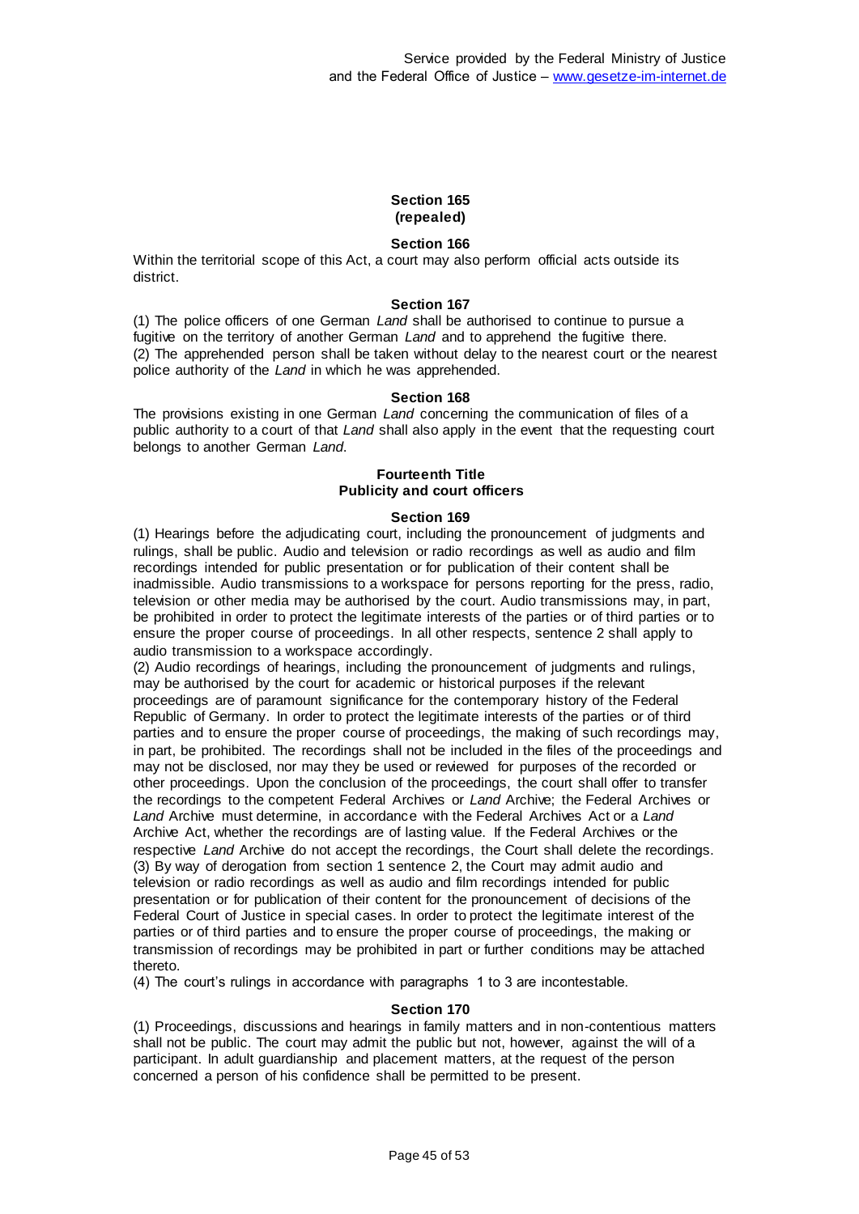## Section 165
## (repealed)

## Section 166

Within the territorial scope of this Act, a court may also perform official acts outside its district.

## Section 167

(1) The police officers of one German *Land* shall be authorised to continue to pursue a fugitive on the territory of another German *Land* and to apprehend the fugitive there.
(2) The apprehended person shall be taken without delay to the nearest court or the nearest police authority of the *Land* in which he was apprehended.

## Section 168

The provisions existing in one German *Land* concerning the communication of files of a public authority to a court of that *Land* shall also apply in the event that the requesting court belongs to another German *Land*.

# Fourteenth Title
# Publicity and court officers

## Section 169

(1) Hearings before the adjudicating court, including the pronouncement of judgments and rulings, shall be public. Audio and television or radio recordings as well as audio and film recordings intended for public presentation or for publication of their content shall be inadmissible. Audio transmissions to a workspace for persons reporting for the press, radio, television or other media may be authorised by the court. Audio transmissions may, in part, be prohibited in order to protect the legitimate interests of the parties or of third parties or to ensure the proper course of proceedings. In all other respects, sentence 2 shall apply to audio transmission to a workspace accordingly.
(2) Audio recordings of hearings, including the pronouncement of judgments and rulings, may be authorised by the court for academic or historical purposes if the relevant proceedings are of paramount significance for the contemporary history of the Federal Republic of Germany. In order to protect the legitimate interests of the parties or of third parties and to ensure the proper course of proceedings, the making of such recordings may, in part, be prohibited. The recordings shall not be included in the files of the proceedings and may not be disclosed, nor may they be used or reviewed for purposes of the recorded or other proceedings. Upon the conclusion of the proceedings, the court shall offer to transfer the recordings to the competent Federal Archives or *Land* Archive; the Federal Archives or *Land* Archive must determine, in accordance with the Federal Archives Act or a *Land* Archive Act, whether the recordings are of lasting value. If the Federal Archives or the respective *Land* Archive do not accept the recordings, the Court shall delete the recordings.
(3) By way of derogation from section 1 sentence 2, the Court may admit audio and television or radio recordings as well as audio and film recordings intended for public presentation or for publication of their content for the pronouncement of decisions of the Federal Court of Justice in special cases. In order to protect the legitimate interest of the parties or of third parties and to ensure the proper course of proceedings, the making or transmission of recordings may be prohibited in part or further conditions may be attached thereto.
(4) The court's rulings in accordance with paragraphs 1 to 3 are incontestable.

## Section 170

(1) Proceedings, discussions and hearings in family matters and in non-contentious matters shall not be public. The court may admit the public but not, however, against the will of a participant. In adult guardianship and placement matters, at the request of the person concerned a person of his confidence shall be permitted to be present.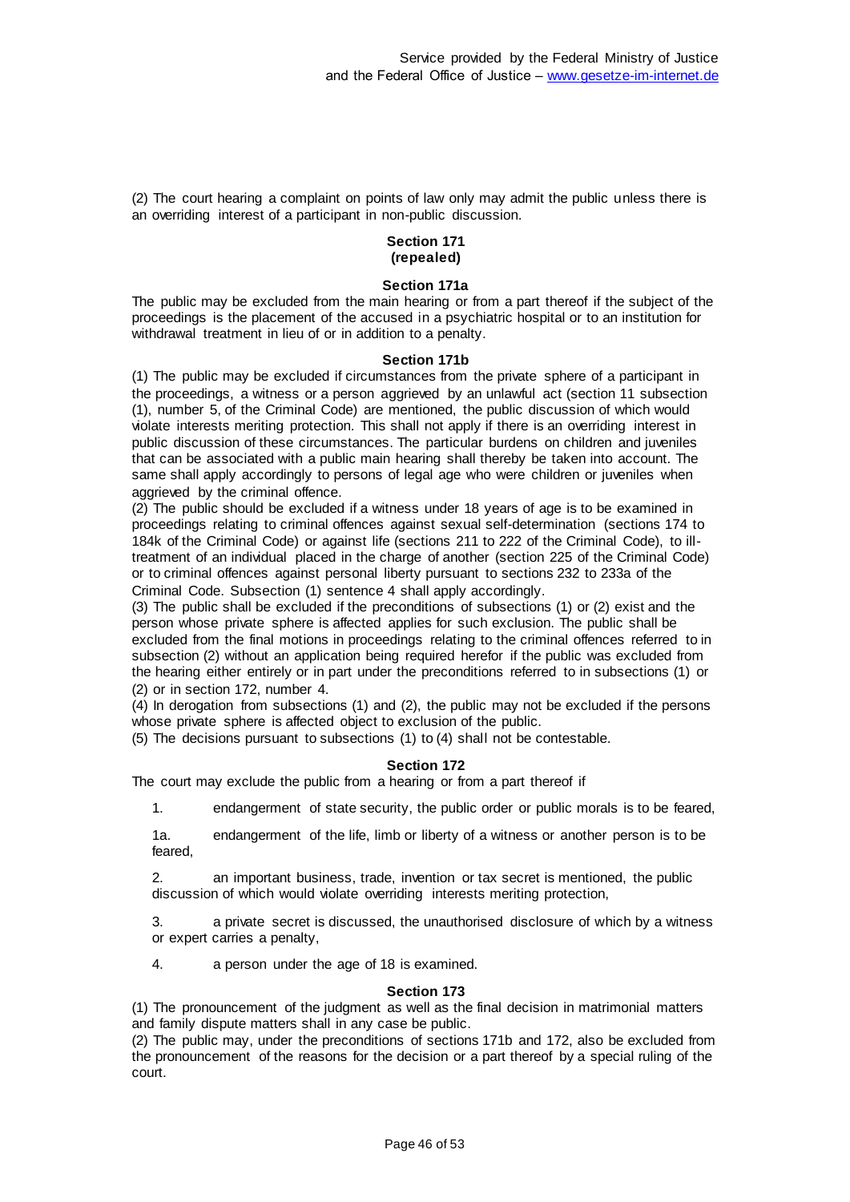(2) The court hearing a complaint on points of law only may admit the public unless there is an overriding interest of a participant in non-public discussion.

**Section 171**
**(repealed)**

**Section 171a**

The public may be excluded from the main hearing or from a part thereof if the subject of the proceedings is the placement of the accused in a psychiatric hospital or to an institution for withdrawal treatment in lieu of or in addition to a penalty.

**Section 171b**

(1) The public may be excluded if circumstances from the private sphere of a participant in the proceedings, a witness or a person aggrieved by an unlawful act (section 11 subsection (1), number 5, of the Criminal Code) are mentioned, the public discussion of which would violate interests meriting protection. This shall not apply if there is an overriding interest in public discussion of these circumstances. The particular burdens on children and juveniles that can be associated with a public main hearing shall thereby be taken into account. The same shall apply accordingly to persons of legal age who were children or juveniles when aggrieved by the criminal offence.

(2) The public should be excluded if a witness under 18 years of age is to be examined in proceedings relating to criminal offences against sexual self-determination (sections 174 to 184k of the Criminal Code) or against life (sections 211 to 222 of the Criminal Code), to ill-treatment of an individual placed in the charge of another (section 225 of the Criminal Code) or to criminal offences against personal liberty pursuant to sections 232 to 233a of the Criminal Code. Subsection (1) sentence 4 shall apply accordingly.

(3) The public shall be excluded if the preconditions of subsections (1) or (2) exist and the person whose private sphere is affected applies for such exclusion. The public shall be excluded from the final motions in proceedings relating to the criminal offences referred to in subsection (2) without an application being required herefor if the public was excluded from the hearing either entirely or in part under the preconditions referred to in subsections (1) or (2) or in section 172, number 4.

(4) In derogation from subsections (1) and (2), the public may not be excluded if the persons whose private sphere is affected object to exclusion of the public.

(5) The decisions pursuant to subsections (1) to (4) shall not be contestable.

**Section 172**

The court may exclude the public from a hearing or from a part thereof if

1. endangerment of state security, the public order or public morals is to be feared,

1a. endangerment of the life, limb or liberty of a witness or another person is to be feared,

2. an important business, trade, invention or tax secret is mentioned, the public discussion of which would violate overriding interests meriting protection,

3. a private secret is discussed, the unauthorised disclosure of which by a witness or expert carries a penalty,

4. a person under the age of 18 is examined.

**Section 173**

(1) The pronouncement of the judgment as well as the final decision in matrimonial matters and family dispute matters shall in any case be public.

(2) The public may, under the preconditions of sections 171b and 172, also be excluded from the pronouncement of the reasons for the decision or a part thereof by a special ruling of the court.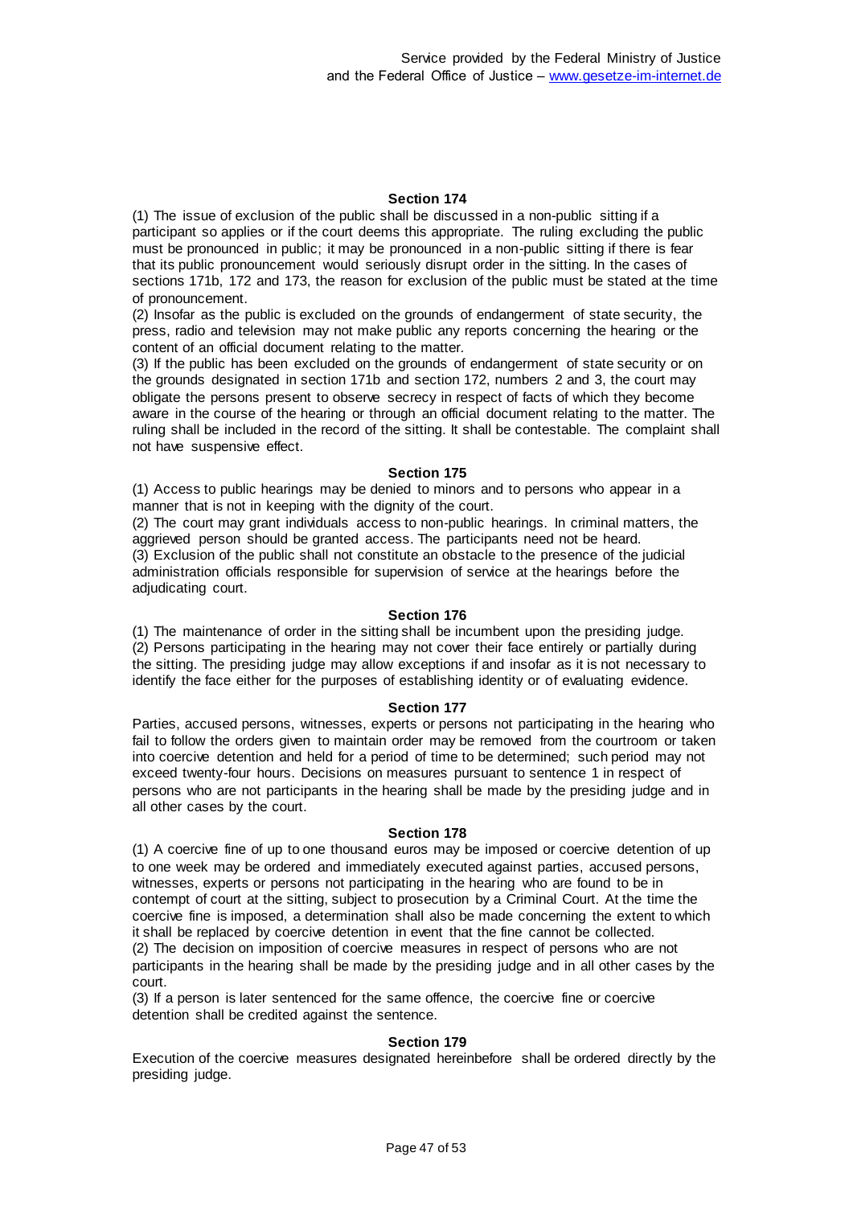### Section 174

(1) The issue of exclusion of the public shall be discussed in a non-public sitting if a participant so applies or if the court deems this appropriate. The ruling excluding the public must be pronounced in public; it may be pronounced in a non-public sitting if there is fear that its public pronouncement would seriously disrupt order in the sitting. In the cases of sections 171b, 172 and 173, the reason for exclusion of the public must be stated at the time of pronouncement.

(2) Insofar as the public is excluded on the grounds of endangerment of state security, the press, radio and television may not make public any reports concerning the hearing or the content of an official document relating to the matter.

(3) If the public has been excluded on the grounds of endangerment of state security or on the grounds designated in section 171b and section 172, numbers 2 and 3, the court may obligate the persons present to observe secrecy in respect of facts of which they become aware in the course of the hearing or through an official document relating to the matter. The ruling shall be included in the record of the sitting. It shall be contestable. The complaint shall not have suspensive effect.

### Section 175

(1) Access to public hearings may be denied to minors and to persons who appear in a manner that is not in keeping with the dignity of the court.

(2) The court may grant individuals access to non-public hearings. In criminal matters, the aggrieved person should be granted access. The participants need not be heard.

(3) Exclusion of the public shall not constitute an obstacle to the presence of the judicial administration officials responsible for supervision of service at the hearings before the adjudicating court.

### Section 176

(1) The maintenance of order in the sitting shall be incumbent upon the presiding judge.

(2) Persons participating in the hearing may not cover their face entirely or partially during the sitting. The presiding judge may allow exceptions if and insofar as it is not necessary to identify the face either for the purposes of establishing identity or of evaluating evidence.

### Section 177

Parties, accused persons, witnesses, experts or persons not participating in the hearing who fail to follow the orders given to maintain order may be removed from the courtroom or taken into coercive detention and held for a period of time to be determined; such period may not exceed twenty-four hours. Decisions on measures pursuant to sentence 1 in respect of persons who are not participants in the hearing shall be made by the presiding judge and in all other cases by the court.

### Section 178

(1) A coercive fine of up to one thousand euros may be imposed or coercive detention of up to one week may be ordered and immediately executed against parties, accused persons, witnesses, experts or persons not participating in the hearing who are found to be in contempt of court at the sitting, subject to prosecution by a Criminal Court. At the time the coercive fine is imposed, a determination shall also be made concerning the extent to which it shall be replaced by coercive detention in event that the fine cannot be collected.

(2) The decision on imposition of coercive measures in respect of persons who are not participants in the hearing shall be made by the presiding judge and in all other cases by the court.

(3) If a person is later sentenced for the same offence, the coercive fine or coercive detention shall be credited against the sentence.

### Section 179

Execution of the coercive measures designated hereinbefore shall be ordered directly by the presiding judge.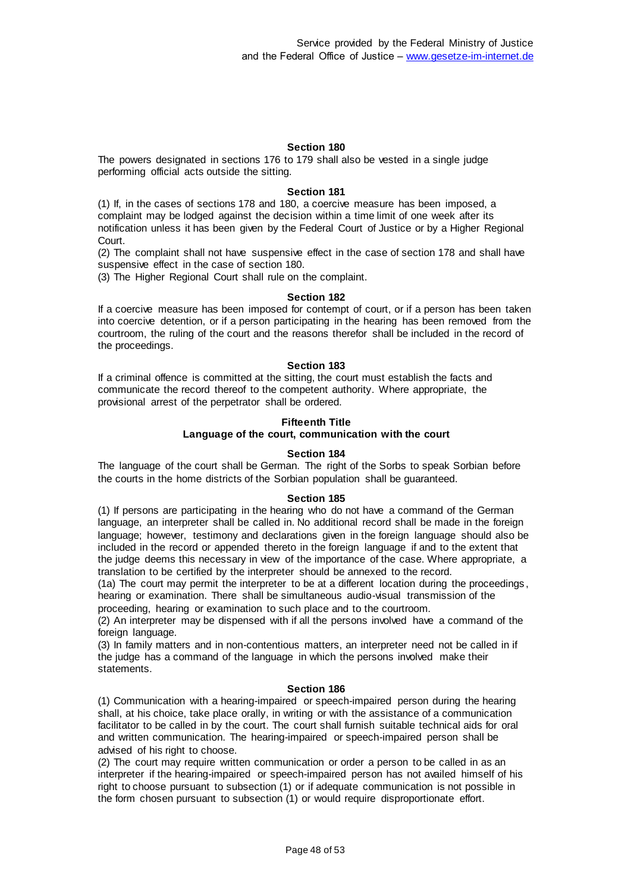#### Section 180

The powers designated in sections 176 to 179 shall also be vested in a single judge performing official acts outside the sitting.

#### Section 181

(1) If, in the cases of sections 178 and 180, a coercive measure has been imposed, a complaint may be lodged against the decision within a time limit of one week after its notification unless it has been given by the Federal Court of Justice or by a Higher Regional Court.

(2) The complaint shall not have suspensive effect in the case of section 178 and shall have suspensive effect in the case of section 180.

(3) The Higher Regional Court shall rule on the complaint.

#### Section 182

If a coercive measure has been imposed for contempt of court, or if a person has been taken into coercive detention, or if a person participating in the hearing has been removed from the courtroom, the ruling of the court and the reasons therefor shall be included in the record of the proceedings.

#### Section 183

If a criminal offence is committed at the sitting, the court must establish the facts and communicate the record thereof to the competent authority. Where appropriate, the provisional arrest of the perpetrator shall be ordered.

### Fifteenth Title
### Language of the court, communication with the court

#### Section 184

The language of the court shall be German. The right of the Sorbs to speak Sorbian before the courts in the home districts of the Sorbian population shall be guaranteed.

#### Section 185

(1) If persons are participating in the hearing who do not have a command of the German language, an interpreter shall be called in. No additional record shall be made in the foreign language; however, testimony and declarations given in the foreign language should also be included in the record or appended thereto in the foreign language if and to the extent that the judge deems this necessary in view of the importance of the case. Where appropriate, a translation to be certified by the interpreter should be annexed to the record.

(1a) The court may permit the interpreter to be at a different location during the proceedings, hearing or examination. There shall be simultaneous audio-visual transmission of the proceeding, hearing or examination to such place and to the courtroom.

(2) An interpreter may be dispensed with if all the persons involved have a command of the foreign language.

(3) In family matters and in non-contentious matters, an interpreter need not be called in if the judge has a command of the language in which the persons involved make their statements.

#### Section 186

(1) Communication with a hearing-impaired or speech-impaired person during the hearing shall, at his choice, take place orally, in writing or with the assistance of a communication facilitator to be called in by the court. The court shall furnish suitable technical aids for oral and written communication. The hearing-impaired or speech-impaired person shall be advised of his right to choose.

(2) The court may require written communication or order a person to be called in as an interpreter if the hearing-impaired or speech-impaired person has not availed himself of his right to choose pursuant to subsection (1) or if adequate communication is not possible in the form chosen pursuant to subsection (1) or would require disproportionate effort.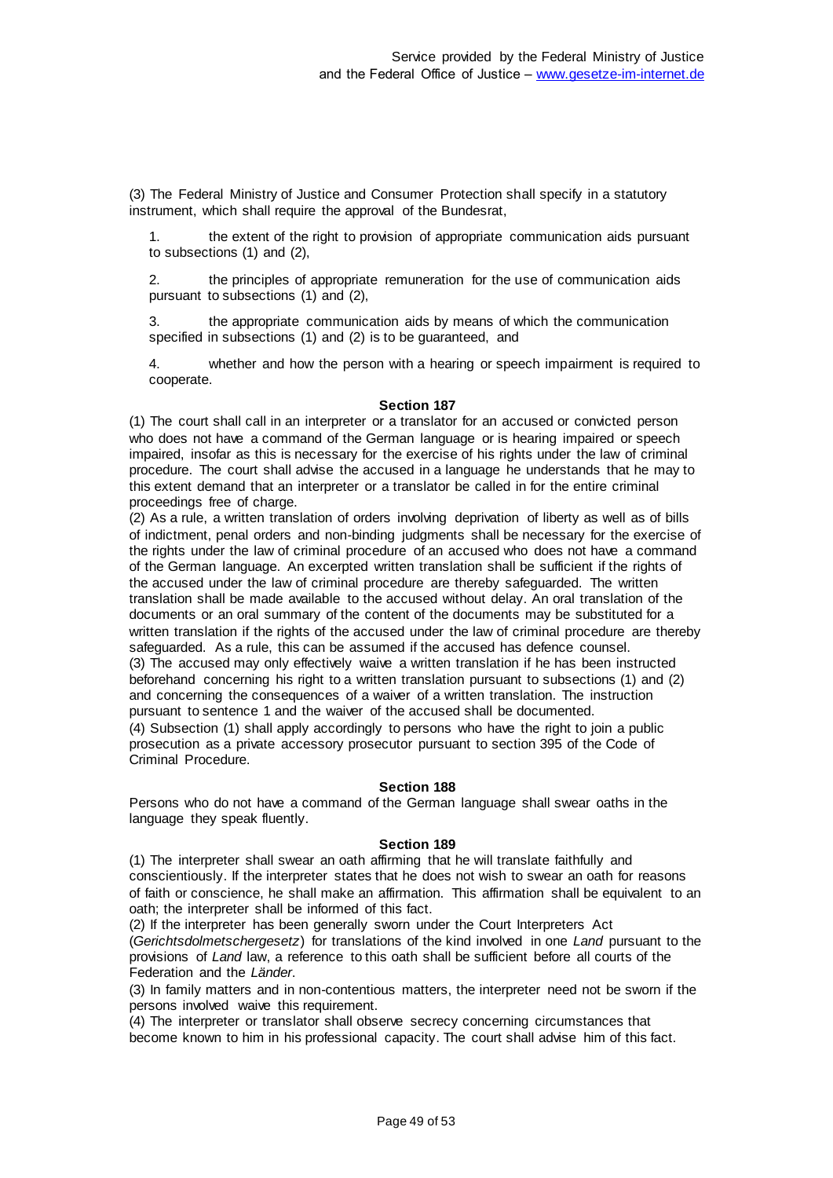(3) The Federal Ministry of Justice and Consumer Protection shall specify in a statutory instrument, which shall require the approval of the Bundesrat,

1. the extent of the right to provision of appropriate communication aids pursuant to subsections (1) and (2),

2. the principles of appropriate remuneration for the use of communication aids pursuant to subsections (1) and (2),

3. the appropriate communication aids by means of which the communication specified in subsections (1) and (2) is to be guaranteed, and

4. whether and how the person with a hearing or speech impairment is required to cooperate.

### Section 187

(1) The court shall call in an interpreter or a translator for an accused or convicted person who does not have a command of the German language or is hearing impaired or speech impaired, insofar as this is necessary for the exercise of his rights under the law of criminal procedure. The court shall advise the accused in a language he understands that he may to this extent demand that an interpreter or a translator be called in for the entire criminal proceedings free of charge.

(2) As a rule, a written translation of orders involving deprivation of liberty as well as of bills of indictment, penal orders and non-binding judgments shall be necessary for the exercise of the rights under the law of criminal procedure of an accused who does not have a command of the German language. An excerpted written translation shall be sufficient if the rights of the accused under the law of criminal procedure are thereby safeguarded. The written translation shall be made available to the accused without delay. An oral translation of the documents or an oral summary of the content of the documents may be substituted for a written translation if the rights of the accused under the law of criminal procedure are thereby safeguarded. As a rule, this can be assumed if the accused has defence counsel.

(3) The accused may only effectively waive a written translation if he has been instructed beforehand concerning his right to a written translation pursuant to subsections (1) and (2) and concerning the consequences of a waiver of a written translation. The instruction pursuant to sentence 1 and the waiver of the accused shall be documented.

(4) Subsection (1) shall apply accordingly to persons who have the right to join a public prosecution as a private accessory prosecutor pursuant to section 395 of the Code of Criminal Procedure.

### Section 188

Persons who do not have a command of the German language shall swear oaths in the language they speak fluently.

### Section 189

(1) The interpreter shall swear an oath affirming that he will translate faithfully and conscientiously. If the interpreter states that he does not wish to swear an oath for reasons of faith or conscience, he shall make an affirmation. This affirmation shall be equivalent to an oath; the interpreter shall be informed of this fact.

(2) If the interpreter has been generally sworn under the Court Interpreters Act (*Gerichtsdolmetschergesetz*) for translations of the kind involved in one *Land* pursuant to the provisions of *Land* law, a reference to this oath shall be sufficient before all courts of the Federation and the *Länder*.

(3) In family matters and in non-contentious matters, the interpreter need not be sworn if the persons involved waive this requirement.

(4) The interpreter or translator shall observe secrecy concerning circumstances that become known to him in his professional capacity. The court shall advise him of this fact.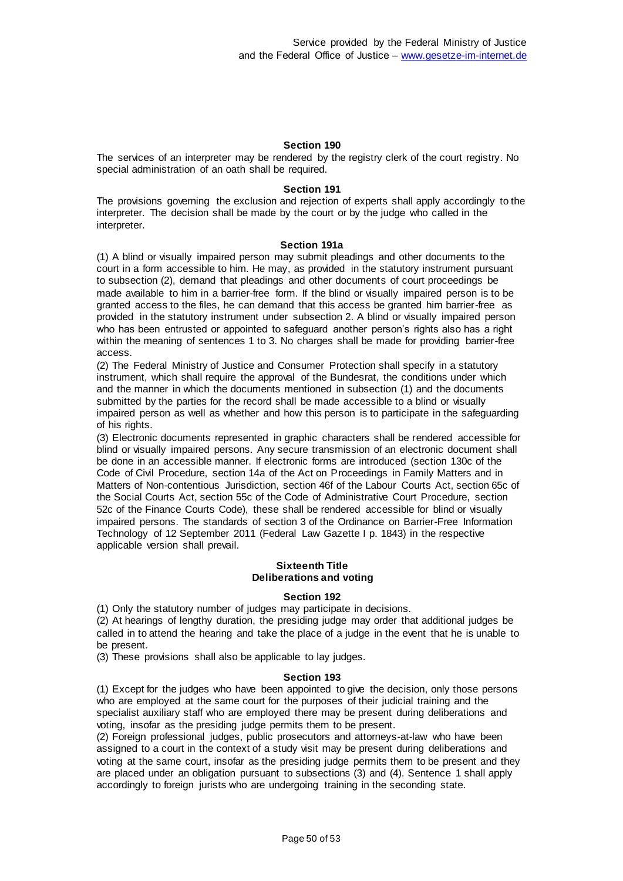### Section 190

The services of an interpreter may be rendered by the registry clerk of the court registry. No special administration of an oath shall be required.

### Section 191

The provisions governing the exclusion and rejection of experts shall apply accordingly to the interpreter. The decision shall be made by the court or by the judge who called in the interpreter.

### Section 191a

(1) A blind or visually impaired person may submit pleadings and other documents to the court in a form accessible to him. He may, as provided in the statutory instrument pursuant to subsection (2), demand that pleadings and other documents of court proceedings be made available to him in a barrier-free form. If the blind or visually impaired person is to be granted access to the files, he can demand that this access be granted him barrier-free as provided in the statutory instrument under subsection 2. A blind or visually impaired person who has been entrusted or appointed to safeguard another person's rights also has a right within the meaning of sentences 1 to 3. No charges shall be made for providing barrier-free access.

(2) The Federal Ministry of Justice and Consumer Protection shall specify in a statutory instrument, which shall require the approval of the Bundesrat, the conditions under which and the manner in which the documents mentioned in subsection (1) and the documents submitted by the parties for the record shall be made accessible to a blind or visually impaired person as well as whether and how this person is to participate in the safeguarding of his rights.

(3) Electronic documents represented in graphic characters shall be rendered accessible for blind or visually impaired persons. Any secure transmission of an electronic document shall be done in an accessible manner. If electronic forms are introduced (section 130c of the Code of Civil Procedure, section 14a of the Act on Proceedings in Family Matters and in Matters of Non-contentious Jurisdiction, section 46f of the Labour Courts Act, section 65c of the Social Courts Act, section 55c of the Code of Administrative Court Procedure, section 52c of the Finance Courts Code), these shall be rendered accessible for blind or visually impaired persons. The standards of section 3 of the Ordinance on Barrier-Free Information Technology of 12 September 2011 (Federal Law Gazette I p. 1843) in the respective applicable version shall prevail.

## Sixteenth Title
## Deliberations and voting

### Section 192

(1) Only the statutory number of judges may participate in decisions.

(2) At hearings of lengthy duration, the presiding judge may order that additional judges be called in to attend the hearing and take the place of a judge in the event that he is unable to be present.

(3) These provisions shall also be applicable to lay judges.

### Section 193

(1) Except for the judges who have been appointed to give the decision, only those persons who are employed at the same court for the purposes of their judicial training and the specialist auxiliary staff who are employed there may be present during deliberations and voting, insofar as the presiding judge permits them to be present.

(2) Foreign professional judges, public prosecutors and attorneys-at-law who have been assigned to a court in the context of a study visit may be present during deliberations and voting at the same court, insofar as the presiding judge permits them to be present and they are placed under an obligation pursuant to subsections (3) and (4). Sentence 1 shall apply accordingly to foreign jurists who are undergoing training in the seconding state.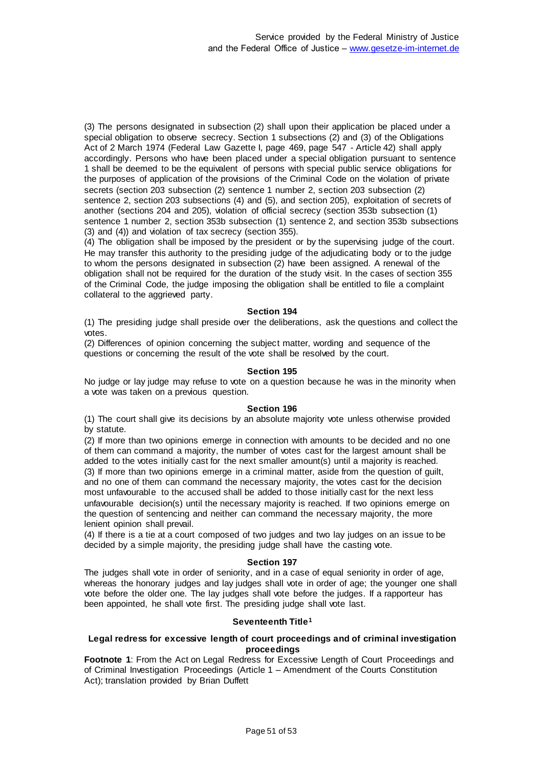(3) The persons designated in subsection (2) shall upon their application be placed under a special obligation to observe secrecy. Section 1 subsections (2) and (3) of the Obligations Act of 2 March 1974 (Federal Law Gazette I, page 469, page 547 - Article 42) shall apply accordingly. Persons who have been placed under a special obligation pursuant to sentence 1 shall be deemed to be the equivalent of persons with special public service obligations for the purposes of application of the provisions of the Criminal Code on the violation of private secrets (section 203 subsection (2) sentence 1 number 2, section 203 subsection (2) sentence 2, section 203 subsections (4) and (5), and section 205), exploitation of secrets of another (sections 204 and 205), violation of official secrecy (section 353b subsection (1) sentence 1 number 2, section 353b subsection (1) sentence 2, and section 353b subsections (3) and (4)) and violation of tax secrecy (section 355).

(4) The obligation shall be imposed by the president or by the supervising judge of the court. He may transfer this authority to the presiding judge of the adjudicating body or to the judge to whom the persons designated in subsection (2) have been assigned. A renewal of the obligation shall not be required for the duration of the study visit. In the cases of section 355 of the Criminal Code, the judge imposing the obligation shall be entitled to file a complaint collateral to the aggrieved party.

### Section 194

(1) The presiding judge shall preside over the deliberations, ask the questions and collect the votes.

(2) Differences of opinion concerning the subject matter, wording and sequence of the questions or concerning the result of the vote shall be resolved by the court.

### Section 195

No judge or lay judge may refuse to vote on a question because he was in the minority when a vote was taken on a previous question.

### Section 196

(1) The court shall give its decisions by an absolute majority vote unless otherwise provided by statute.

(2) If more than two opinions emerge in connection with amounts to be decided and no one of them can command a majority, the number of votes cast for the largest amount shall be added to the votes initially cast for the next smaller amount(s) until a majority is reached.

(3) If more than two opinions emerge in a criminal matter, aside from the question of guilt, and no one of them can command the necessary majority, the votes cast for the decision most unfavourable to the accused shall be added to those initially cast for the next less unfavourable decision(s) until the necessary majority is reached. If two opinions emerge on the question of sentencing and neither can command the necessary majority, the more lenient opinion shall prevail.

(4) If there is a tie at a court composed of two judges and two lay judges on an issue to be decided by a simple majority, the presiding judge shall have the casting vote.

### Section 197

The judges shall vote in order of seniority, and in a case of equal seniority in order of age, whereas the honorary judges and lay judges shall vote in order of age; the younger one shall vote before the older one. The lay judges shall vote before the judges. If a rapporteur has been appointed, he shall vote first. The presiding judge shall vote last.

## Seventeenth Title[1]

## Legal redress for excessive length of court proceedings and of criminal investigation proceedings

**Footnote 1**: From the Act on Legal Redress for Excessive Length of Court Proceedings and of Criminal Investigation Proceedings (Article 1 – Amendment of the Courts Constitution Act); translation provided by Brian Duffett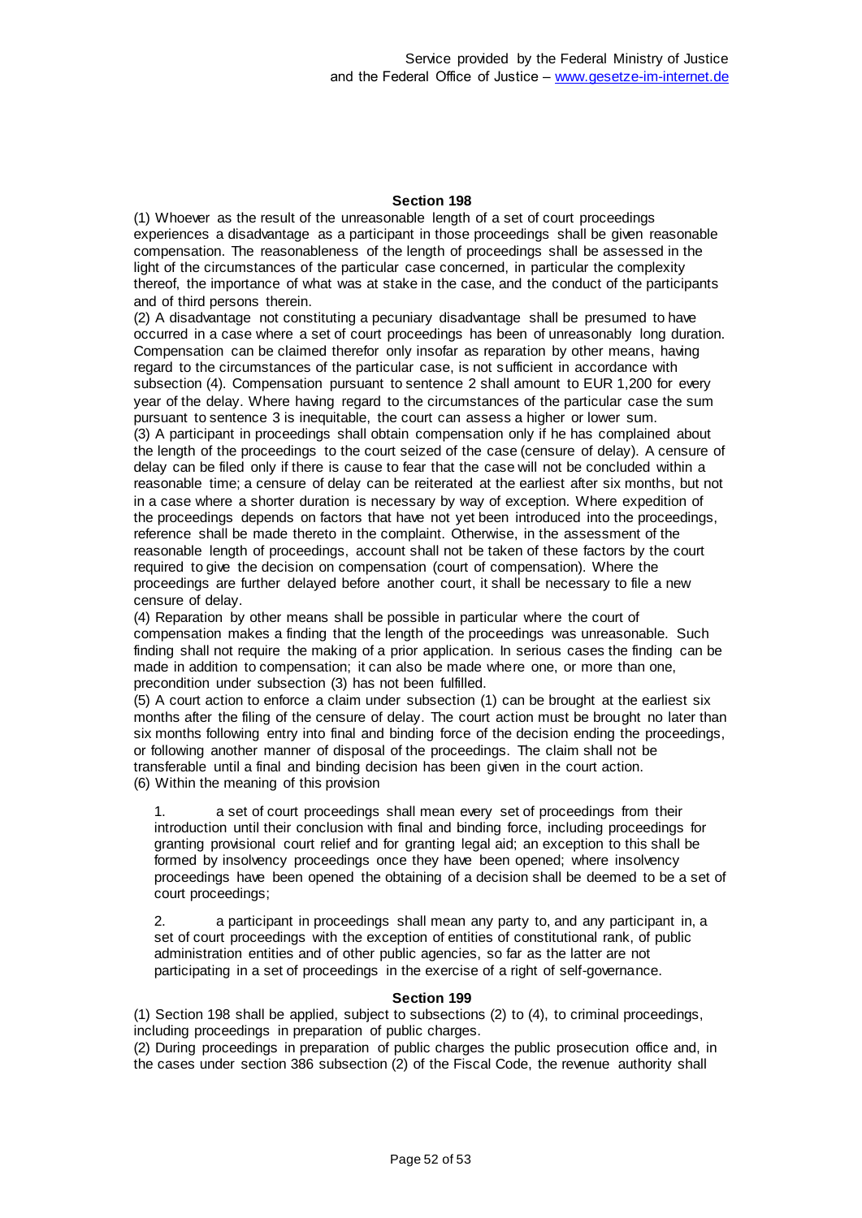## Section 198

(1) Whoever as the result of the unreasonable length of a set of court proceedings experiences a disadvantage as a participant in those proceedings shall be given reasonable compensation. The reasonableness of the length of proceedings shall be assessed in the light of the circumstances of the particular case concerned, in particular the complexity thereof, the importance of what was at stake in the case, and the conduct of the participants and of third persons therein.

(2) A disadvantage not constituting a pecuniary disadvantage shall be presumed to have occurred in a case where a set of court proceedings has been of unreasonably long duration. Compensation can be claimed therefor only insofar as reparation by other means, having regard to the circumstances of the particular case, is not sufficient in accordance with subsection (4). Compensation pursuant to sentence 2 shall amount to EUR 1,200 for every year of the delay. Where having regard to the circumstances of the particular case the sum pursuant to sentence 3 is inequitable, the court can assess a higher or lower sum.

(3) A participant in proceedings shall obtain compensation only if he has complained about the length of the proceedings to the court seized of the case (censure of delay). A censure of delay can be filed only if there is cause to fear that the case will not be concluded within a reasonable time; a censure of delay can be reiterated at the earliest after six months, but not in a case where a shorter duration is necessary by way of exception. Where expedition of the proceedings depends on factors that have not yet been introduced into the proceedings, reference shall be made thereto in the complaint. Otherwise, in the assessment of the reasonable length of proceedings, account shall not be taken of these factors by the court required to give the decision on compensation (court of compensation). Where the proceedings are further delayed before another court, it shall be necessary to file a new censure of delay.

(4) Reparation by other means shall be possible in particular where the court of compensation makes a finding that the length of the proceedings was unreasonable. Such finding shall not require the making of a prior application. In serious cases the finding can be made in addition to compensation; it can also be made where one, or more than one, precondition under subsection (3) has not been fulfilled.

(5) A court action to enforce a claim under subsection (1) can be brought at the earliest six months after the filing of the censure of delay. The court action must be brought no later than six months following entry into final and binding force of the decision ending the proceedings, or following another manner of disposal of the proceedings. The claim shall not be transferable until a final and binding decision has been given in the court action.

(6) Within the meaning of this provision

1. a set of court proceedings shall mean every set of proceedings from their introduction until their conclusion with final and binding force, including proceedings for granting provisional court relief and for granting legal aid; an exception to this shall be formed by insolvency proceedings once they have been opened; where insolvency proceedings have been opened the obtaining of a decision shall be deemed to be a set of court proceedings;

2. a participant in proceedings shall mean any party to, and any participant in, a set of court proceedings with the exception of entities of constitutional rank, of public administration entities and of other public agencies, so far as the latter are not participating in a set of proceedings in the exercise of a right of self-governance.

## Section 199

(1) Section 198 shall be applied, subject to subsections (2) to (4), to criminal proceedings, including proceedings in preparation of public charges.

(2) During proceedings in preparation of public charges the public prosecution office and, in the cases under section 386 subsection (2) of the Fiscal Code, the revenue authority shall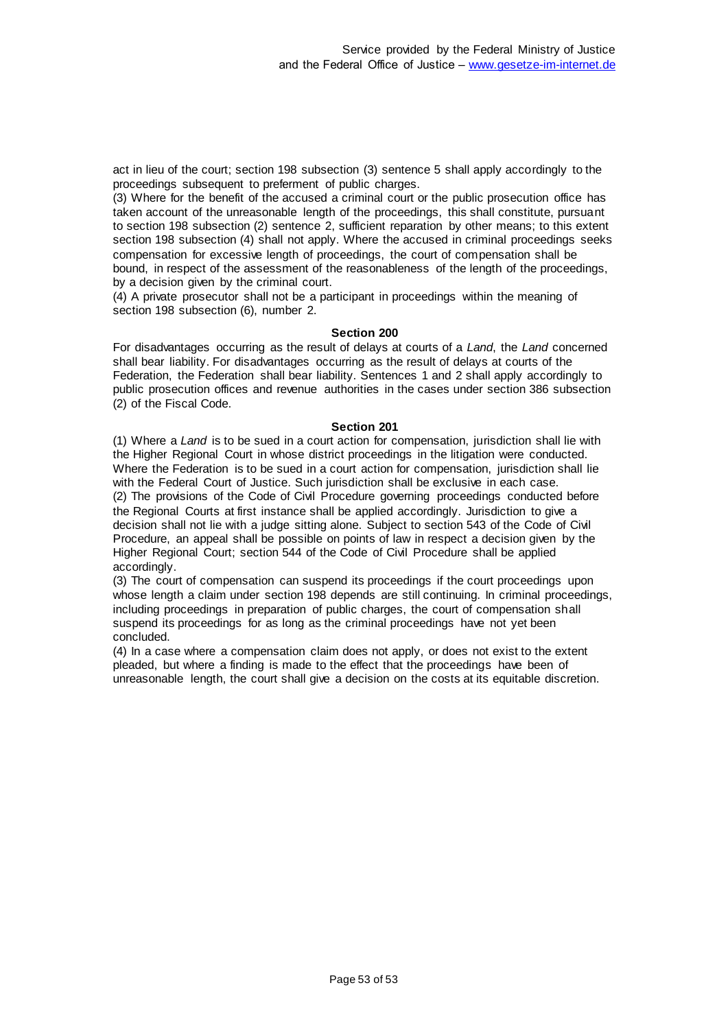act in lieu of the court; section 198 subsection (3) sentence 5 shall apply accordingly to the proceedings subsequent to preferment of public charges.

(3) Where for the benefit of the accused a criminal court or the public prosecution office has taken account of the unreasonable length of the proceedings, this shall constitute, pursuant to section 198 subsection (2) sentence 2, sufficient reparation by other means; to this extent section 198 subsection (4) shall not apply. Where the accused in criminal proceedings seeks compensation for excessive length of proceedings, the court of compensation shall be bound, in respect of the assessment of the reasonableness of the length of the proceedings, by a decision given by the criminal court.

(4) A private prosecutor shall not be a participant in proceedings within the meaning of section 198 subsection (6), number 2.

#### Section 200

For disadvantages occurring as the result of delays at courts of a *Land*, the *Land* concerned shall bear liability. For disadvantages occurring as the result of delays at courts of the Federation, the Federation shall bear liability. Sentences 1 and 2 shall apply accordingly to public prosecution offices and revenue authorities in the cases under section 386 subsection (2) of the Fiscal Code.

#### Section 201

(1) Where a *Land* is to be sued in a court action for compensation, jurisdiction shall lie with the Higher Regional Court in whose district proceedings in the litigation were conducted. Where the Federation is to be sued in a court action for compensation, jurisdiction shall lie with the Federal Court of Justice. Such jurisdiction shall be exclusive in each case.

(2) The provisions of the Code of Civil Procedure governing proceedings conducted before the Regional Courts at first instance shall be applied accordingly. Jurisdiction to give a decision shall not lie with a judge sitting alone. Subject to section 543 of the Code of Civil Procedure, an appeal shall be possible on points of law in respect a decision given by the Higher Regional Court; section 544 of the Code of Civil Procedure shall be applied accordingly.

(3) The court of compensation can suspend its proceedings if the court proceedings upon whose length a claim under section 198 depends are still continuing. In criminal proceedings, including proceedings in preparation of public charges, the court of compensation shall suspend its proceedings for as long as the criminal proceedings have not yet been concluded.

(4) In a case where a compensation claim does not apply, or does not exist to the extent pleaded, but where a finding is made to the effect that the proceedings have been of unreasonable length, the court shall give a decision on the costs at its equitable discretion.